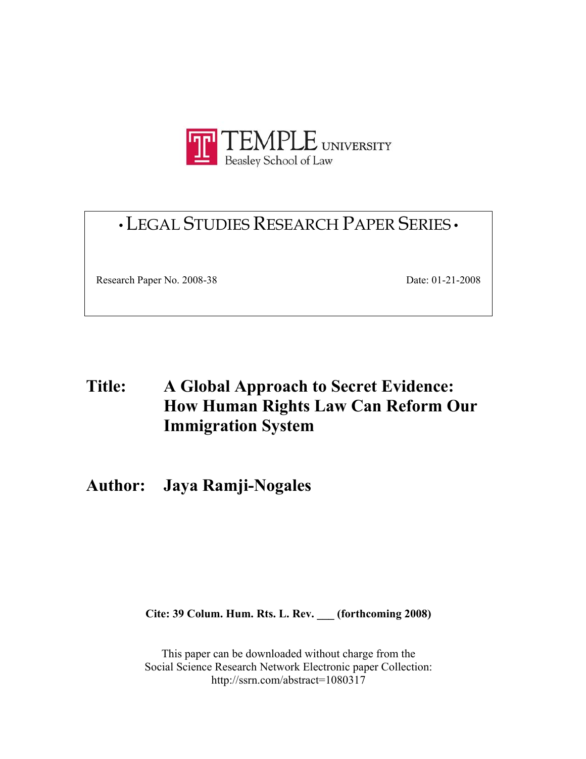TEMPLE UNIVERSITY
Beasley School of Law

# • LEGAL STUDIES RESEARCH PAPER SERIES •

Research Paper No. 2008-38 Date: 01-21-2008

**Title: A Global Approach to Secret Evidence: How Human Rights Law Can Reform Our Immigration System**

**Author: Jaya Ramji-Nogales**

**Cite: 39 Colum. Hum. Rts. L. Rev. ___ (forthcoming 2008)**

This paper can be downloaded without charge from the
Social Science Research Network Electronic paper Collection:
http://ssrn.com/abstract=1080317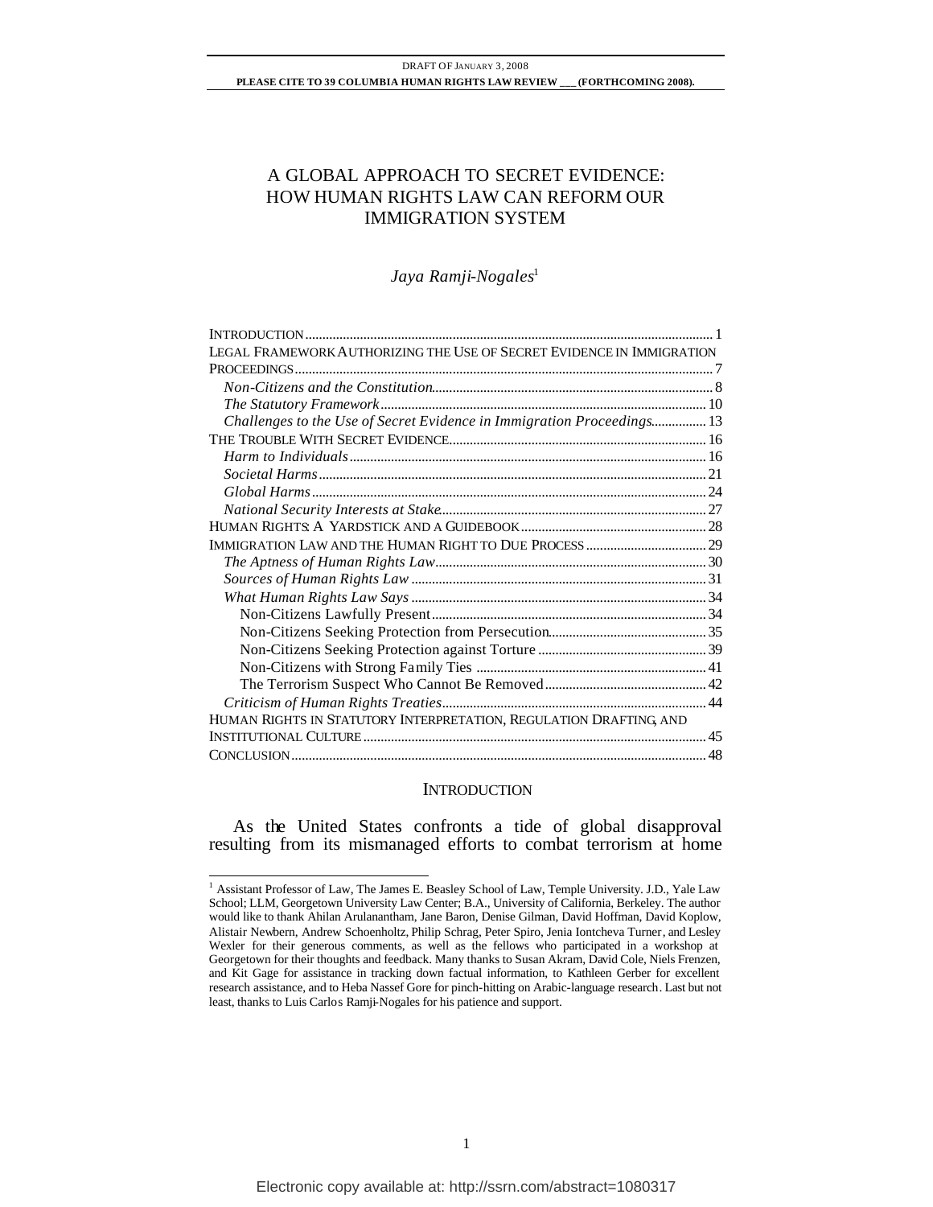# A GLOBAL APPROACH TO SECRET EVIDENCE: HOW HUMAN RIGHTS LAW CAN REFORM OUR IMMIGRATION SYSTEM

*Jaya Ramji-Nogales*[1]

| | |
|---|---|
| INTRODUCTION | 1 |
| LEGAL FRAMEWORK AUTHORIZING THE USE OF SECRET EVIDENCE IN IMMIGRATION PROCEEDINGS | 7 |
| *Non-Citizens and the Constitution* | 8 |
| *The Statutory Framework* | 10 |
| *Challenges to the Use of Secret Evidence in Immigration Proceedings* | 13 |
| THE TROUBLE WITH SECRET EVIDENCE | 16 |
| *Harm to Individuals* | 16 |
| *Societal Harms* | 21 |
| *Global Harms* | 24 |
| *National Security Interests at Stake* | 27 |
| HUMAN RIGHTS: A YARDSTICK AND A GUIDEBOOK | 28 |
| IMMIGRATION LAW AND THE HUMAN RIGHT TO DUE PROCESS | 29 |
| *The Aptness of Human Rights Law* | 30 |
| *Sources of Human Rights Law* | 31 |
| *What Human Rights Law Says* | 34 |
| Non-Citizens Lawfully Present | 34 |
| Non-Citizens Seeking Protection from Persecution | 35 |
| Non-Citizens Seeking Protection against Torture | 39 |
| Non-Citizens with Strong Family Ties | 41 |
| The Terrorism Suspect Who Cannot Be Removed | 42 |
| *Criticism of Human Rights Treaties* | 44 |
| HUMAN RIGHTS IN STATUTORY INTERPRETATION, REGULATION DRAFTING, AND INSTITUTIONAL CULTURE | 45 |
| CONCLUSION | 48 |

## INTRODUCTION

As the United States confronts a tide of global disapproval resulting from its mismanaged efforts to combat terrorism at home

---

[1] Assistant Professor of Law, The James E. Beasley School of Law, Temple University. J.D., Yale Law School; LLM, Georgetown University Law Center; B.A., University of California, Berkeley. The author would like to thank Ahilan Arulanantham, Jane Baron, Denise Gilman, David Hoffman, David Koplow, Alistair Newbern, Andrew Schoenholtz, Philip Schrag, Peter Spiro, Jenia Iontcheva Turner, and Lesley Wexler for their generous comments, as well as the fellows who participated in a workshop at Georgetown for their thoughts and feedback. Many thanks to Susan Akram, David Cole, Niels Frenzen, and Kit Gage for assistance in tracking down factual information, to Kathleen Gerber for excellent research assistance, and to Heba Nassef Gore for pinch-hitting on Arabic-language research. Last but not least, thanks to Luis Carlos Ramji-Nogales for his patience and support.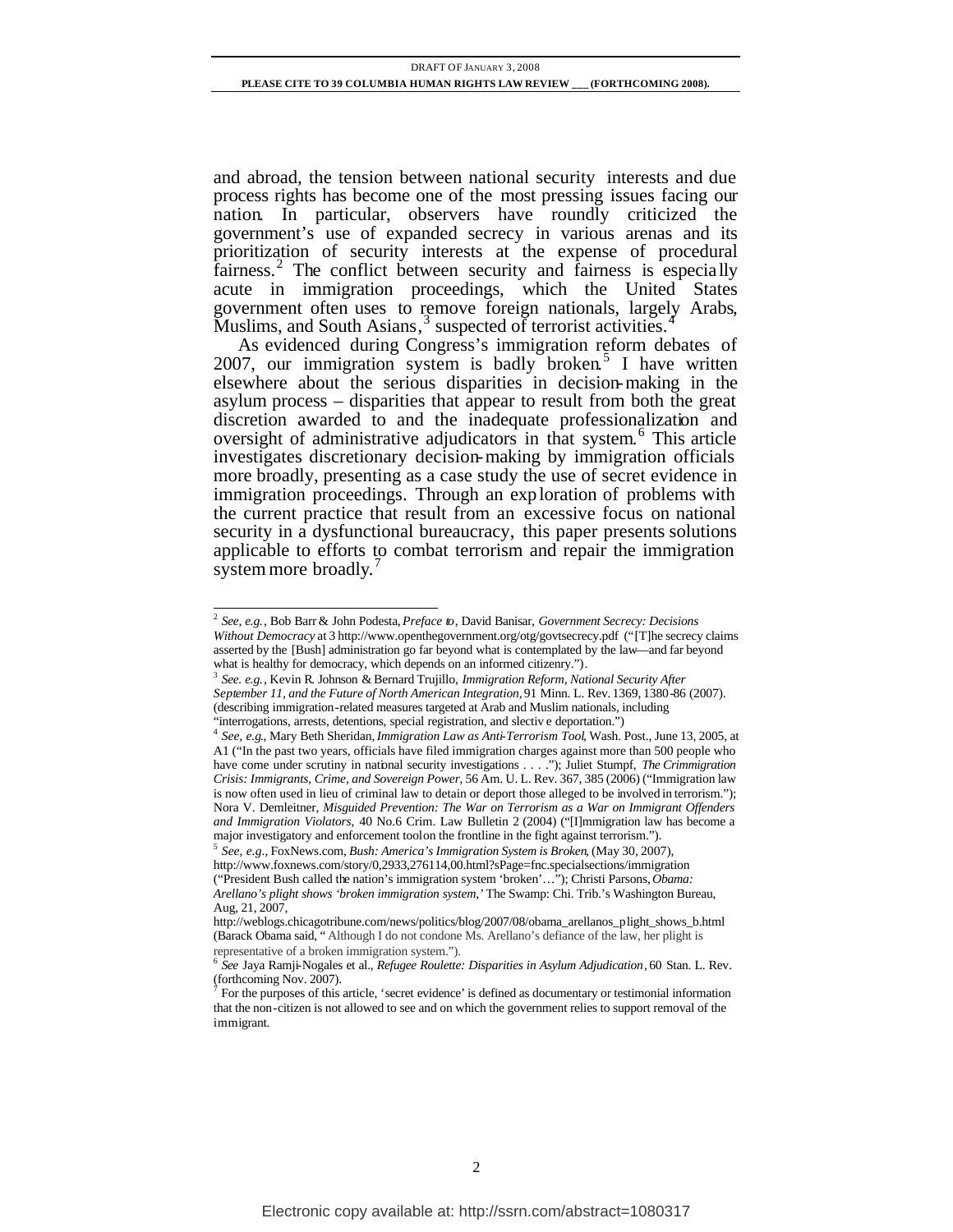and abroad, the tension between national security interests and due process rights has become one of the most pressing issues facing our nation. In particular, observers have roundly criticized the government's use of expanded secrecy in various arenas and its prioritization of security interests at the expense of procedural fairness.[2] The conflict between security and fairness is especially acute in immigration proceedings, which the United States government often uses to remove foreign nationals, largely Arabs, Muslims, and South Asians,[3] suspected of terrorist activities.[4]

As evidenced during Congress's immigration reform debates of 2007, our immigration system is badly broken.[5] I have written elsewhere about the serious disparities in decision-making in the asylum process – disparities that appear to result from both the great discretion awarded to and the inadequate professionalization and oversight of administrative adjudicators in that system.[6] This article investigates discretionary decision-making by immigration officials more broadly, presenting as a case study the use of secret evidence in immigration proceedings. Through an exploration of problems with the current practice that result from an excessive focus on national security in a dysfunctional bureaucracy, this paper presents solutions applicable to efforts to combat terrorism and repair the immigration system more broadly.[7]

---

[2] *See, e.g.*, Bob Barr & John Podesta, *Preface to*, David Banisar, *Government Secrecy: Decisions Without Democracy* at 3 http://www.openthegovernment.org/otg/govtsecrecy.pdf ("[T]he secrecy claims asserted by the [Bush] administration go far beyond what is contemplated by the law—and far beyond what is healthy for democracy, which depends on an informed citizenry.").

[3] *See. e.g.*, Kevin R. Johnson & Bernard Trujillo, *Immigration Reform, National Security After September 11, and the Future of North American Integration*, 91 Minn. L. Rev. 1369, 1380-86 (2007). (describing immigration-related measures targeted at Arab and Muslim nationals, including "interrogations, arrests, detentions, special registration, and slective deportation.")

[4] *See, e.g.*, Mary Beth Sheridan, *Immigration Law as Anti-Terrorism Tool*, Wash. Post., June 13, 2005, at A1 ("In the past two years, officials have filed immigration charges against more than 500 people who have come under scrutiny in national security investigations . . . ."); Juliet Stumpf, *The Crimmigration Crisis: Immigrants, Crime, and Sovereign Power*, 56 Am. U. L. Rev. 367, 385 (2006) ("Immigration law is now often used in lieu of criminal law to detain or deport those alleged to be involved in terrorism."); Nora V. Demleitner, *Misguided Prevention: The War on Terrorism as a War on Immigrant Offenders and Immigration Violators*, 40 No.6 Crim. Law Bulletin 2 (2004) ("[I]mmigration law has become a major investigatory and enforcement tool on the frontline in the fight against terrorism.").

[5] *See, e.g.*, FoxNews.com, *Bush: America's Immigration System is Broken*, (May 30, 2007), http://www.foxnews.com/story/0,2933,276114,00.html?sPage=fnc.specialsections/immigration ("President Bush called the nation's immigration system 'broken'…"); Christi Parsons, *Obama: Arellano's plight shows 'broken immigration system,'* The Swamp: Chi. Trib.'s Washington Bureau, Aug, 21, 2007, http://weblogs.chicagotribune.com/news/politics/blog/2007/08/obama_arellanos_plight_shows_b.html (Barack Obama said, " Although I do not condone Ms. Arellano's defiance of the law, her plight is representative of a broken immigration system.").

[6] *See* Jaya Ramji-Nogales et al., *Refugee Roulette: Disparities in Asylum Adjudication*, 60 Stan. L. Rev. (forthcoming Nov. 2007).

[7] For the purposes of this article, 'secret evidence' is defined as documentary or testimonial information that the non-citizen is not allowed to see and on which the government relies to support removal of the immigrant.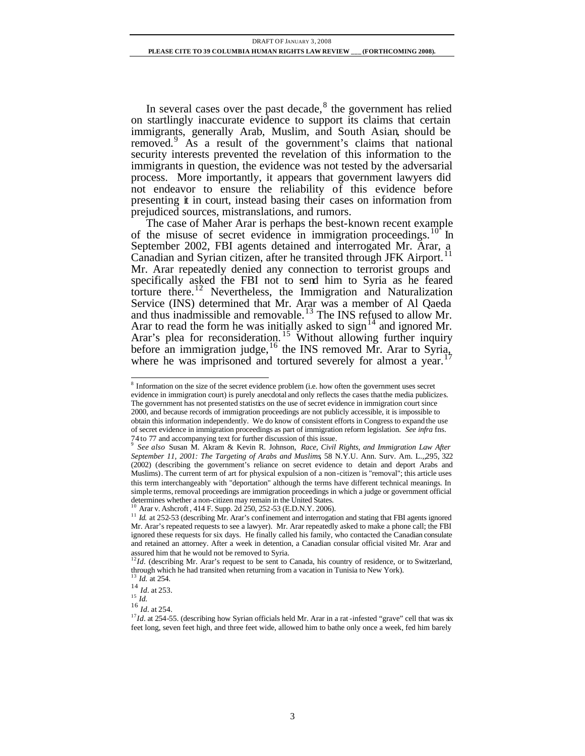In several cases over the past decade,[8] the government has relied on startlingly inaccurate evidence to support its claims that certain immigrants, generally Arab, Muslim, and South Asian, should be removed.[9] As a result of the government's claims that national security interests prevented the revelation of this information to the immigrants in question, the evidence was not tested by the adversarial process. More importantly, it appears that government lawyers did not endeavor to ensure the reliability of this evidence before presenting it in court, instead basing their cases on information from prejudiced sources, mistranslations, and rumors.

The case of Maher Arar is perhaps the best-known recent example of the misuse of secret evidence in immigration proceedings.[10] In September 2002, FBI agents detained and interrogated Mr. Arar, a Canadian and Syrian citizen, after he transited through JFK Airport.[11] Mr. Arar repeatedly denied any connection to terrorist groups and specifically asked the FBI not to send him to Syria as he feared torture there.[12] Nevertheless, the Immigration and Naturalization Service (INS) determined that Mr. Arar was a member of Al Qaeda and thus inadmissible and removable.[13] The INS refused to allow Mr. Arar to read the form he was initially asked to sign[14] and ignored Mr. Arar's plea for reconsideration.[15] Without allowing further inquiry before an immigration judge,[16] the INS removed Mr. Arar to Syria, where he was imprisoned and tortured severely for almost a year.[17]

---

[8] Information on the size of the secret evidence problem (i.e. how often the government uses secret evidence in immigration court) is purely anecdotal and only reflects the cases that the media publicizes. The government has not presented statistics on the use of secret evidence in immigration court since 2000, and because records of immigration proceedings are not publicly accessible, it is impossible to obtain this information independently. We do know of consistent efforts in Congress to expand the use of secret evidence in immigration proceedings as part of immigration reform legislation. *See infra* fns. 74 to 77 and accompanying text for further discussion of this issue.

[9] *See also* Susan M. Akram & Kevin R. Johnson, *Race, Civil Rights, and Immigration Law After September 11, 2001: The Targeting of Arabs and Muslims*, 58 N.Y.U. Ann. Surv. Am. L.,,295, 322 (2002) (describing the government's reliance on secret evidence to detain and deport Arabs and Muslims). The current term of art for physical expulsion of a non-citizen is "removal"; this article uses this term interchangeably with "deportation" although the terms have different technical meanings. In simple terms, removal proceedings are immigration proceedings in which a judge or government official determines whether a non-citizen may remain in the United States.

[10] Arar v. Ashcroft, 414 F. Supp. 2d 250, 252-53 (E.D.N.Y. 2006).

[11] *Id.* at 252-53 (describing Mr. Arar's confinement and interrogation and stating that FBI agents ignored Mr. Arar's repeated requests to see a lawyer). Mr. Arar repeatedly asked to make a phone call; the FBI ignored these requests for six days. He finally called his family, who contacted the Canadian consulate and retained an attorney. After a week in detention, a Canadian consular official visited Mr. Arar and assured him that he would not be removed to Syria.

[12] *Id.* (describing Mr. Arar's request to be sent to Canada, his country of residence, or to Switzerland, through which he had transited when returning from a vacation in Tunisia to New York).

[13] *Id.* at 254.

[14] *Id.* at 253.

[15] *Id.*

[16] *Id.* at 254.

[17] *Id.* at 254-55. (describing how Syrian officials held Mr. Arar in a rat-infested "grave" cell that was six feet long, seven feet high, and three feet wide, allowed him to bathe only once a week, fed him barely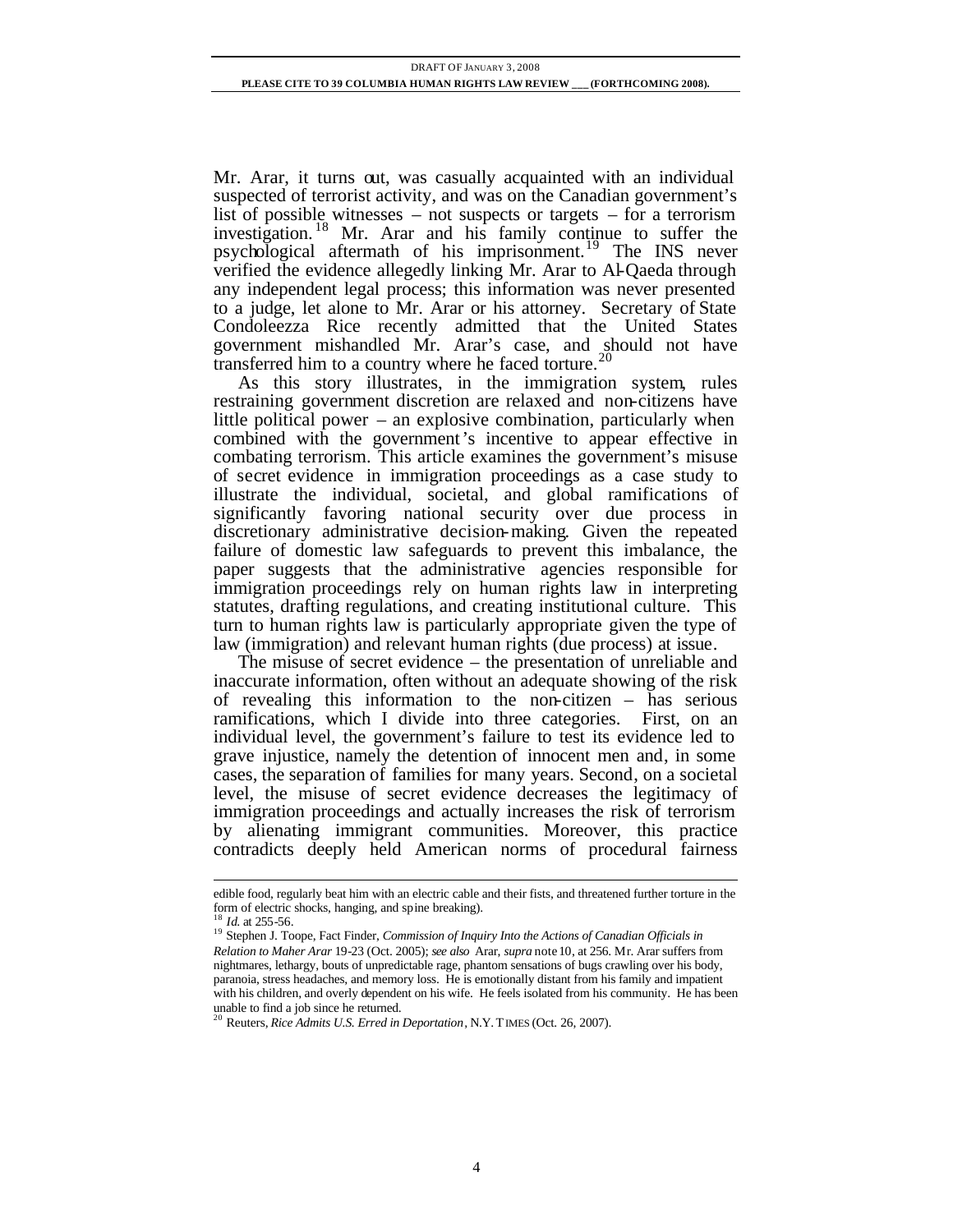Mr. Arar, it turns out, was casually acquainted with an individual suspected of terrorist activity, and was on the Canadian government's list of possible witnesses – not suspects or targets – for a terrorism investigation.[18] Mr. Arar and his family continue to suffer the psychological aftermath of his imprisonment.[19] The INS never verified the evidence allegedly linking Mr. Arar to Al-Qaeda through any independent legal process; this information was never presented to a judge, let alone to Mr. Arar or his attorney. Secretary of State Condoleezza Rice recently admitted that the United States government mishandled Mr. Arar's case, and should not have transferred him to a country where he faced torture.[20]

As this story illustrates, in the immigration system, rules restraining government discretion are relaxed and non-citizens have little political power – an explosive combination, particularly when combined with the government's incentive to appear effective in combating terrorism. This article examines the government's misuse of secret evidence in immigration proceedings as a case study to illustrate the individual, societal, and global ramifications of significantly favoring national security over due process in discretionary administrative decision-making. Given the repeated failure of domestic law safeguards to prevent this imbalance, the paper suggests that the administrative agencies responsible for immigration proceedings rely on human rights law in interpreting statutes, drafting regulations, and creating institutional culture. This turn to human rights law is particularly appropriate given the type of law (immigration) and relevant human rights (due process) at issue.

The misuse of secret evidence – the presentation of unreliable and inaccurate information, often without an adequate showing of the risk of revealing this information to the non-citizen – has serious ramifications, which I divide into three categories. First, on an individual level, the government's failure to test its evidence led to grave injustice, namely the detention of innocent men and, in some cases, the separation of families for many years. Second, on a societal level, the misuse of secret evidence decreases the legitimacy of immigration proceedings and actually increases the risk of terrorism by alienating immigrant communities. Moreover, this practice contradicts deeply held American norms of procedural fairness

---

edible food, regularly beat him with an electric cable and their fists, and threatened further torture in the form of electric shocks, hanging, and spine breaking).

[18] *Id.* at 255-56.

[19] Stephen J. Toope, Fact Finder, *Commission of Inquiry Into the Actions of Canadian Officials in Relation to Maher Arar* 19-23 (Oct. 2005); *see also* Arar, *supra* note 10, at 256. Mr. Arar suffers from nightmares, lethargy, bouts of unpredictable rage, phantom sensations of bugs crawling over his body, paranoia, stress headaches, and memory loss. He is emotionally distant from his family and impatient with his children, and overly dependent on his wife. He feels isolated from his community. He has been unable to find a job since he returned.

[20] Reuters, *Rice Admits U.S. Erred in Deportation*, N.Y. TIMES (Oct. 26, 2007).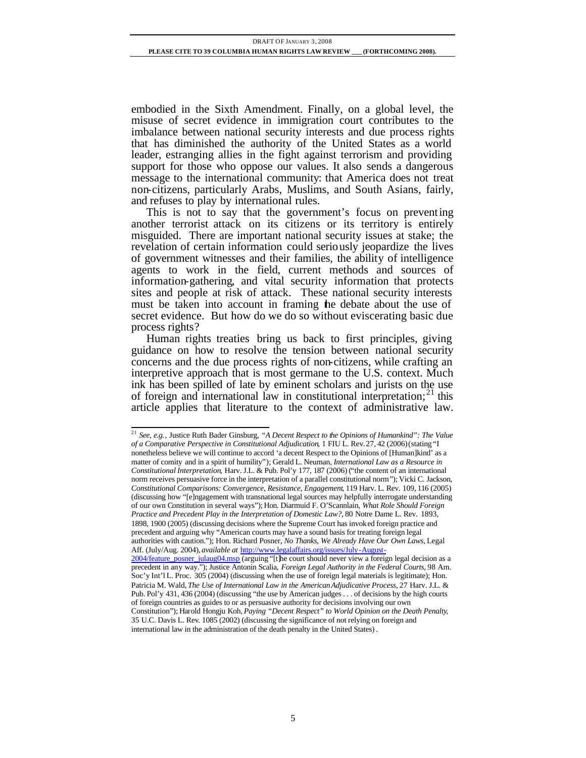embodied in the Sixth Amendment. Finally, on a global level, the misuse of secret evidence in immigration court contributes to the imbalance between national security interests and due process rights that has diminished the authority of the United States as a world leader, estranging allies in the fight against terrorism and providing support for those who oppose our values. It also sends a dangerous message to the international community: that America does not treat non-citizens, particularly Arabs, Muslims, and South Asians, fairly, and refuses to play by international rules.

This is not to say that the government's focus on preventing another terrorist attack on its citizens or its territory is entirely misguided. There are important national security issues at stake; the revelation of certain information could seriously jeopardize the lives of government witnesses and their families, the ability of intelligence agents to work in the field, current methods and sources of information-gathering, and vital security information that protects sites and people at risk of attack. These national security interests must be taken into account in framing the debate about the use of secret evidence. But how do we do so without eviscerating basic due process rights?

Human rights treaties bring us back to first principles, giving guidance on how to resolve the tension between national security concerns and the due process rights of non-citizens, while crafting an interpretive approach that is most germane to the U.S. context. Much ink has been spilled of late by eminent scholars and jurists on the use of foreign and international law in constitutional interpretation;[21] this article applies that literature to the context of administrative law.

---

[21] *See, e.g.*, Justice Ruth Bader Ginsburg, *"A Decent Respect to the Opinions of Humankind": The Value of a Comparative Perspective in Constitutional Adjudication*, 1 FIU L. Rev. 27, 42 (2006) (stating "I nonetheless believe we will continue to accord 'a decent Respect to the Opinions of [Human]kind' as a matter of comity and in a spirit of humility"); Gerald L. Neuman, *International Law as a Resource in Constitutional Interpretation*, Harv. J.L. & Pub. Pol'y 177, 187 (2006) ("the content of an international norm receives persuasive force in the interpretation of a parallel constitutional norm"); Vicki C. Jackson, *Constitutional Comparisons: Convergence, Resistance, Engagement*, 119 Harv. L. Rev. 109, 116 (2005) (discussing how "[e]ngagement with transnational legal sources may helpfully interrogate understanding of our own Constitution in several ways"); Hon. Diarmuid F. O'Scannlain, *What Role Should Foreign Practice and Precedent Play in the Interpretation of Domestic Law?*, 80 Notre Dame L. Rev. 1893, 1898, 1900 (2005) (discussing decisions where the Supreme Court has invoked foreign practice and precedent and arguing why "American courts may have a sound basis for treating foreign legal authorities with caution."); Hon. Richard Posner, *No Thanks, We Already Have Our Own Laws*, Legal Aff. (July/Aug. 2004), *available at* http://www.legalaffairs.org/issues/July-August-2004/feature_posner_julaug04.msp (arguing "[t]he court should never view a foreign legal decision as a precedent in any way."); Justice Antonin Scalia, *Foreign Legal Authority in the Federal Courts*, 98 Am. Soc'y Int'l L. Proc. 305 (2004) (discussing when the use of foreign legal materials is legitimate); Hon. Patricia M. Wald, *The Use of International Law in the American Adjudicative Process*, 27 Harv. J.L. & Pub. Pol'y 431, 436 (2004) (discussing "the use by American judges . . . of decisions by the high courts of foreign countries as guides to or as persuasive authority for decisions involving our own Constitution"); Harold Hongju Koh, *Paying "Decent Respect" to World Opinion on the Death Penalty*, 35 U.C. Davis L. Rev. 1085 (2002) (discussing the significance of not relying on foreign and international law in the administration of the death penalty in the United States).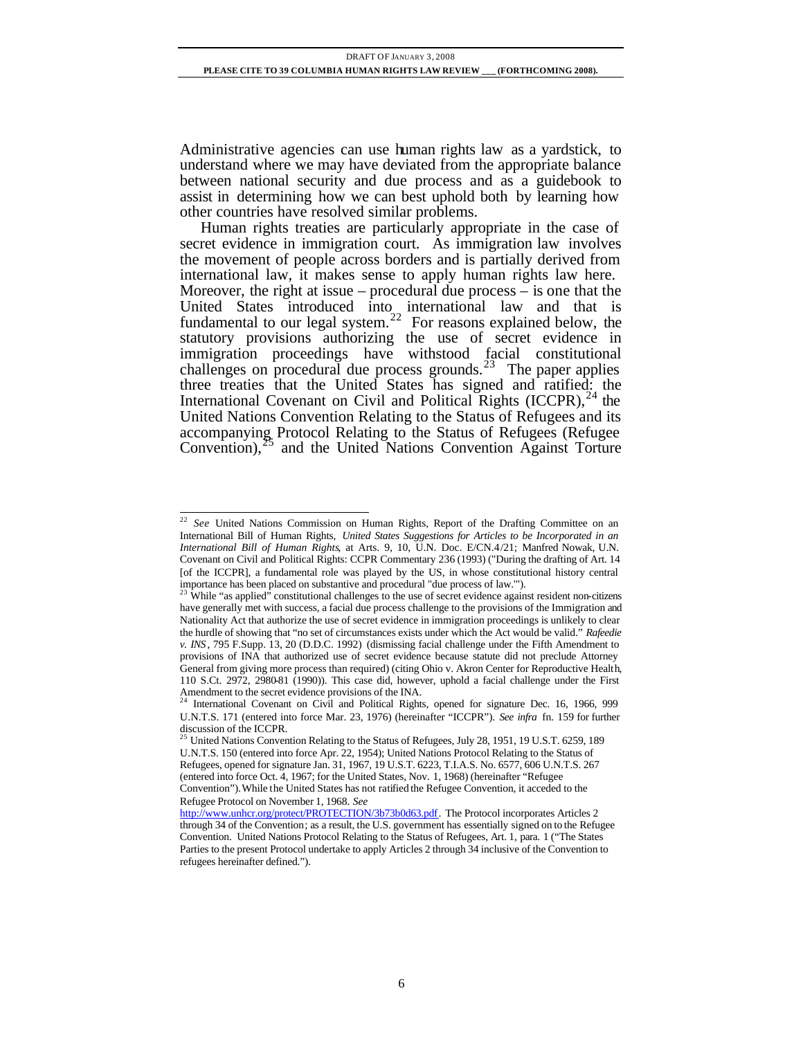Administrative agencies can use human rights law as a yardstick, to understand where we may have deviated from the appropriate balance between national security and due process and as a guidebook to assist in determining how we can best uphold both by learning how other countries have resolved similar problems.

Human rights treaties are particularly appropriate in the case of secret evidence in immigration court. As immigration law involves the movement of people across borders and is partially derived from international law, it makes sense to apply human rights law here. Moreover, the right at issue – procedural due process – is one that the United States introduced into international law and that is fundamental to our legal system.[22] For reasons explained below, the statutory provisions authorizing the use of secret evidence in immigration proceedings have withstood facial constitutional challenges on procedural due process grounds.[23] The paper applies three treaties that the United States has signed and ratified: the International Covenant on Civil and Political Rights (ICCPR),[24] the United Nations Convention Relating to the Status of Refugees and its accompanying Protocol Relating to the Status of Refugees (Refugee Convention),[25] and the United Nations Convention Against Torture

---

[22] *See* United Nations Commission on Human Rights, Report of the Drafting Committee on an International Bill of Human Rights, *United States Suggestions for Articles to be Incorporated in an International Bill of Human Rights*, at Arts. 9, 10, U.N. Doc. E/CN.4/21; Manfred Nowak, U.N. Covenant on Civil and Political Rights: CCPR Commentary 236 (1993) ("During the drafting of Art. 14 [of the ICCPR], a fundamental role was played by the US, in whose constitutional history central importance has been placed on substantive and procedural "due process of law."').

[23] While "as applied" constitutional challenges to the use of secret evidence against resident non-citizens have generally met with success, a facial due process challenge to the provisions of the Immigration and Nationality Act that authorize the use of secret evidence in immigration proceedings is unlikely to clear the hurdle of showing that "no set of circumstances exists under which the Act would be valid." *Rafeedie v. INS*, 795 F.Supp. 13, 20 (D.D.C. 1992) (dismissing facial challenge under the Fifth Amendment to provisions of INA that authorized use of secret evidence because statute did not preclude Attorney General from giving more process than required) (citing Ohio v. Akron Center for Reproductive Health, 110 S.Ct. 2972, 2980-81 (1990)). This case did, however, uphold a facial challenge under the First Amendment to the secret evidence provisions of the INA.

[24] International Covenant on Civil and Political Rights, opened for signature Dec. 16, 1966, 999 U.N.T.S. 171 (entered into force Mar. 23, 1976) (hereinafter "ICCPR"). *See infra* fn. 159 for further discussion of the ICCPR.

[25] United Nations Convention Relating to the Status of Refugees, July 28, 1951, 19 U.S.T. 6259, 189 U.N.T.S. 150 (entered into force Apr. 22, 1954); United Nations Protocol Relating to the Status of Refugees, opened for signature Jan. 31, 1967, 19 U.S.T. 6223, T.I.A.S. No. 6577, 606 U.N.T.S. 267 (entered into force Oct. 4, 1967; for the United States, Nov. 1, 1968) (hereinafter "Refugee Convention"). While the United States has not ratified the Refugee Convention, it acceded to the Refugee Protocol on November 1, 1968. *See* http://www.unhcr.org/protect/PROTECTION/3b73b0d63.pdf. The Protocol incorporates Articles 2 through 34 of the Convention; as a result, the U.S. government has essentially signed on to the Refugee Convention. United Nations Protocol Relating to the Status of Refugees, Art. 1, para. 1 ("The States Parties to the present Protocol undertake to apply Articles 2 through 34 inclusive of the Convention to refugees hereinafter defined.").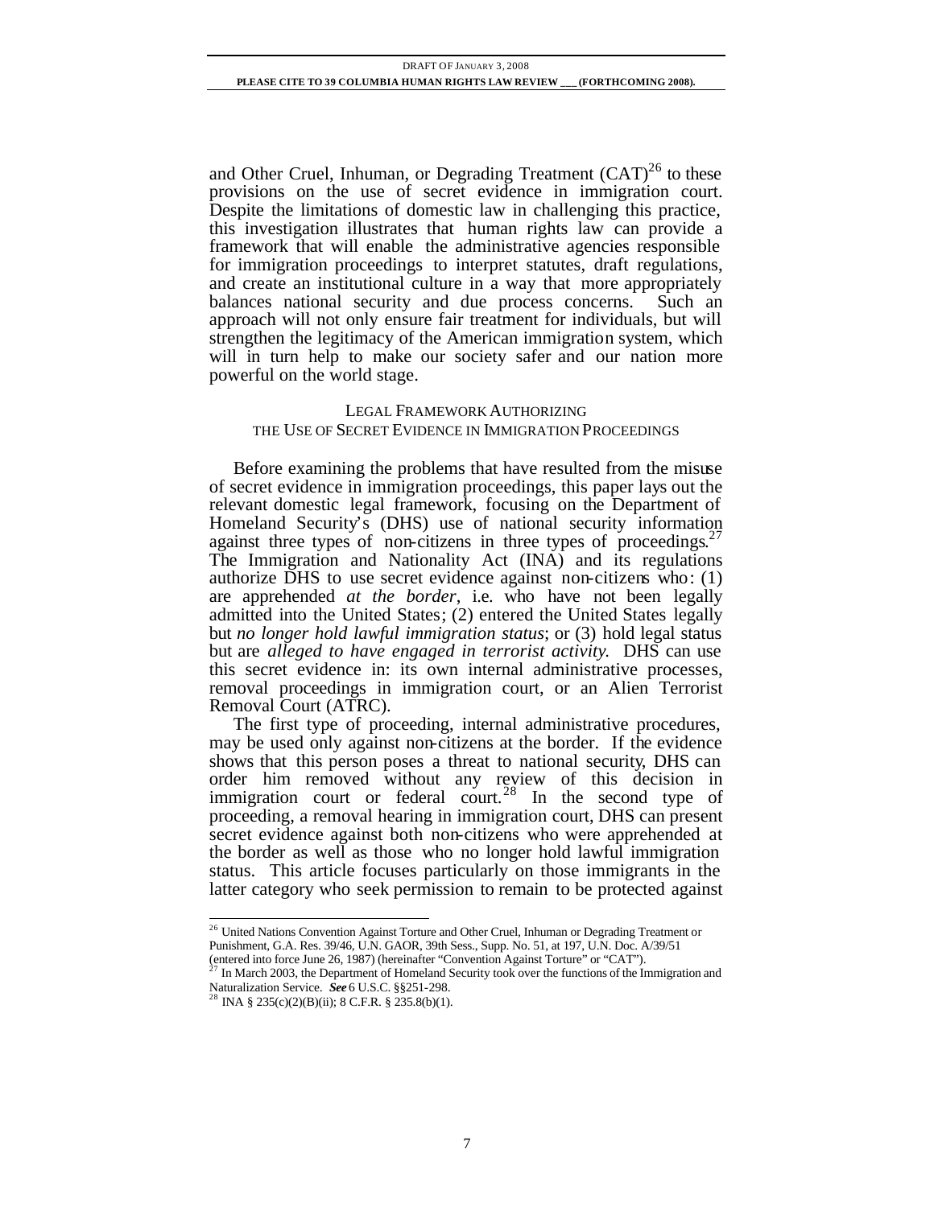and Other Cruel, Inhuman, or Degrading Treatment (CAT)[26] to these provisions on the use of secret evidence in immigration court. Despite the limitations of domestic law in challenging this practice, this investigation illustrates that human rights law can provide a framework that will enable the administrative agencies responsible for immigration proceedings to interpret statutes, draft regulations, and create an institutional culture in a way that more appropriately balances national security and due process concerns. Such an approach will not only ensure fair treatment for individuals, but will strengthen the legitimacy of the American immigration system, which will in turn help to make our society safer and our nation more powerful on the world stage.

## LEGAL FRAMEWORK AUTHORIZING THE USE OF SECRET EVIDENCE IN IMMIGRATION PROCEEDINGS

Before examining the problems that have resulted from the misuse of secret evidence in immigration proceedings, this paper lays out the relevant domestic legal framework, focusing on the Department of Homeland Security's (DHS) use of national security information against three types of non-citizens in three types of proceedings.[27] The Immigration and Nationality Act (INA) and its regulations authorize DHS to use secret evidence against non-citizens who: (1) are apprehended *at the border*, i.e. who have not been legally admitted into the United States; (2) entered the United States legally but *no longer hold lawful immigration status*; or (3) hold legal status but are *alleged to have engaged in terrorist activity*. DHS can use this secret evidence in: its own internal administrative processes, removal proceedings in immigration court, or an Alien Terrorist Removal Court (ATRC).

The first type of proceeding, internal administrative procedures, may be used only against non-citizens at the border. If the evidence shows that this person poses a threat to national security, DHS can order him removed without any review of this decision in immigration court or federal court.[28] In the second type of proceeding, a removal hearing in immigration court, DHS can present secret evidence against both non-citizens who were apprehended at the border as well as those who no longer hold lawful immigration status. This article focuses particularly on those immigrants in the latter category who seek permission to remain to be protected against

---

[26] United Nations Convention Against Torture and Other Cruel, Inhuman or Degrading Treatment or Punishment, G.A. Res. 39/46, U.N. GAOR, 39th Sess., Supp. No. 51, at 197, U.N. Doc. A/39/51 (entered into force June 26, 1987) (hereinafter "Convention Against Torture" or "CAT").

[27] In March 2003, the Department of Homeland Security took over the functions of the Immigration and Naturalization Service. ***See*** 6 U.S.C. §§251-298.

[28] INA § 235(c)(2)(B)(ii); 8 C.F.R. § 235.8(b)(1).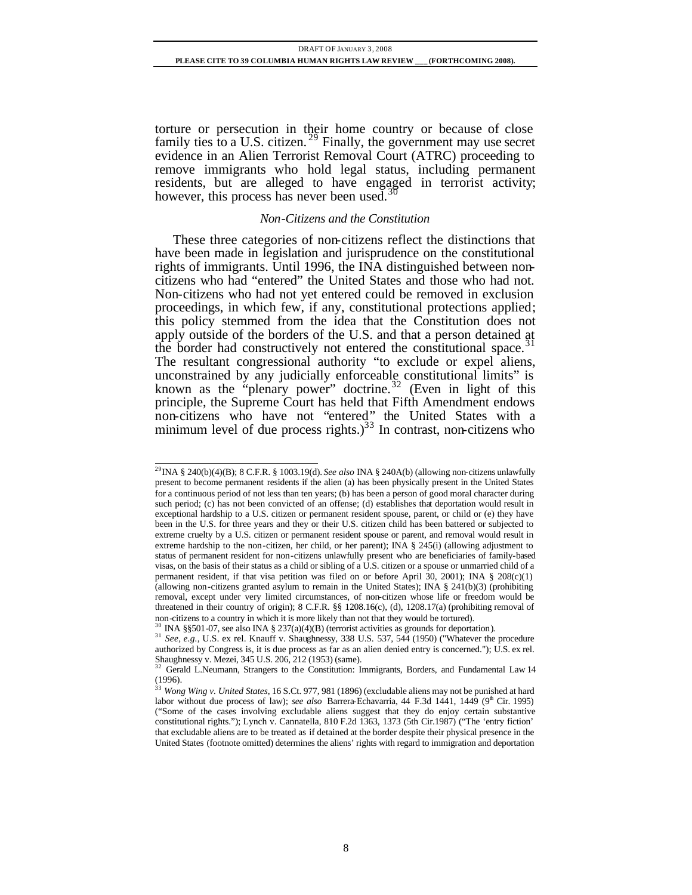torture or persecution in their home country or because of close family ties to a U.S. citizen.[29] Finally, the government may use secret evidence in an Alien Terrorist Removal Court (ATRC) proceeding to remove immigrants who hold legal status, including permanent residents, but are alleged to have engaged in terrorist activity; however, this process has never been used.[30]

### *Non-Citizens and the Constitution*

These three categories of non-citizens reflect the distinctions that have been made in legislation and jurisprudence on the constitutional rights of immigrants. Until 1996, the INA distinguished between non-citizens who had "entered" the United States and those who had not. Non-citizens who had not yet entered could be removed in exclusion proceedings, in which few, if any, constitutional protections applied; this policy stemmed from the idea that the Constitution does not apply outside of the borders of the U.S. and that a person detained at the border had constructively not entered the constitutional space.[31] The resultant congressional authority "to exclude or expel aliens, unconstrained by any judicially enforceable constitutional limits" is known as the "plenary power" doctrine.[32] (Even in light of this principle, the Supreme Court has held that Fifth Amendment endows non-citizens who have not "entered" the United States with a minimum level of due process rights.)[33] In contrast, non-citizens who

---

[29] INA § 240(b)(4)(B); 8 C.F.R. § 1003.19(d). *See also* INA § 240A(b) (allowing non-citizens unlawfully present to become permanent residents if the alien (a) has been physically present in the United States for a continuous period of not less than ten years; (b) has been a person of good moral character during such period; (c) has not been convicted of an offense; (d) establishes that deportation would result in exceptional hardship to a U.S. citizen or permanent resident spouse, parent, or child or (e) they have been in the U.S. for three years and they or their U.S. citizen child has been battered or subjected to extreme cruelty by a U.S. citizen or permanent resident spouse or parent, and removal would result in extreme hardship to the non-citizen, her child, or her parent); INA § 245(i) (allowing adjustment to status of permanent resident for non-citizens unlawfully present who are beneficiaries of family-based visas, on the basis of their status as a child or sibling of a U.S. citizen or a spouse or unmarried child of a permanent resident, if that visa petition was filed on or before April 30, 2001); INA § 208(c)(1) (allowing non-citizens granted asylum to remain in the United States); INA § 241(b)(3) (prohibiting removal, except under very limited circumstances, of non-citizen whose life or freedom would be threatened in their country of origin); 8 C.F.R. §§ 1208.16(c), (d), 1208.17(a) (prohibiting removal of non-citizens to a country in which it is more likely than not that they would be tortured).

[30] INA §§501-07, see also INA § 237(a)(4)(B) (terrorist activities as grounds for deportation).

[31] *See, e.g.*, U.S. ex rel. Knauff v. Shaughnessy, 338 U.S. 537, 544 (1950) ("Whatever the procedure authorized by Congress is, it is due process as far as an alien denied entry is concerned."); U.S. ex rel. Shaughnessy v. Mezei, 345 U.S. 206, 212 (1953) (same).

[32] Gerald L.Neumann, Strangers to the Constitution: Immigrants, Borders, and Fundamental Law 14 (1996).

[33] *Wong Wing v. United States*, 16 S.Ct. 977, 981 (1896) (excludable aliens may not be punished at hard labor without due process of law); *see also* Barrera-Echavarria, 44 F.3d 1441, 1449 (9th Cir. 1995) ("Some of the cases involving excludable aliens suggest that they do enjoy certain substantive constitutional rights."); Lynch v. Cannatella, 810 F.2d 1363, 1373 (5th Cir.1987) ("The 'entry fiction' that excludable aliens are to be treated as if detained at the border despite their physical presence in the United States (footnote omitted) determines the aliens' rights with regard to immigration and deportation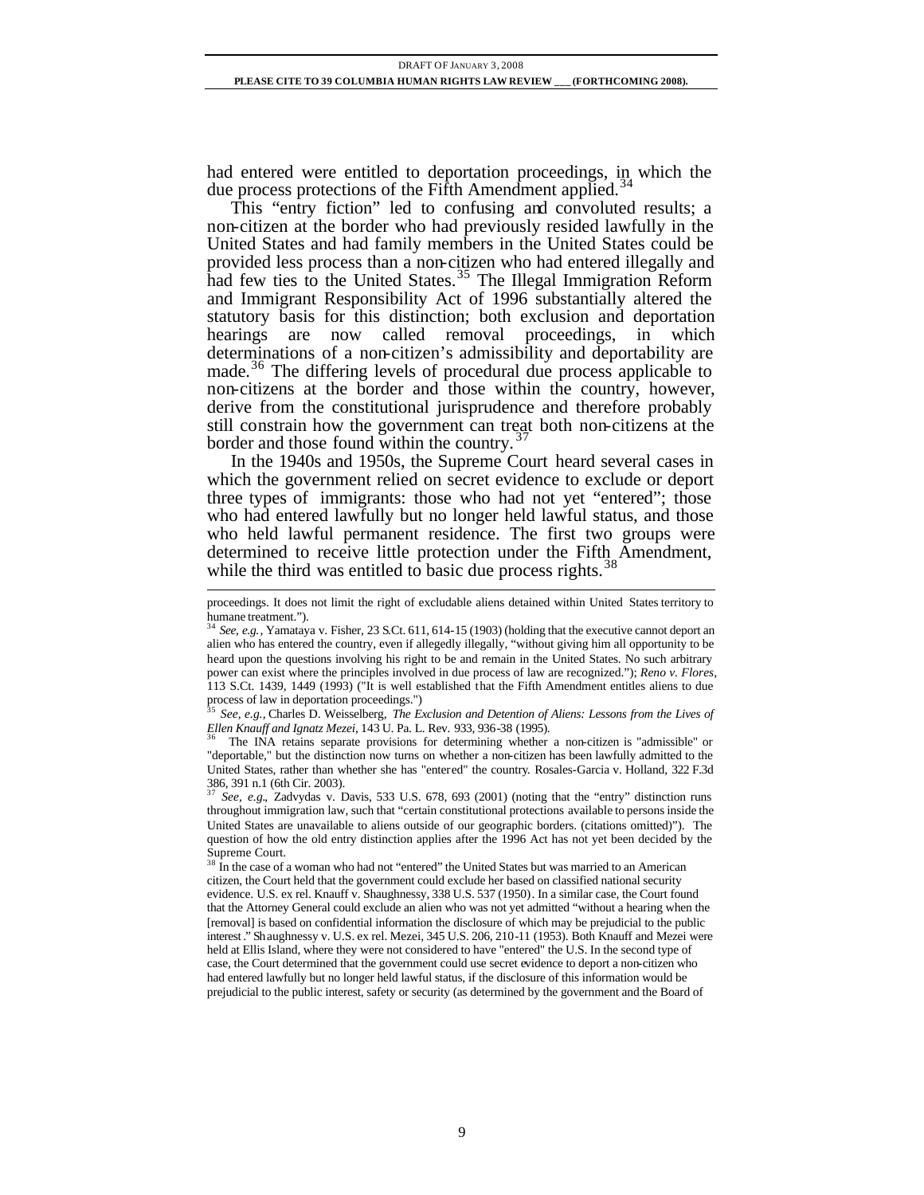had entered were entitled to deportation proceedings, in which the due process protections of the Fifth Amendment applied.[34]

This "entry fiction" led to confusing and convoluted results; a non-citizen at the border who had previously resided lawfully in the United States and had family members in the United States could be provided less process than a non-citizen who had entered illegally and had few ties to the United States.[35] The Illegal Immigration Reform and Immigrant Responsibility Act of 1996 substantially altered the statutory basis for this distinction; both exclusion and deportation hearings are now called removal proceedings, in which determinations of a non-citizen's admissibility and deportability are made.[36] The differing levels of procedural due process applicable to non-citizens at the border and those within the country, however, derive from the constitutional jurisprudence and therefore probably still constrain how the government can treat both non-citizens at the border and those found within the country.[37]

In the 1940s and 1950s, the Supreme Court heard several cases in which the government relied on secret evidence to exclude or deport three types of immigrants: those who had not yet "entered"; those who had entered lawfully but no longer held lawful status, and those who held lawful permanent residence. The first two groups were determined to receive little protection under the Fifth Amendment, while the third was entitled to basic due process rights.[38]

---

proceedings. It does not limit the right of excludable aliens detained within United States territory to humane treatment.").

[34] *See, e.g.*, Yamataya v. Fisher, 23 S.Ct. 611, 614-15 (1903) (holding that the executive cannot deport an alien who has entered the country, even if allegedly illegally, "without giving him all opportunity to be heard upon the questions involving his right to be and remain in the United States. No such arbitrary power can exist where the principles involved in due process of law are recognized."); *Reno v. Flores*, 113 S.Ct. 1439, 1449 (1993) ("It is well established that the Fifth Amendment entitles aliens to due process of law in deportation proceedings.")

[35] *See, e.g.*, Charles D. Weisselberg, *The Exclusion and Detention of Aliens: Lessons from the Lives of Ellen Knauff and Ignatz Mezei*, 143 U. Pa. L. Rev. 933, 936-38 (1995).

[36] The INA retains separate provisions for determining whether a non-citizen is "admissible" or "deportable," but the distinction now turns on whether a non-citizen has been lawfully admitted to the United States, rather than whether she has "entered" the country. Rosales-Garcia v. Holland, 322 F.3d 386, 391 n.1 (6th Cir. 2003).

[37] *See, e.g.*, Zadvydas v. Davis, 533 U.S. 678, 693 (2001) (noting that the "entry" distinction runs throughout immigration law, such that "certain constitutional protections available to persons inside the United States are unavailable to aliens outside of our geographic borders. (citations omitted)"). The question of how the old entry distinction applies after the 1996 Act has not yet been decided by the Supreme Court.

[38] In the case of a woman who had not "entered" the United States but was married to an American citizen, the Court held that the government could exclude her based on classified national security evidence. U.S. ex rel. Knauff v. Shaughnessy, 338 U.S. 537 (1950). In a similar case, the Court found that the Attorney General could exclude an alien who was not yet admitted "without a hearing when the [removal] is based on confidential information the disclosure of which may be prejudicial to the public interest." Shaughnessy v. U.S. ex rel. Mezei, 345 U.S. 206, 210-11 (1953). Both Knauff and Mezei were held at Ellis Island, where they were not considered to have "entered" the U.S. In the second type of case, the Court determined that the government could use secret evidence to deport a non-citizen who had entered lawfully but no longer held lawful status, if the disclosure of this information would be prejudicial to the public interest, safety or security (as determined by the government and the Board of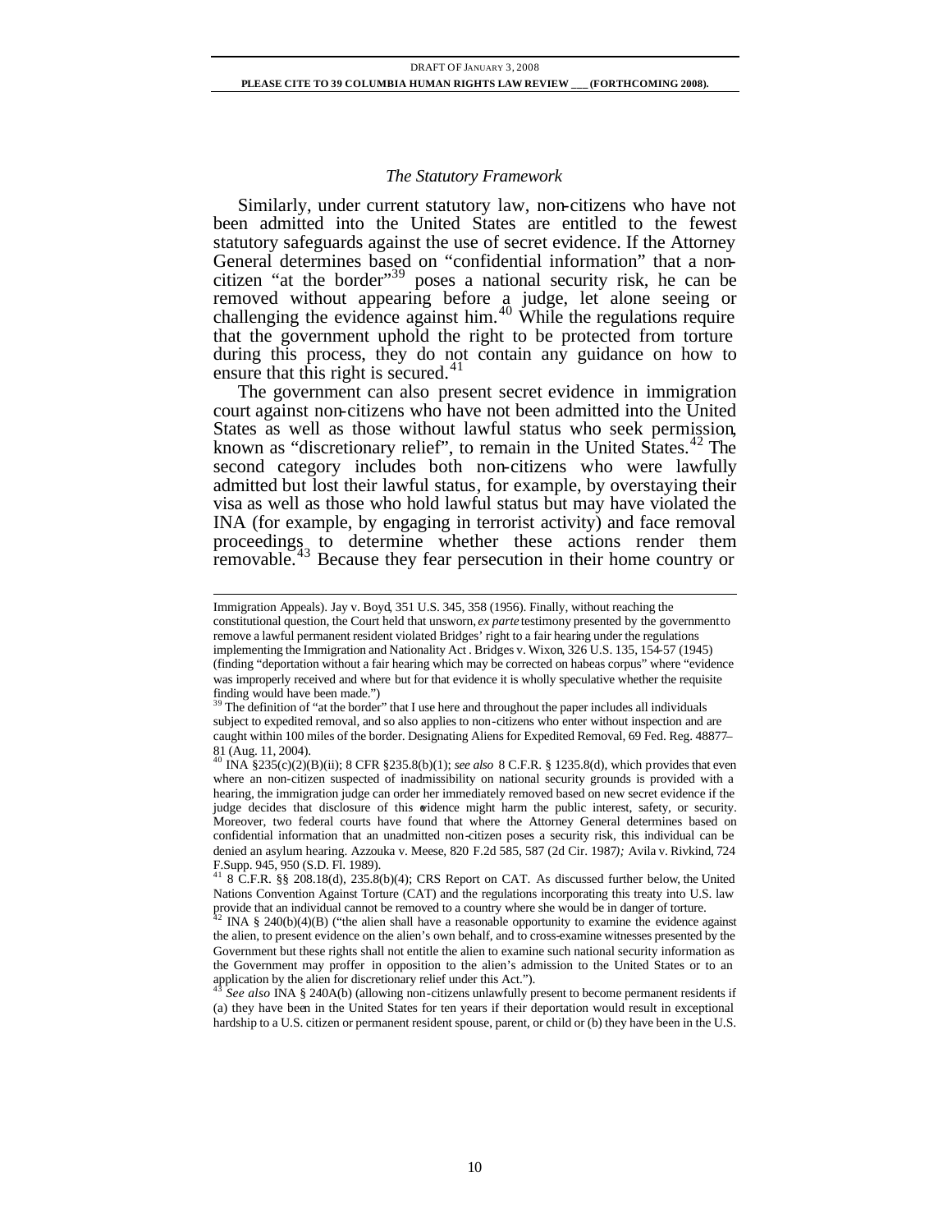*The Statutory Framework*

Similarly, under current statutory law, non-citizens who have not been admitted into the United States are entitled to the fewest statutory safeguards against the use of secret evidence. If the Attorney General determines based on "confidential information" that a non-citizen "at the border"[39] poses a national security risk, he can be removed without appearing before a judge, let alone seeing or challenging the evidence against him.[40] While the regulations require that the government uphold the right to be protected from torture during this process, they do not contain any guidance on how to ensure that this right is secured.[41]

The government can also present secret evidence in immigration court against non-citizens who have not been admitted into the United States as well as those without lawful status who seek permission, known as "discretionary relief", to remain in the United States.[42] The second category includes both non-citizens who were lawfully admitted but lost their lawful status, for example, by overstaying their visa as well as those who hold lawful status but may have violated the INA (for example, by engaging in terrorist activity) and face removal proceedings to determine whether these actions render them removable.[43] Because they fear persecution in their home country or

---

Immigration Appeals). Jay v. Boyd, 351 U.S. 345, 358 (1956). Finally, without reaching the constitutional question, the Court held that unsworn, *ex parte* testimony presented by the government to remove a lawful permanent resident violated Bridges' right to a fair hearing under the regulations implementing the Immigration and Nationality Act. Bridges v. Wixon, 326 U.S. 135, 154-57 (1945) (finding "deportation without a fair hearing which may be corrected on habeas corpus" where "evidence was improperly received and where but for that evidence it is wholly speculative whether the requisite finding would have been made.")

[39] The definition of "at the border" that I use here and throughout the paper includes all individuals subject to expedited removal, and so also applies to non-citizens who enter without inspection and are caught within 100 miles of the border. Designating Aliens for Expedited Removal, 69 Fed. Reg. 48877–81 (Aug. 11, 2004).

[40] INA §235(c)(2)(B)(ii); 8 CFR §235.8(b)(1); *see also* 8 C.F.R. § 1235.8(d), which provides that even where an non-citizen suspected of inadmissibility on national security grounds is provided with a hearing, the immigration judge can order her immediately removed based on new secret evidence if the judge decides that disclosure of this evidence might harm the public interest, safety, or security. Moreover, two federal courts have found that where the Attorney General determines based on confidential information that an unadmitted non-citizen poses a security risk, this individual can be denied an asylum hearing. Azzouka v. Meese, 820 F.2d 585, 587 (2d Cir. 1987)*;* Avila v. Rivkind, 724 F.Supp. 945, 950 (S.D. Fl. 1989).

[41] 8 C.F.R. §§ 208.18(d), 235.8(b)(4); CRS Report on CAT. As discussed further below, the United Nations Convention Against Torture (CAT) and the regulations incorporating this treaty into U.S. law provide that an individual cannot be removed to a country where she would be in danger of torture.

[42] INA § 240(b)(4)(B) ("the alien shall have a reasonable opportunity to examine the evidence against the alien, to present evidence on the alien's own behalf, and to cross-examine witnesses presented by the Government but these rights shall not entitle the alien to examine such national security information as the Government may proffer in opposition to the alien's admission to the United States or to an application by the alien for discretionary relief under this Act.").

[43] *See also* INA § 240A(b) (allowing non-citizens unlawfully present to become permanent residents if (a) they have been in the United States for ten years if their deportation would result in exceptional hardship to a U.S. citizen or permanent resident spouse, parent, or child or (b) they have been in the U.S.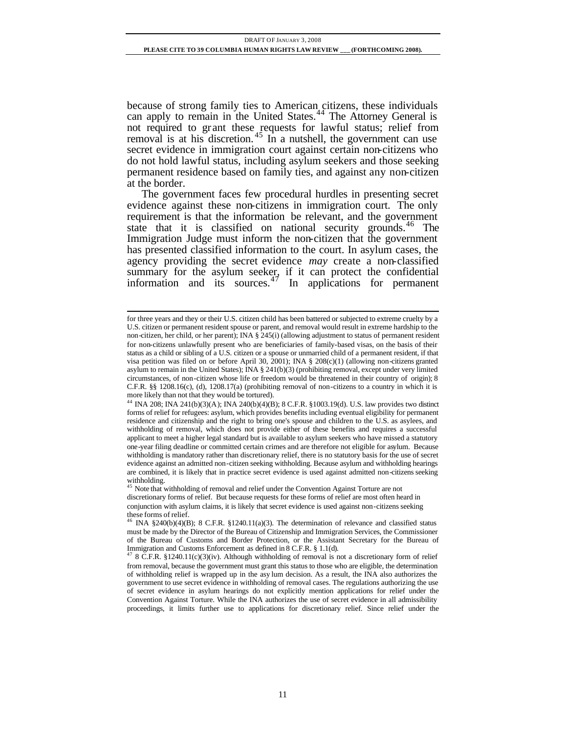because of strong family ties to American citizens, these individuals can apply to remain in the United States.[44] The Attorney General is not required to grant these requests for lawful status; relief from removal is at his discretion.[45] In a nutshell, the government can use secret evidence in immigration court against certain non-citizens who do not hold lawful status, including asylum seekers and those seeking permanent residence based on family ties, and against any non-citizen at the border.

The government faces few procedural hurdles in presenting secret evidence against these non-citizens in immigration court. The only requirement is that the information be relevant, and the government state that it is classified on national security grounds.[46] The Immigration Judge must inform the non-citizen that the government has presented classified information to the court. In asylum cases, the agency providing the secret evidence *may* create a non-classified summary for the asylum seeker, if it can protect the confidential information and its sources.[47] In applications for permanent

---

for three years and they or their U.S. citizen child has been battered or subjected to extreme cruelty by a U.S. citizen or permanent resident spouse or parent, and removal would result in extreme hardship to the non-citizen, her child, or her parent); INA § 245(i) (allowing adjustment to status of permanent resident for non-citizens unlawfully present who are beneficiaries of family-based visas, on the basis of their status as a child or sibling of a U.S. citizen or a spouse or unmarried child of a permanent resident, if that visa petition was filed on or before April 30, 2001); INA § 208(c)(1) (allowing non-citizens granted asylum to remain in the United States); INA § 241(b)(3) (prohibiting removal, except under very limited circumstances, of non-citizen whose life or freedom would be threatened in their country of origin); 8 C.F.R. §§ 1208.16(c), (d), 1208.17(a) (prohibiting removal of non-citizens to a country in which it is more likely than not that they would be tortured).

[44] INA 208; INA 241(b)(3)(A); INA 240(b)(4)(B); 8 C.F.R. §1003.19(d). U.S. law provides two distinct forms of relief for refugees: asylum, which provides benefits including eventual eligibility for permanent residence and citizenship and the right to bring one's spouse and children to the U.S. as asylees, and withholding of removal, which does not provide either of these benefits and requires a successful applicant to meet a higher legal standard but is available to asylum seekers who have missed a statutory one-year filing deadline or committed certain crimes and are therefore not eligible for asylum. Because withholding is mandatory rather than discretionary relief, there is no statutory basis for the use of secret evidence against an admitted non-citizen seeking withholding. Because asylum and withholding hearings are combined, it is likely that in practice secret evidence is used against admitted non-citizens seeking withholding.

[45] Note that withholding of removal and relief under the Convention Against Torture are not discretionary forms of relief. But because requests for these forms of relief are most often heard in conjunction with asylum claims, it is likely that secret evidence is used against non-citizens seeking these forms of relief.

[46] INA §240(b)(4)(B); 8 C.F.R. §1240.11(a)(3). The determination of relevance and classified status must be made by the Director of the Bureau of Citizenship and Immigration Services, the Commissioner of the Bureau of Customs and Border Protection, or the Assistant Secretary for the Bureau of Immigration and Customs Enforcement as defined in 8 C.F.R. § 1.1(d).

[47] 8 C.F.R. §1240.11(c)(3)(iv). Although withholding of removal is not a discretionary form of relief from removal, because the government must grant this status to those who are eligible, the determination of withholding relief is wrapped up in the asylum decision. As a result, the INA also authorizes the government to use secret evidence in withholding of removal cases. The regulations authorizing the use of secret evidence in asylum hearings do not explicitly mention applications for relief under the Convention Against Torture. While the INA authorizes the use of secret evidence in all admissibility proceedings, it limits further use to applications for discretionary relief. Since relief under the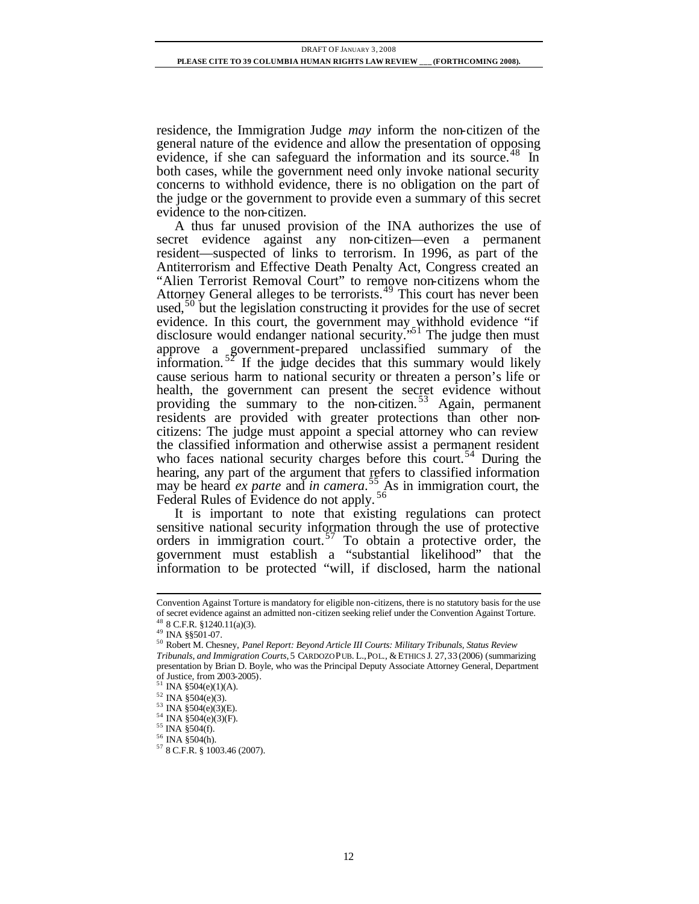residence, the Immigration Judge *may* inform the non-citizen of the general nature of the evidence and allow the presentation of opposing evidence, if she can safeguard the information and its source.[48] In both cases, while the government need only invoke national security concerns to withhold evidence, there is no obligation on the part of the judge or the government to provide even a summary of this secret evidence to the non-citizen.

A thus far unused provision of the INA authorizes the use of secret evidence against any non-citizen—even a permanent resident—suspected of links to terrorism. In 1996, as part of the Antiterrorism and Effective Death Penalty Act, Congress created an "Alien Terrorist Removal Court" to remove non-citizens whom the Attorney General alleges to be terrorists.[49] This court has never been used,[50] but the legislation constructing it provides for the use of secret evidence. In this court, the government may withhold evidence "if disclosure would endanger national security."[51] The judge then must approve a government-prepared unclassified summary of the information.[52] If the judge decides that this summary would likely cause serious harm to national security or threaten a person's life or health, the government can present the secret evidence without providing the summary to the non-citizen.[53] Again, permanent residents are provided with greater protections than other non-citizens: The judge must appoint a special attorney who can review the classified information and otherwise assist a permanent resident who faces national security charges before this court.[54] During the hearing, any part of the argument that refers to classified information may be heard *ex parte* and *in camera*.[55] As in immigration court, the Federal Rules of Evidence do not apply.[56]

It is important to note that existing regulations can protect sensitive national security information through the use of protective orders in immigration court.[57] To obtain a protective order, the government must establish a "substantial likelihood" that the information to be protected "will, if disclosed, harm the national

---

Convention Against Torture is mandatory for eligible non-citizens, there is no statutory basis for the use of secret evidence against an admitted non-citizen seeking relief under the Convention Against Torture.

[48] 8 C.F.R. §1240.11(a)(3).

[49] INA §§501-07.

[50] Robert M. Chesney, *Panel Report: Beyond Article III Courts: Military Tribunals, Status Review Tribunals, and Immigration Courts*, 5 CARDOZO PUB. L., POL., & ETHICS J. 27, 33 (2006) (summarizing presentation by Brian D. Boyle, who was the Principal Deputy Associate Attorney General, Department of Justice, from 2003-2005).

[51] INA §504(e)(1)(A).

[52] INA §504(e)(3).

[53] INA §504(e)(3)(E).

[54] INA §504(e)(3)(F).

[55] INA §504(f).

[56] INA §504(h).

[57] 8 C.F.R. § 1003.46 (2007).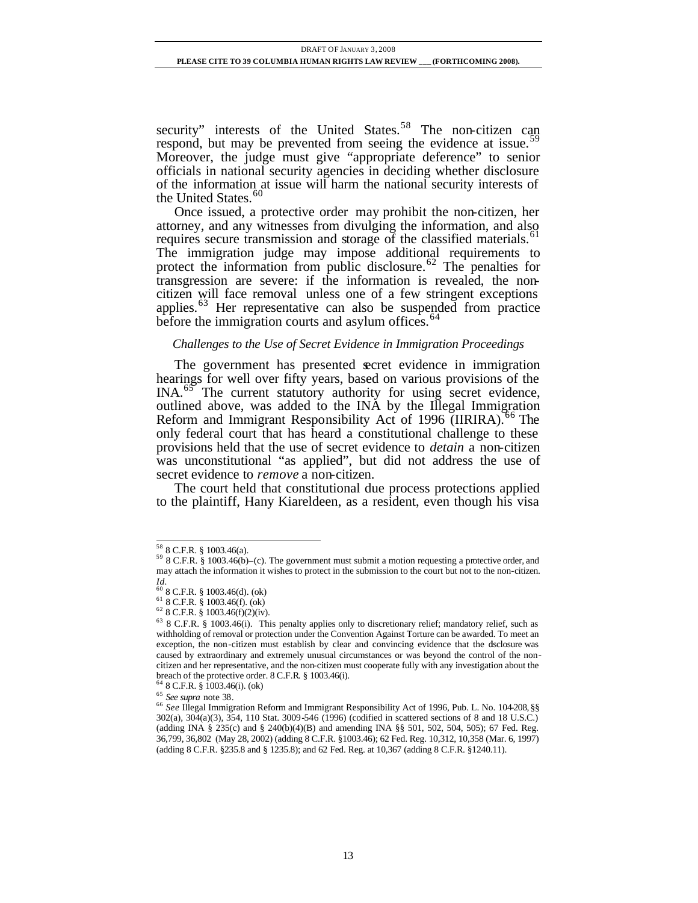security" interests of the United States.[58] The non-citizen can respond, but may be prevented from seeing the evidence at issue.[59] Moreover, the judge must give "appropriate deference" to senior officials in national security agencies in deciding whether disclosure of the information at issue will harm the national security interests of the United States.[60]

Once issued, a protective order may prohibit the non-citizen, her attorney, and any witnesses from divulging the information, and also requires secure transmission and storage of the classified materials.[61] The immigration judge may impose additional requirements to protect the information from public disclosure.[62] The penalties for transgression are severe: if the information is revealed, the non-citizen will face removal unless one of a few stringent exceptions applies.[63] Her representative can also be suspended from practice before the immigration courts and asylum offices.[64]

*Challenges to the Use of Secret Evidence in Immigration Proceedings*

The government has presented secret evidence in immigration hearings for well over fifty years, based on various provisions of the INA.[65] The current statutory authority for using secret evidence, outlined above, was added to the INA by the Illegal Immigration Reform and Immigrant Responsibility Act of 1996 (IIRIRA).[66] The only federal court that has heard a constitutional challenge to these provisions held that the use of secret evidence to *detain* a non-citizen was unconstitutional "as applied", but did not address the use of secret evidence to *remove* a non-citizen.

The court held that constitutional due process protections applied to the plaintiff, Hany Kiareldeen, as a resident, even though his visa

---

[58] 8 C.F.R. § 1003.46(a).

[59] 8 C.F.R. § 1003.46(b)–(c). The government must submit a motion requesting a protective order, and may attach the information it wishes to protect in the submission to the court but not to the non-citizen. *Id.*

[60] 8 C.F.R. § 1003.46(d). (ok)

[61] 8 C.F.R. § 1003.46(f). (ok)

[62] 8 C.F.R. § 1003.46(f)(2)(iv).

[63] 8 C.F.R. § 1003.46(i). This penalty applies only to discretionary relief; mandatory relief, such as withholding of removal or protection under the Convention Against Torture can be awarded. To meet an exception, the non-citizen must establish by clear and convincing evidence that the disclosure was caused by extraordinary and extremely unusual circumstances or was beyond the control of the non-citizen and her representative, and the non-citizen must cooperate fully with any investigation about the breach of the protective order. 8 C.F.R. § 1003.46(i).

[64] 8 C.F.R. § 1003.46(i). (ok)

[65] *See supra* note 38.

[66] *See* Illegal Immigration Reform and Immigrant Responsibility Act of 1996, Pub. L. No. 104-208, §§ 302(a), 304(a)(3), 354, 110 Stat. 3009-546 (1996) (codified in scattered sections of 8 and 18 U.S.C.) (adding INA § 235(c) and § 240(b)(4)(B) and amending INA §§ 501, 502, 504, 505); 67 Fed. Reg. 36,799, 36,802 (May 28, 2002) (adding 8 C.F.R. §1003.46); 62 Fed. Reg. 10,312, 10,358 (Mar. 6, 1997) (adding 8 C.F.R. §235.8 and § 1235.8); and 62 Fed. Reg. at 10,367 (adding 8 C.F.R. §1240.11).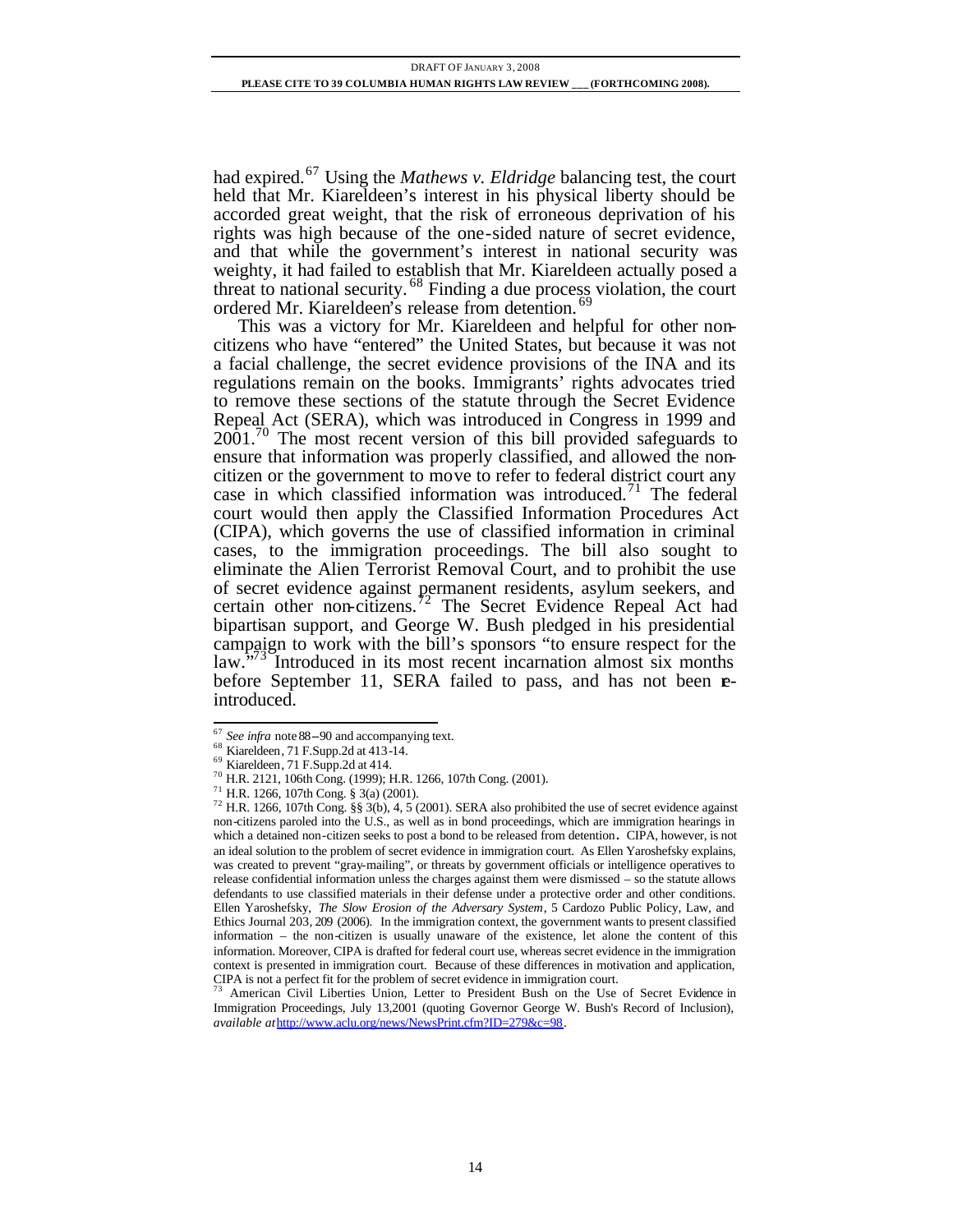had expired.[67] Using the *Mathews v. Eldridge* balancing test, the court held that Mr. Kiareldeen's interest in his physical liberty should be accorded great weight, that the risk of erroneous deprivation of his rights was high because of the one-sided nature of secret evidence, and that while the government's interest in national security was weighty, it had failed to establish that Mr. Kiareldeen actually posed a threat to national security.[68] Finding a due process violation, the court ordered Mr. Kiareldeen's release from detention.[69]

This was a victory for Mr. Kiareldeen and helpful for other non-citizens who have "entered" the United States, but because it was not a facial challenge, the secret evidence provisions of the INA and its regulations remain on the books. Immigrants' rights advocates tried to remove these sections of the statute through the Secret Evidence Repeal Act (SERA), which was introduced in Congress in 1999 and 2001.[70] The most recent version of this bill provided safeguards to ensure that information was properly classified, and allowed the non-citizen or the government to move to refer to federal district court any case in which classified information was introduced.[71] The federal court would then apply the Classified Information Procedures Act (CIPA), which governs the use of classified information in criminal cases, to the immigration proceedings. The bill also sought to eliminate the Alien Terrorist Removal Court, and to prohibit the use of secret evidence against permanent residents, asylum seekers, and certain other non-citizens.[72] The Secret Evidence Repeal Act had bipartisan support, and George W. Bush pledged in his presidential campaign to work with the bill's sponsors "to ensure respect for the law."[73] Introduced in its most recent incarnation almost six months before September 11, SERA failed to pass, and has not been re-introduced.

---

[67] *See infra* note 88–90 and accompanying text.

[68] Kiareldeen, 71 F.Supp.2d at 413-14.

[69] Kiareldeen, 71 F.Supp.2d at 414.

[70] H.R. 2121, 106th Cong. (1999); H.R. 1266, 107th Cong. (2001).

[71] H.R. 1266, 107th Cong. § 3(a) (2001).

[72] H.R. 1266, 107th Cong. §§ 3(b), 4, 5 (2001). SERA also prohibited the use of secret evidence against non-citizens paroled into the U.S., as well as in bond proceedings, which are immigration hearings in which a detained non-citizen seeks to post a bond to be released from detention. CIPA, however, is not an ideal solution to the problem of secret evidence in immigration court. As Ellen Yaroshefsky explains, was created to prevent "gray-mailing", or threats by government officials or intelligence operatives to release confidential information unless the charges against them were dismissed – so the statute allows defendants to use classified materials in their defense under a protective order and other conditions. Ellen Yaroshefsky, *The Slow Erosion of the Adversary System*, 5 Cardozo Public Policy, Law, and Ethics Journal 203, 209 (2006). In the immigration context, the government wants to present classified information – the non-citizen is usually unaware of the existence, let alone the content of this information. Moreover, CIPA is drafted for federal court use, whereas secret evidence in the immigration context is presented in immigration court. Because of these differences in motivation and application, CIPA is not a perfect fit for the problem of secret evidence in immigration court.

[73] American Civil Liberties Union, Letter to President Bush on the Use of Secret Evidence in Immigration Proceedings, July 13,2001 (quoting Governor George W. Bush's Record of Inclusion), *available at* http://www.aclu.org/news/NewsPrint.cfm?ID=279&c=98.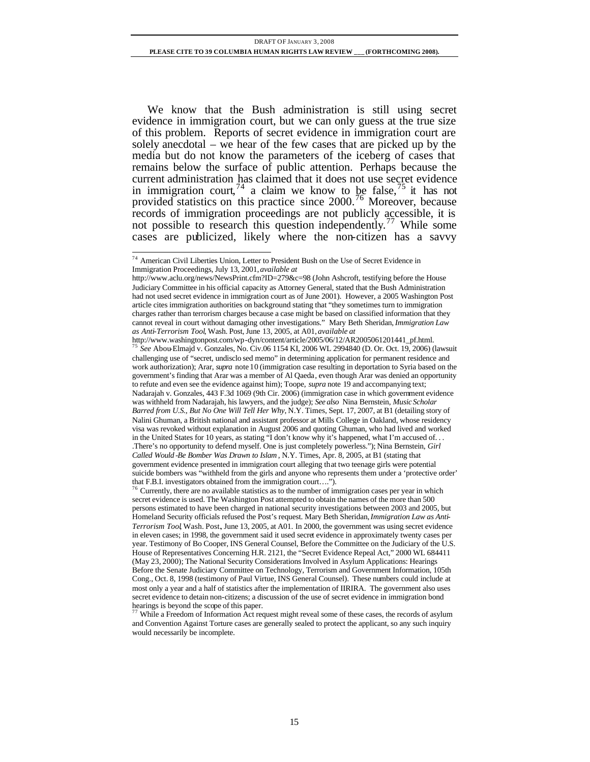We know that the Bush administration is still using secret evidence in immigration court, but we can only guess at the true size of this problem. Reports of secret evidence in immigration court are solely anecdotal – we hear of the few cases that are picked up by the media but do not know the parameters of the iceberg of cases that remains below the surface of public attention. Perhaps because the current administration has claimed that it does not use secret evidence in immigration court,[74] a claim we know to be false,[75] it has not provided statistics on this practice since 2000.[76] Moreover, because records of immigration proceedings are not publicly accessible, it is not possible to research this question independently.[77] While some cases are publicized, likely where the non-citizen has a savvy

---

[74] American Civil Liberties Union, Letter to President Bush on the Use of Secret Evidence in Immigration Proceedings, July 13, 2001, *available at* http://www.aclu.org/news/NewsPrint.cfm?ID=279&c=98 (John Ashcroft, testifying before the House Judiciary Committee in his official capacity as Attorney General, stated that the Bush Administration had not used secret evidence in immigration court as of June 2001). However, a 2005 Washington Post article cites immigration authorities on background stating that "they sometimes turn to immigration charges rather than terrorism charges because a case might be based on classified information that they cannot reveal in court without damaging other investigations." Mary Beth Sheridan, *Immigration Law as Anti-Terrorism Tool*, Wash. Post, June 13, 2005, at A01, *available at* http://www.washingtonpost.com/wp-dyn/content/article/2005/06/12/AR2005061201441_pf.html.

[75] *See* Abou-Elmajd v. Gonzales, No. Civ.06 1154 KI, 2006 WL 2994840 (D. Or. Oct. 19, 2006) (lawsuit challenging use of "secret, undisclosed memo" in determining application for permanent residence and work authorization); Arar, *supra* note 10 (immigration case resulting in deportation to Syria based on the government's finding that Arar was a member of Al Qaeda, even though Arar was denied an opportunity to refute and even see the evidence against him); Toope, *supra* note 19 and accompanying text; Nadarajah v. Gonzales, 443 F.3d 1069 (9th Cir. 2006) (immigration case in which government evidence was withheld from Nadarajah, his lawyers, and the judge); *See also* Nina Bernstein, *Music Scholar Barred from U.S., But No One Will Tell Her Why*, N.Y. Times, Sept. 17, 2007, at B1 (detailing story of Nalini Ghuman, a British national and assistant professor at Mills College in Oakland, whose residency visa was revoked without explanation in August 2006 and quoting Ghuman, who had lived and worked in the United States for 10 years, as stating "I don't know why it's happened, what I'm accused of. . . .There's no opportunity to defend myself. One is just completely powerless."); Nina Bernstein, *Girl Called Would-Be Bomber Was Drawn to Islam*, N.Y. Times, Apr. 8, 2005, at B1 (stating that government evidence presented in immigration court alleging that two teenage girls were potential suicide bombers was "withheld from the girls and anyone who represents them under a 'protective order' that F.B.I. investigators obtained from the immigration court….").

[76] Currently, there are no available statistics as to the number of immigration cases per year in which secret evidence is used. The Washington Post attempted to obtain the names of the more than 500 persons estimated to have been charged in national security investigations between 2003 and 2005, but Homeland Security officials refused the Post's request. Mary Beth Sheridan, *Immigration Law as Anti-Terrorism Tool*, Wash. Post, June 13, 2005, at A01. In 2000, the government was using secret evidence in eleven cases; in 1998, the government said it used secret evidence in approximately twenty cases per year. Testimony of Bo Cooper, INS General Counsel, Before the Committee on the Judiciary of the U.S. House of Representatives Concerning H.R. 2121, the "Secret Evidence Repeal Act," 2000 WL 684411 (May 23, 2000); The National Security Considerations Involved in Asylum Applications: Hearings Before the Senate Judiciary Committee on Technology, Terrorism and Government Information, 105th Cong., Oct. 8, 1998 (testimony of Paul Virtue, INS General Counsel). These numbers could include at most only a year and a half of statistics after the implementation of IIRIRA. The government also uses secret evidence to detain non-citizens; a discussion of the use of secret evidence in immigration bond hearings is beyond the scope of this paper.

[77] While a Freedom of Information Act request might reveal some of these cases, the records of asylum and Convention Against Torture cases are generally sealed to protect the applicant, so any such inquiry would necessarily be incomplete.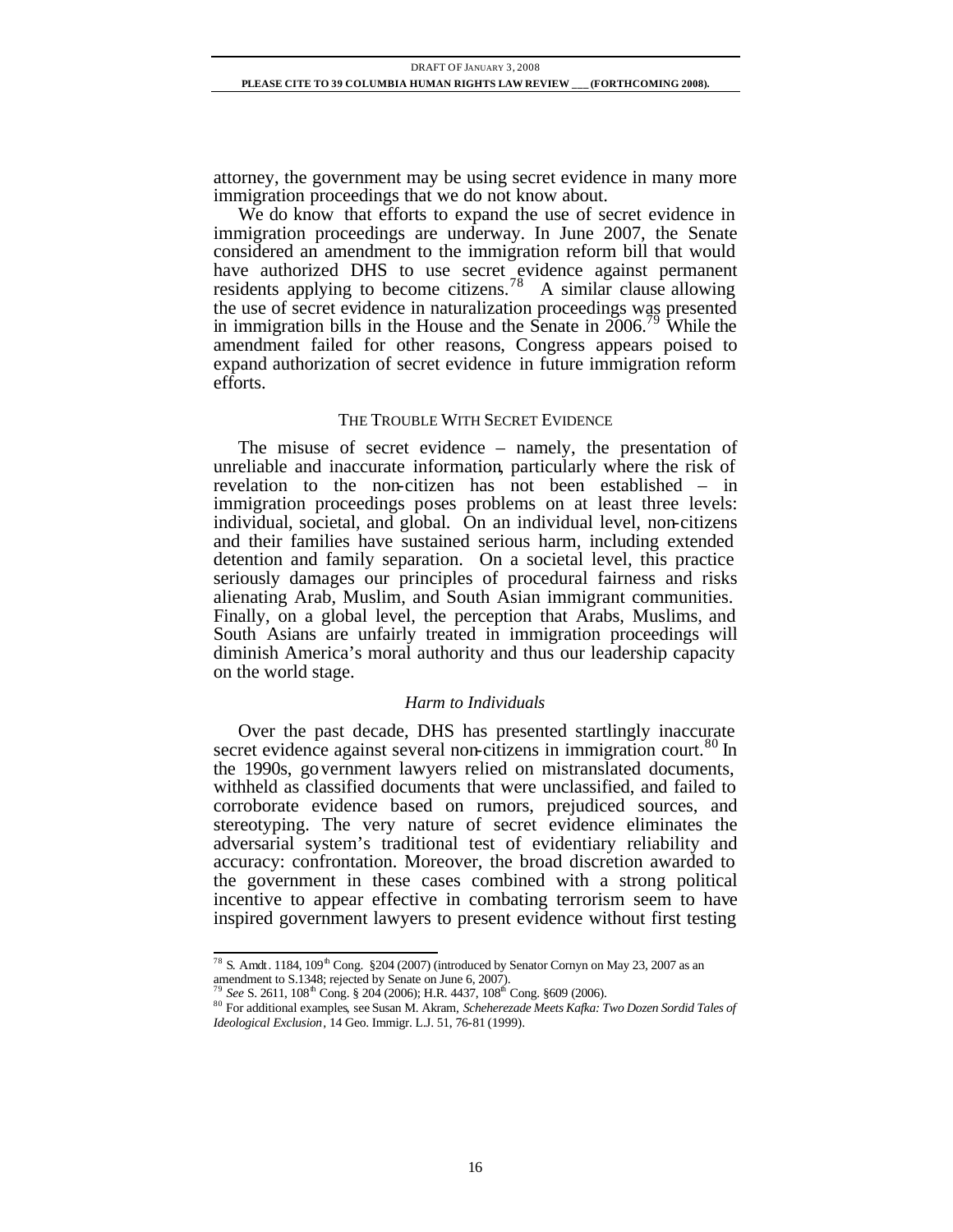attorney, the government may be using secret evidence in many more immigration proceedings that we do not know about.

We do know that efforts to expand the use of secret evidence in immigration proceedings are underway. In June 2007, the Senate considered an amendment to the immigration reform bill that would have authorized DHS to use secret evidence against permanent residents applying to become citizens.[78] A similar clause allowing the use of secret evidence in naturalization proceedings was presented in immigration bills in the House and the Senate in 2006.[79] While the amendment failed for other reasons, Congress appears poised to expand authorization of secret evidence in future immigration reform efforts.

## The Trouble With Secret Evidence

The misuse of secret evidence – namely, the presentation of unreliable and inaccurate information, particularly where the risk of revelation to the non-citizen has not been established – in immigration proceedings poses problems on at least three levels: individual, societal, and global. On an individual level, non-citizens and their families have sustained serious harm, including extended detention and family separation. On a societal level, this practice seriously damages our principles of procedural fairness and risks alienating Arab, Muslim, and South Asian immigrant communities. Finally, on a global level, the perception that Arabs, Muslims, and South Asians are unfairly treated in immigration proceedings will diminish America's moral authority and thus our leadership capacity on the world stage.

### *Harm to Individuals*

Over the past decade, DHS has presented startlingly inaccurate secret evidence against several non-citizens in immigration court.[80] In the 1990s, government lawyers relied on mistranslated documents, withheld as classified documents that were unclassified, and failed to corroborate evidence based on rumors, prejudiced sources, and stereotyping. The very nature of secret evidence eliminates the adversarial system's traditional test of evidentiary reliability and accuracy: confrontation. Moreover, the broad discretion awarded to the government in these cases combined with a strong political incentive to appear effective in combating terrorism seem to have inspired government lawyers to present evidence without first testing

---

[78] S. Amdt. 1184, 109th Cong. §204 (2007) (introduced by Senator Cornyn on May 23, 2007 as an amendment to S.1348; rejected by Senate on June 6, 2007).

[79] *See* S. 2611, 108th Cong. § 204 (2006); H.R. 4437, 108th Cong. §609 (2006).

[80] For additional examples, see Susan M. Akram, *Scheherezade Meets Kafka: Two Dozen Sordid Tales of Ideological Exclusion*, 14 Geo. Immigr. L.J. 51, 76-81 (1999).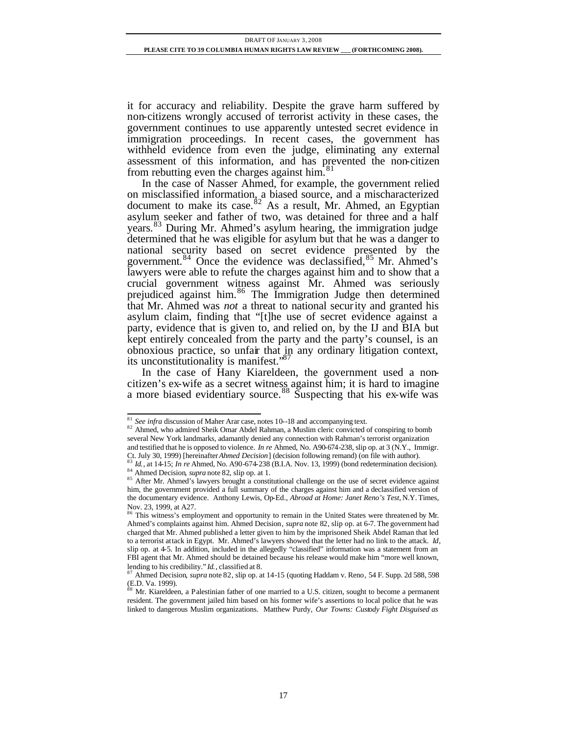it for accuracy and reliability. Despite the grave harm suffered by non-citizens wrongly accused of terrorist activity in these cases, the government continues to use apparently untested secret evidence in immigration proceedings. In recent cases, the government has withheld evidence from even the judge, eliminating any external assessment of this information, and has prevented the non-citizen from rebutting even the charges against him.[81]

In the case of Nasser Ahmed, for example, the government relied on misclassified information, a biased source, and a mischaracterized document to make its case.[82] As a result, Mr. Ahmed, an Egyptian asylum seeker and father of two, was detained for three and a half years.[83] During Mr. Ahmed's asylum hearing, the immigration judge determined that he was eligible for asylum but that he was a danger to national security based on secret evidence presented by the government.[84] Once the evidence was declassified,[85] Mr. Ahmed's lawyers were able to refute the charges against him and to show that a crucial government witness against Mr. Ahmed was seriously prejudiced against him.[86] The Immigration Judge then determined that Mr. Ahmed was *not* a threat to national security and granted his asylum claim, finding that "[t]he use of secret evidence against a party, evidence that is given to, and relied on, by the IJ and BIA but kept entirely concealed from the party and the party's counsel, is an obnoxious practice, so unfair that in any ordinary litigation context, its unconstitutionality is manifest."[87]

In the case of Hany Kiareldeen, the government used a non-citizen's ex-wife as a secret witness against him; it is hard to imagine a more biased evidentiary source.[88] Suspecting that his ex-wife was

---

[81] *See infra* discussion of Maher Arar case, notes 10--18 and accompanying text.

[82] Ahmed, who admired Sheik Omar Abdel Rahman, a Muslim cleric convicted of conspiring to bomb several New York landmarks, adamantly denied any connection with Rahman's terrorist organization and testified that he is opposed to violence. *In re* Ahmed, No. A90-674-238, slip op. at 3 (N.Y., Immigr. Ct. July 30, 1999) [hereinafter *Ahmed Decision*] (decision following remand) (on file with author).

[83] *Id.*, at 14-15; *In re* Ahmed, No. A90-674-238 (B.I.A. Nov. 13, 1999) (bond redetermination decision).

[84] Ahmed Decision, *supra* note 82, slip op. at 1.

[85] After Mr. Ahmed's lawyers brought a constitutional challenge on the use of secret evidence against him, the government provided a full summary of the charges against him and a declassified version of the documentary evidence. Anthony Lewis, Op-Ed., *Abroad at Home: Janet Reno's Test*, N.Y. Times, Nov. 23, 1999, at A27.

[86] This witness's employment and opportunity to remain in the United States were threatened by Mr. Ahmed's complaints against him. Ahmed Decision, *supra* note 82, slip op. at 6-7. The government had charged that Mr. Ahmed published a letter given to him by the imprisoned Sheik Abdel Raman that led to a terrorist attack in Egypt. Mr. Ahmed's lawyers showed that the letter had no link to the attack. *Id*, slip op. at 4-5. In addition, included in the allegedly "classified" information was a statement from an FBI agent that Mr. Ahmed should be detained because his release would make him "more well known, lending to his credibility." *Id.*, classified at 8.

[87] Ahmed Decision, *supra* note 82, slip op. at 14-15 (quoting Haddam v. Reno, 54 F. Supp. 2d 588, 598 (E.D. Va. 1999).

[88] Mr. Kiareldeen, a Palestinian father of one married to a U.S. citizen, sought to become a permanent resident. The government jailed him based on his former wife's assertions to local police that he was linked to dangerous Muslim organizations. Matthew Purdy, *Our Towns: Custody Fight Disguised as*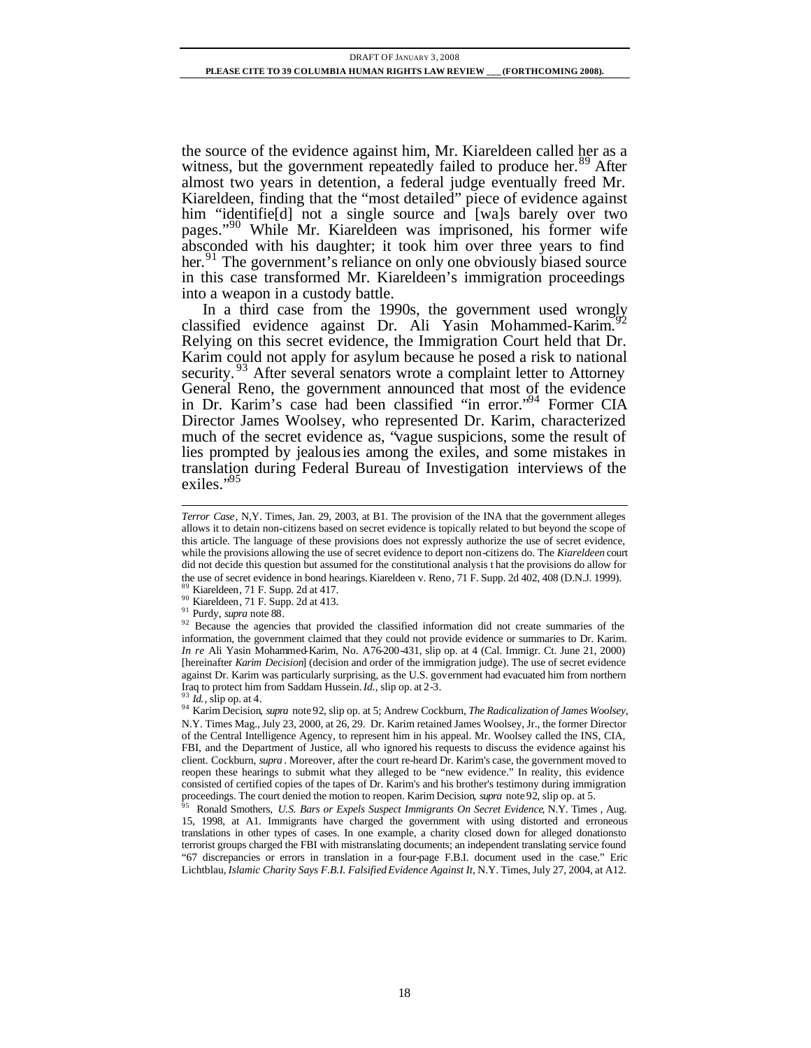the source of the evidence against him, Mr. Kiareldeen called her as a witness, but the government repeatedly failed to produce her.[89] After almost two years in detention, a federal judge eventually freed Mr. Kiareldeen, finding that the "most detailed" piece of evidence against him "identifie[d] not a single source and [wa]s barely over two pages."[90] While Mr. Kiareldeen was imprisoned, his former wife absconded with his daughter; it took him over three years to find her.[91] The government's reliance on only one obviously biased source in this case transformed Mr. Kiareldeen's immigration proceedings into a weapon in a custody battle.

In a third case from the 1990s, the government used wrongly classified evidence against Dr. Ali Yasin Mohammed-Karim.[92] Relying on this secret evidence, the Immigration Court held that Dr. Karim could not apply for asylum because he posed a risk to national security.[93] After several senators wrote a complaint letter to Attorney General Reno, the government announced that most of the evidence in Dr. Karim's case had been classified "in error."[94] Former CIA Director James Woolsey, who represented Dr. Karim, characterized much of the secret evidence as, "vague suspicions, some the result of lies prompted by jealousies among the exiles, and some mistakes in translation during Federal Bureau of Investigation interviews of the exiles."[95]

---

*Terror Case*, N,Y. Times, Jan. 29, 2003, at B1. The provision of the INA that the government alleges allows it to detain non-citizens based on secret evidence is topically related to but beyond the scope of this article. The language of these provisions does not expressly authorize the use of secret evidence, while the provisions allowing the use of secret evidence to deport non-citizens do. The *Kiareldeen* court did not decide this question but assumed for the constitutional analysis that the provisions do allow for the use of secret evidence in bond hearings. Kiareldeen v. Reno, 71 F. Supp. 2d 402, 408 (D.N.J. 1999).

[89] Kiareldeen, 71 F. Supp. 2d at 417.

[90] Kiareldeen, 71 F. Supp. 2d at 413.

[91] Purdy, *supra* note 88.

[92] Because the agencies that provided the classified information did not create summaries of the information, the government claimed that they could not provide evidence or summaries to Dr. Karim. *In re* Ali Yasin Mohammed-Karim, No. A76-200-431, slip op. at 4 (Cal. Immigr. Ct. June 21, 2000) [hereinafter *Karim Decision*] (decision and order of the immigration judge). The use of secret evidence against Dr. Karim was particularly surprising, as the U.S. government had evacuated him from northern Iraq to protect him from Saddam Hussein. *Id.*, slip op. at 2-3.

[93] *Id.*, slip op. at 4.

[94] Karim Decision, *supra* note 92, slip op. at 5; Andrew Cockburn, *The Radicalization of James Woolsey*, N.Y. Times Mag., July 23, 2000, at 26, 29. Dr. Karim retained James Woolsey, Jr., the former Director of the Central Intelligence Agency, to represent him in his appeal. Mr. Woolsey called the INS, CIA, FBI, and the Department of Justice, all who ignored his requests to discuss the evidence against his client. Cockburn, *supra*. Moreover, after the court re-heard Dr. Karim's case, the government moved to reopen these hearings to submit what they alleged to be "new evidence." In reality, this evidence consisted of certified copies of the tapes of Dr. Karim's and his brother's testimony during immigration proceedings. The court denied the motion to reopen. Karim Decision, *supra* note 92, slip op. at 5.

[95] Ronald Smothers, *U.S. Bars or Expels Suspect Immigrants On Secret Evidence*, N.Y. Times, Aug. 15, 1998, at A1. Immigrants have charged the government with using distorted and erroneous translations in other types of cases. In one example, a charity closed down for alleged donations to terrorist groups charged the FBI with mistranslating documents; an independent translating service found "67 discrepancies or errors in translation in a four-page F.B.I. document used in the case." Eric Lichtblau, *Islamic Charity Says F.B.I. Falsified Evidence Against It*, N.Y. Times, July 27, 2004, at A12.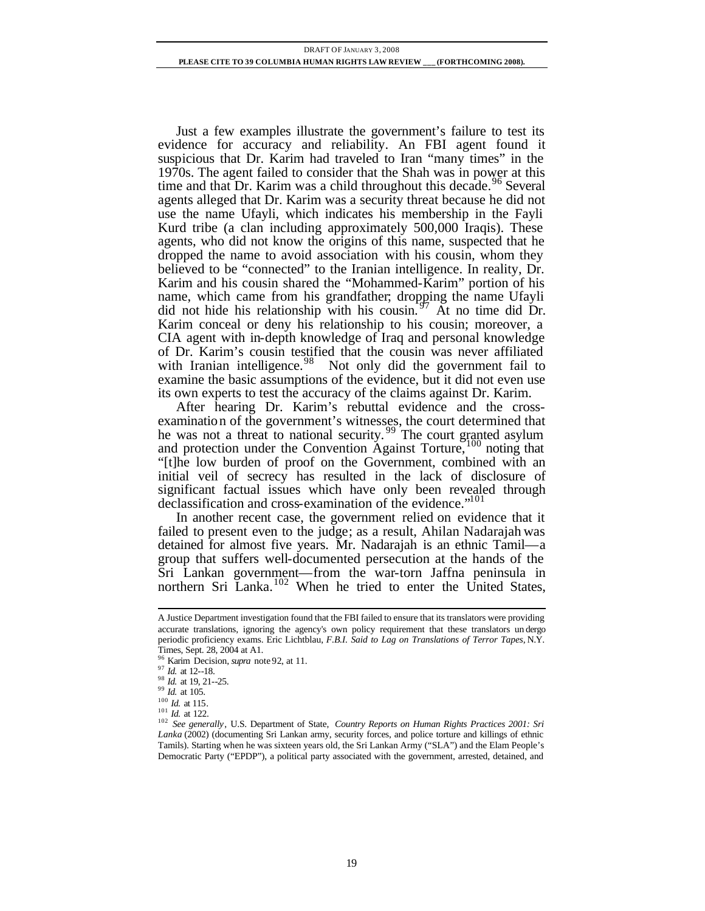Just a few examples illustrate the government's failure to test its evidence for accuracy and reliability. An FBI agent found it suspicious that Dr. Karim had traveled to Iran "many times" in the 1970s. The agent failed to consider that the Shah was in power at this time and that Dr. Karim was a child throughout this decade.[96] Several agents alleged that Dr. Karim was a security threat because he did not use the name Ufayli, which indicates his membership in the Fayli Kurd tribe (a clan including approximately 500,000 Iraqis). These agents, who did not know the origins of this name, suspected that he dropped the name to avoid association with his cousin, whom they believed to be "connected" to the Iranian intelligence. In reality, Dr. Karim and his cousin shared the "Mohammed-Karim" portion of his name, which came from his grandfather; dropping the name Ufayli did not hide his relationship with his cousin.[97] At no time did Dr. Karim conceal or deny his relationship to his cousin; moreover, a CIA agent with in-depth knowledge of Iraq and personal knowledge of Dr. Karim's cousin testified that the cousin was never affiliated with Iranian intelligence.[98] Not only did the government fail to examine the basic assumptions of the evidence, but it did not even use its own experts to test the accuracy of the claims against Dr. Karim.

After hearing Dr. Karim's rebuttal evidence and the cross-examination of the government's witnesses, the court determined that he was not a threat to national security.[99] The court granted asylum and protection under the Convention Against Torture,[100] noting that "[t]he low burden of proof on the Government, combined with an initial veil of secrecy has resulted in the lack of disclosure of significant factual issues which have only been revealed through declassification and cross-examination of the evidence."[101]

In another recent case, the government relied on evidence that it failed to present even to the judge; as a result, Ahilan Nadarajah was detained for almost five years. Mr. Nadarajah is an ethnic Tamil—a group that suffers well-documented persecution at the hands of the Sri Lankan government—from the war-torn Jaffna peninsula in northern Sri Lanka.[102] When he tried to enter the United States,

---

A Justice Department investigation found that the FBI failed to ensure that its translators were providing accurate translations, ignoring the agency's own policy requirement that these translators undergo periodic proficiency exams. Eric Lichtblau, *F.B.I. Said to Lag on Translations of Terror Tapes*, N.Y. Times, Sept. 28, 2004 at A1.

[96] Karim Decision, *supra* note 92, at 11.

[97] *Id.* at 12--18.

[98] *Id.* at 19, 21--25.

[99] *Id.* at 105.

[100] *Id.* at 115.

[101] *Id.* at 122.

[102] *See generally*, U.S. Department of State, *Country Reports on Human Rights Practices 2001: Sri Lanka* (2002) (documenting Sri Lankan army, security forces, and police torture and killings of ethnic Tamils). Starting when he was sixteen years old, the Sri Lankan Army ("SLA") and the Elam People's Democratic Party ("EPDP"), a political party associated with the government, arrested, detained, and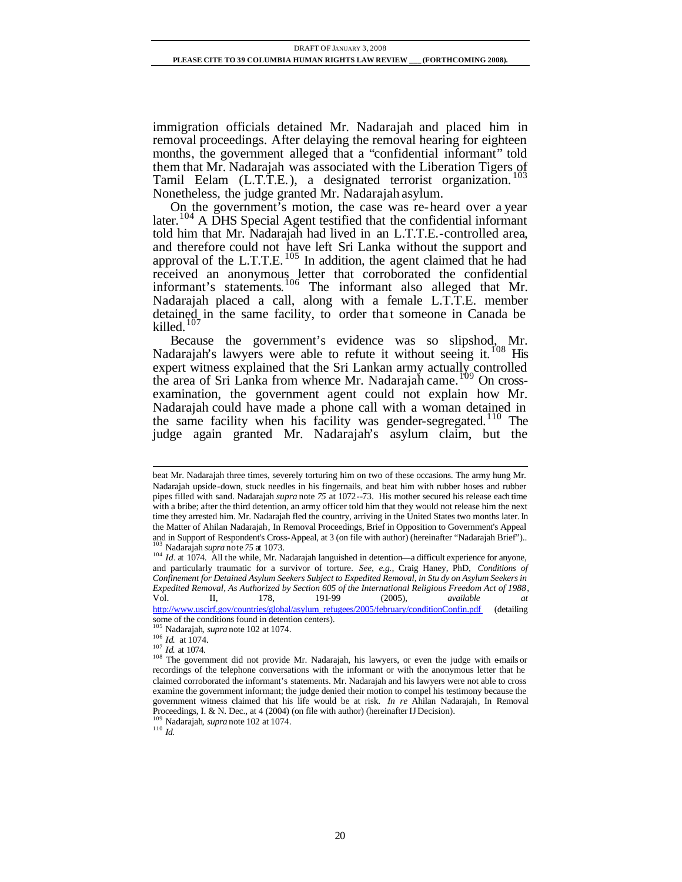immigration officials detained Mr. Nadarajah and placed him in removal proceedings. After delaying the removal hearing for eighteen months, the government alleged that a "confidential informant" told them that Mr. Nadarajah was associated with the Liberation Tigers of Tamil Eelam (L.T.T.E.), a designated terrorist organization.[103] Nonetheless, the judge granted Mr. Nadarajah asylum.

On the government's motion, the case was re-heard over a year later.[104] A DHS Special Agent testified that the confidential informant told him that Mr. Nadarajah had lived in an L.T.T.E.-controlled area, and therefore could not have left Sri Lanka without the support and approval of the L.T.T.E.[105] In addition, the agent claimed that he had received an anonymous letter that corroborated the confidential informant's statements.[106] The informant also alleged that Mr. Nadarajah placed a call, along with a female L.T.T.E. member detained in the same facility, to order that someone in Canada be killed.[107]

Because the government's evidence was so slipshod, Mr. Nadarajah's lawyers were able to refute it without seeing it.[108] His expert witness explained that the Sri Lankan army actually controlled the area of Sri Lanka from whence Mr. Nadarajah came.[109] On cross-examination, the government agent could not explain how Mr. Nadarajah could have made a phone call with a woman detained in the same facility when his facility was gender-segregated.[110] The judge again granted Mr. Nadarajah's asylum claim, but the

---

beat Mr. Nadarajah three times, severely torturing him on two of these occasions. The army hung Mr. Nadarajah upside-down, stuck needles in his fingernails, and beat him with rubber hoses and rubber pipes filled with sand. Nadarajah *supra* note 75 at 1072--73. His mother secured his release each time with a bribe; after the third detention, an army officer told him that they would not release him the next time they arrested him. Mr. Nadarajah fled the country, arriving in the United States two months later. In the Matter of Ahilan Nadarajah, In Removal Proceedings, Brief in Opposition to Government's Appeal and in Support of Respondent's Cross-Appeal, at 3 (on file with author) (hereinafter "Nadarajah Brief")..

[103] Nadarajah *supra* note 75 at 1073.

[104] *Id*. at 1074. All the while, Mr. Nadarajah languished in detention—a difficult experience for anyone, and particularly traumatic for a survivor of torture. *See, e.g.,* Craig Haney, PhD, *Conditions of Confinement for Detained Asylum Seekers Subject to Expedited Removal, in Stu dy on Asylum Seekers in Expedited Removal, As Authorized by Section 605 of the International Religious Freedom Act of 1988*, Vol. II, 178, 191-99 (2005), *available at* http://www.uscirf.gov/countries/global/asylum_refugees/2005/february/conditionConfin.pdf (detailing some of the conditions found in detention centers).

[105] Nadarajah, *supra* note 102 at 1074.

[106] *Id.* at 1074.

[107] *Id.* at 1074.

[108] The government did not provide Mr. Nadarajah, his lawyers, or even the judge with e-mails or recordings of the telephone conversations with the informant or with the anonymous letter that he claimed corroborated the informant's statements. Mr. Nadarajah and his lawyers were not able to cross examine the government informant; the judge denied their motion to compel his testimony because the government witness claimed that his life would be at risk. *In re* Ahilan Nadarajah, In Removal Proceedings, I. & N. Dec., at 4 (2004) (on file with author) (hereinafter IJ Decision).

[109] Nadarajah, *supra* note 102 at 1074.

[110] *Id.*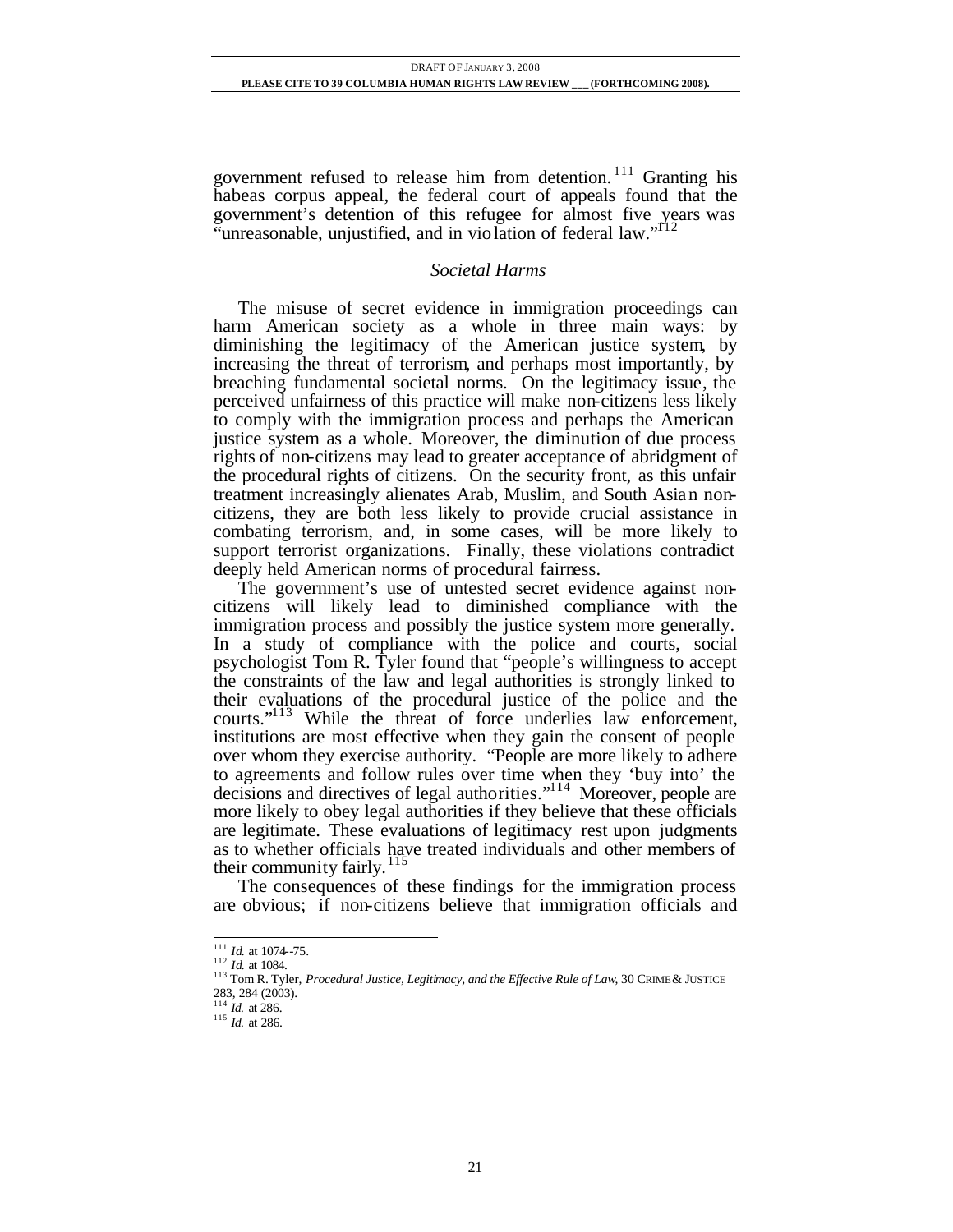government refused to release him from detention.[111] Granting his habeas corpus appeal, the federal court of appeals found that the government's detention of this refugee for almost five years was "unreasonable, unjustified, and in violation of federal law."[112]

### *Societal Harms*

The misuse of secret evidence in immigration proceedings can harm American society as a whole in three main ways: by diminishing the legitimacy of the American justice system, by increasing the threat of terrorism, and perhaps most importantly, by breaching fundamental societal norms. On the legitimacy issue, the perceived unfairness of this practice will make non-citizens less likely to comply with the immigration process and perhaps the American justice system as a whole. Moreover, the diminution of due process rights of non-citizens may lead to greater acceptance of abridgment of the procedural rights of citizens. On the security front, as this unfair treatment increasingly alienates Arab, Muslim, and South Asian non-citizens, they are both less likely to provide crucial assistance in combating terrorism, and, in some cases, will be more likely to support terrorist organizations. Finally, these violations contradict deeply held American norms of procedural fairness.

The government's use of untested secret evidence against non-citizens will likely lead to diminished compliance with the immigration process and possibly the justice system more generally. In a study of compliance with the police and courts, social psychologist Tom R. Tyler found that "people's willingness to accept the constraints of the law and legal authorities is strongly linked to their evaluations of the procedural justice of the police and the courts."[113] While the threat of force underlies law enforcement, institutions are most effective when they gain the consent of people over whom they exercise authority. "People are more likely to adhere to agreements and follow rules over time when they 'buy into' the decisions and directives of legal authorities."[114] Moreover, people are more likely to obey legal authorities if they believe that these officials are legitimate. These evaluations of legitimacy rest upon judgments as to whether officials have treated individuals and other members of their community fairly.[115]

The consequences of these findings for the immigration process are obvious; if non-citizens believe that immigration officials and

---

[111] *Id.* at 1074--75.
[112] *Id.* at 1084.
[113] Tom R. Tyler, *Procedural Justice, Legitimacy, and the Effective Rule of Law*, 30 CRIME & JUSTICE 283, 284 (2003).
[114] *Id.* at 286.
[115] *Id.* at 286.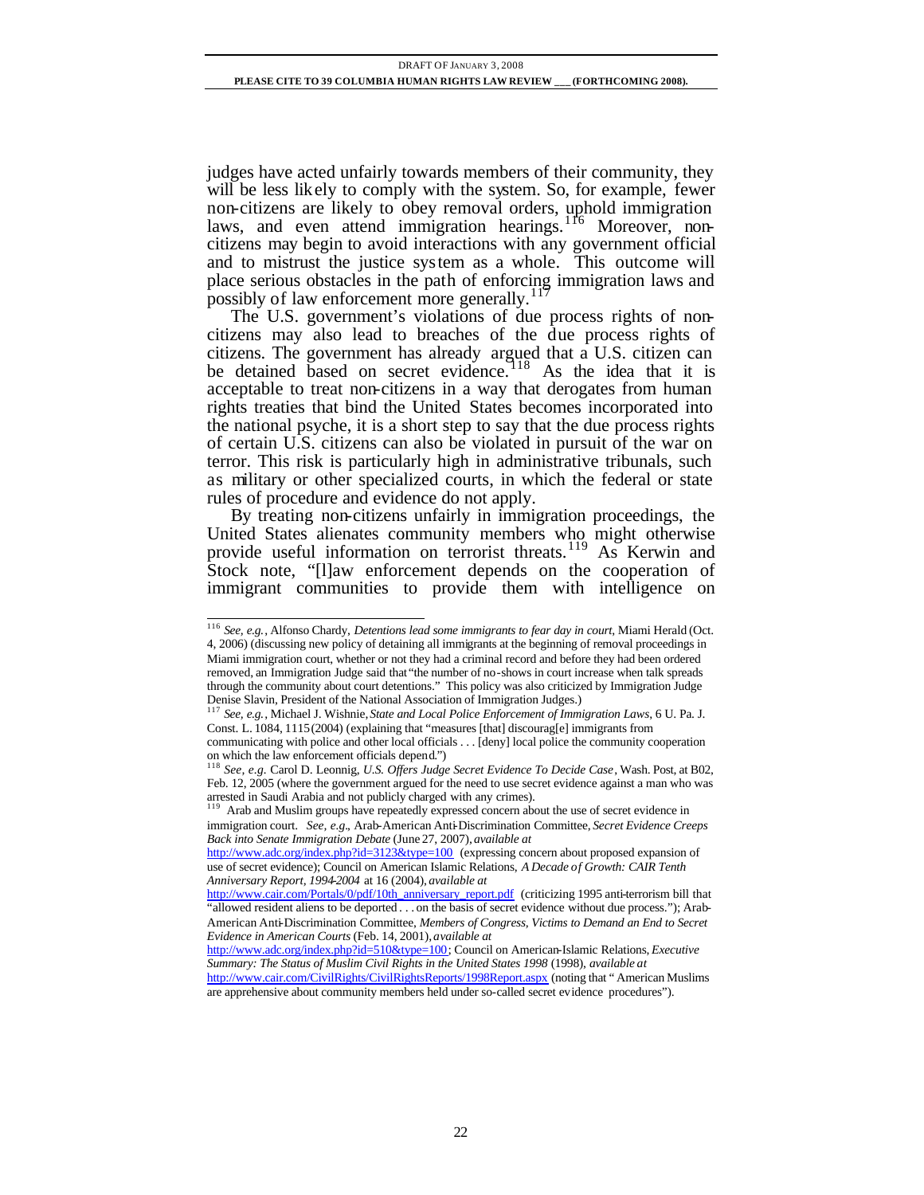judges have acted unfairly towards members of their community, they will be less likely to comply with the system. So, for example, fewer non-citizens are likely to obey removal orders, uphold immigration laws, and even attend immigration hearings.[116] Moreover, non-citizens may begin to avoid interactions with any government official and to mistrust the justice system as a whole. This outcome will place serious obstacles in the path of enforcing immigration laws and possibly of law enforcement more generally.[117]

The U.S. government's violations of due process rights of non-citizens may also lead to breaches of the due process rights of citizens. The government has already argued that a U.S. citizen can be detained based on secret evidence.[118] As the idea that it is acceptable to treat non-citizens in a way that derogates from human rights treaties that bind the United States becomes incorporated into the national psyche, it is a short step to say that the due process rights of certain U.S. citizens can also be violated in pursuit of the war on terror. This risk is particularly high in administrative tribunals, such as military or other specialized courts, in which the federal or state rules of procedure and evidence do not apply.

By treating non-citizens unfairly in immigration proceedings, the United States alienates community members who might otherwise provide useful information on terrorist threats.[119] As Kerwin and Stock note, "[l]aw enforcement depends on the cooperation of immigrant communities to provide them with intelligence on

---

[116] *See, e.g.*, Alfonso Chardy, *Detentions lead some immigrants to fear day in court*, Miami Herald (Oct. 4, 2006) (discussing new policy of detaining all immigrants at the beginning of removal proceedings in Miami immigration court, whether or not they had a criminal record and before they had been ordered removed, an Immigration Judge said that "the number of no-shows in court increase when talk spreads through the community about court detentions." This policy was also criticized by Immigration Judge Denise Slavin, President of the National Association of Immigration Judges.)

[117] *See, e.g.*, Michael J. Wishnie, *State and Local Police Enforcement of Immigration Laws*, 6 U. Pa. J. Const. L. 1084, 1115 (2004) (explaining that "measures [that] discourag[e] immigrants from communicating with police and other local officials . . . [deny] local police the community cooperation on which the law enforcement officials depend.")

[118] *See, e.g.* Carol D. Leonnig, *U.S. Offers Judge Secret Evidence To Decide Case*, Wash. Post, at B02, Feb. 12, 2005 (where the government argued for the need to use secret evidence against a man who was arrested in Saudi Arabia and not publicly charged with any crimes).

[119] Arab and Muslim groups have repeatedly expressed concern about the use of secret evidence in immigration court. *See, e.g.*, Arab-American Anti-Discrimination Committee, *Secret Evidence Creeps Back into Senate Immigration Debate* (June 27, 2007), *available at* http://www.adc.org/index.php?id=3123&type=100 (expressing concern about proposed expansion of use of secret evidence); Council on American Islamic Relations, *A Decade of Growth: CAIR Tenth Anniversary Report, 1994-2004* at 16 (2004), *available at* http://www.cair.com/Portals/0/pdf/10th_anniversary_report.pdf (criticizing 1995 anti-terrorism bill that "allowed resident aliens to be deported . . . on the basis of secret evidence without due process."); Arab-American Anti-Discrimination Committee, *Members of Congress, Victims to Demand an End to Secret Evidence in American Courts* (Feb. 14, 2001), *available at* http://www.adc.org/index.php?id=510&type=100; Council on American-Islamic Relations, *Executive Summary: The Status of Muslim Civil Rights in the United States 1998* (1998), *available at* http://www.cair.com/CivilRights/CivilRightsReports/1998Report.aspx (noting that "American Muslims are apprehensive about community members held under so-called secret evidence procedures").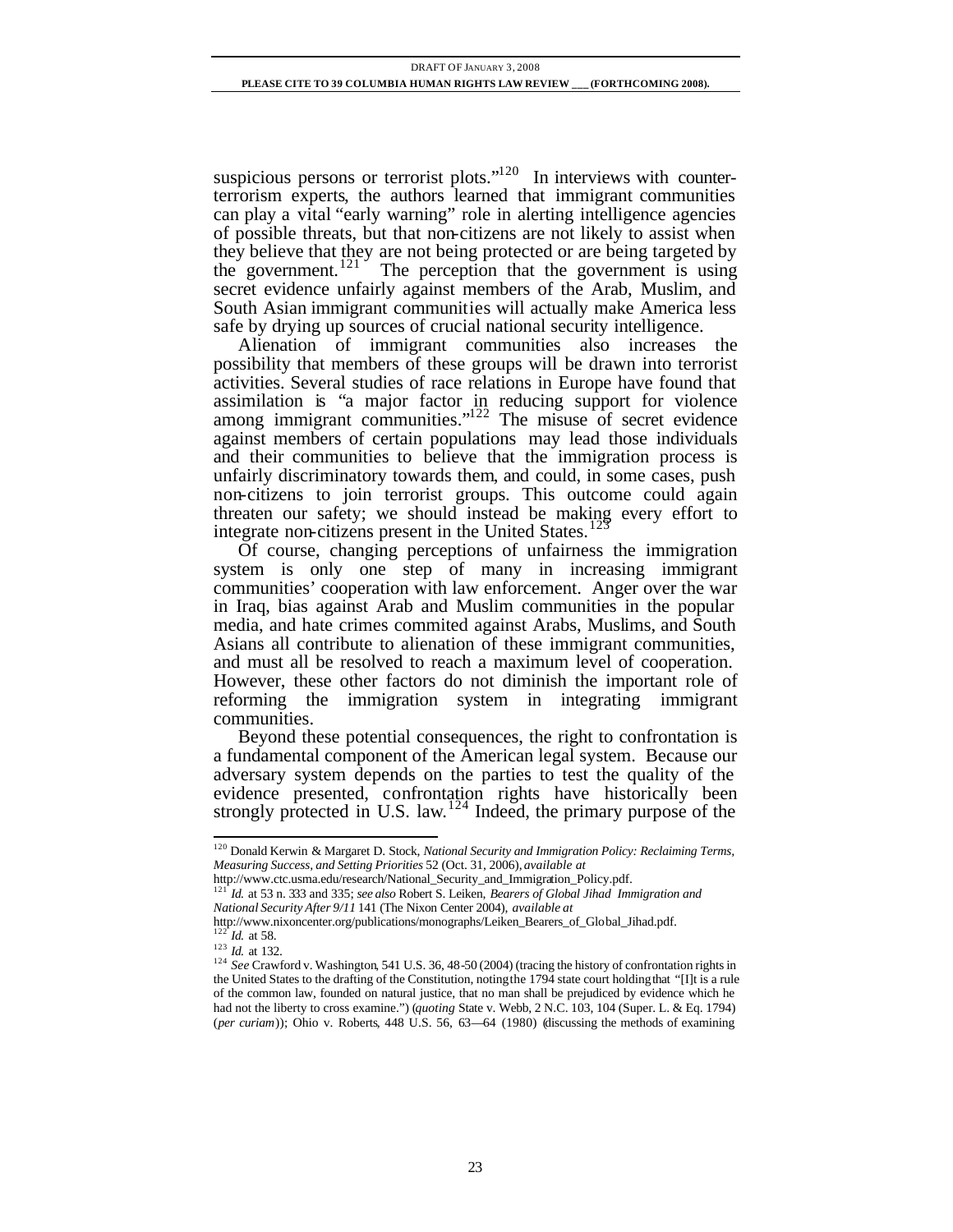suspicious persons or terrorist plots."[120] In interviews with counter-terrorism experts, the authors learned that immigrant communities can play a vital "early warning" role in alerting intelligence agencies of possible threats, but that non-citizens are not likely to assist when they believe that they are not being protected or are being targeted by the government.[121] The perception that the government is using secret evidence unfairly against members of the Arab, Muslim, and South Asian immigrant communities will actually make America less safe by drying up sources of crucial national security intelligence.

Alienation of immigrant communities also increases the possibility that members of these groups will be drawn into terrorist activities. Several studies of race relations in Europe have found that assimilation is "a major factor in reducing support for violence among immigrant communities."[122] The misuse of secret evidence against members of certain populations may lead those individuals and their communities to believe that the immigration process is unfairly discriminatory towards them, and could, in some cases, push non-citizens to join terrorist groups. This outcome could again threaten our safety; we should instead be making every effort to integrate non-citizens present in the United States.[123]

Of course, changing perceptions of unfairness the immigration system is only one step of many in increasing immigrant communities' cooperation with law enforcement. Anger over the war in Iraq, bias against Arab and Muslim communities in the popular media, and hate crimes commited against Arabs, Muslims, and South Asians all contribute to alienation of these immigrant communities, and must all be resolved to reach a maximum level of cooperation. However, these other factors do not diminish the important role of reforming the immigration system in integrating immigrant communities.

Beyond these potential consequences, the right to confrontation is a fundamental component of the American legal system. Because our adversary system depends on the parties to test the quality of the evidence presented, confrontation rights have historically been strongly protected in U.S. law.[124] Indeed, the primary purpose of the

---

[120] Donald Kerwin & Margaret D. Stock, *National Security and Immigration Policy: Reclaiming Terms, Measuring Success, and Setting Priorities* 52 (Oct. 31, 2006), *available at* http://www.ctc.usma.edu/research/National_Security_and_Immigration_Policy.pdf.

[121] *Id.* at 53 n. 333 and 335; *see also* Robert S. Leiken, *Bearers of Global Jihad Immigration and National Security After 9/11* 141 (The Nixon Center 2004), *available at* http://www.nixoncenter.org/publications/monographs/Leiken_Bearers_of_Global_Jihad.pdf.

[122] *Id.* at 58.

[123] *Id.* at 132.

[124] *See* Crawford v. Washington, 541 U.S. 36, 48-50 (2004) (tracing the history of confrontation rights in the United States to the drafting of the Constitution, noting the 1794 state court holding that "[I]t is a rule of the common law, founded on natural justice, that no man shall be prejudiced by evidence which he had not the liberty to cross examine.") (*quoting* State v. Webb, 2 N.C. 103, 104 (Super. L. & Eq. 1794) (*per curiam*)); Ohio v. Roberts, 448 U.S. 56, 63—64 (1980) (discussing the methods of examining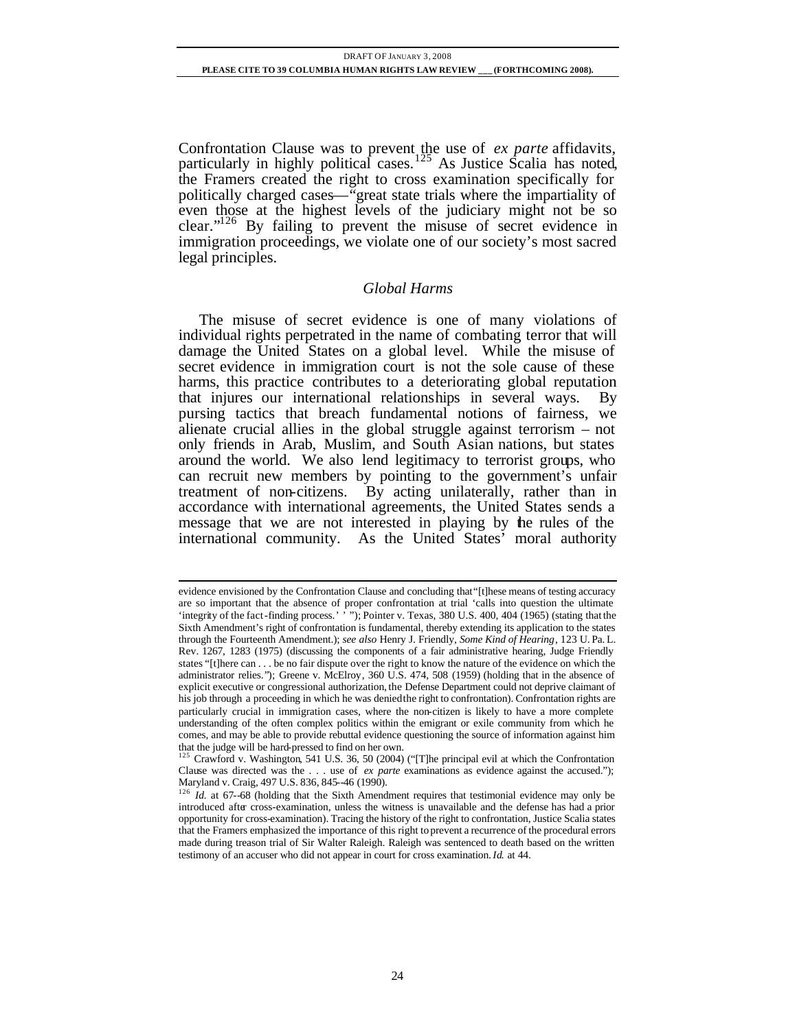Confrontation Clause was to prevent the use of *ex parte* affidavits, particularly in highly political cases.[125] As Justice Scalia has noted, the Framers created the right to cross examination specifically for politically charged cases—"great state trials where the impartiality of even those at the highest levels of the judiciary might not be so clear."[126] By failing to prevent the misuse of secret evidence in immigration proceedings, we violate one of our society's most sacred legal principles.

### *Global Harms*

The misuse of secret evidence is one of many violations of individual rights perpetrated in the name of combating terror that will damage the United States on a global level. While the misuse of secret evidence in immigration court is not the sole cause of these harms, this practice contributes to a deteriorating global reputation that injures our international relationships in several ways. By pursing tactics that breach fundamental notions of fairness, we alienate crucial allies in the global struggle against terrorism – not only friends in Arab, Muslim, and South Asian nations, but states around the world. We also lend legitimacy to terrorist groups, who can recruit new members by pointing to the government's unfair treatment of non-citizens. By acting unilaterally, rather than in accordance with international agreements, the United States sends a message that we are not interested in playing by the rules of the international community. As the United States' moral authority

---

evidence envisioned by the Confrontation Clause and concluding that "[t]hese means of testing accuracy are so important that the absence of proper confrontation at trial 'calls into question the ultimate 'integrity of the fact-finding process.' ' "); Pointer v. Texas, 380 U.S. 400, 404 (1965) (stating that the Sixth Amendment's right of confrontation is fundamental, thereby extending its application to the states through the Fourteenth Amendment.); *see also* Henry J. Friendly, *Some Kind of Hearing*, 123 U. Pa. L. Rev. 1267, 1283 (1975) (discussing the components of a fair administrative hearing, Judge Friendly states "[t]here can . . . be no fair dispute over the right to know the nature of the evidence on which the administrator relies."); Greene v. McElroy, 360 U.S. 474, 508 (1959) (holding that in the absence of explicit executive or congressional authorization, the Defense Department could not deprive claimant of his job through a proceeding in which he was denied the right to confrontation). Confrontation rights are particularly crucial in immigration cases, where the non-citizen is likely to have a more complete understanding of the often complex politics within the emigrant or exile community from which he comes, and may be able to provide rebuttal evidence questioning the source of information against him that the judge will be hard-pressed to find on her own.

[125] Crawford v. Washington, 541 U.S. 36, 50 (2004) ("[T]he principal evil at which the Confrontation Clause was directed was the . . . use of *ex parte* examinations as evidence against the accused."); Maryland v. Craig, 497 U.S. 836, 845–46 (1990).

[126] *Id.* at 67–68 (holding that the Sixth Amendment requires that testimonial evidence may only be introduced after cross-examination, unless the witness is unavailable and the defense has had a prior opportunity for cross-examination). Tracing the history of the right to confrontation, Justice Scalia states that the Framers emphasized the importance of this right to prevent a recurrence of the procedural errors made during treason trial of Sir Walter Raleigh. Raleigh was sentenced to death based on the written testimony of an accuser who did not appear in court for cross examination. *Id.* at 44.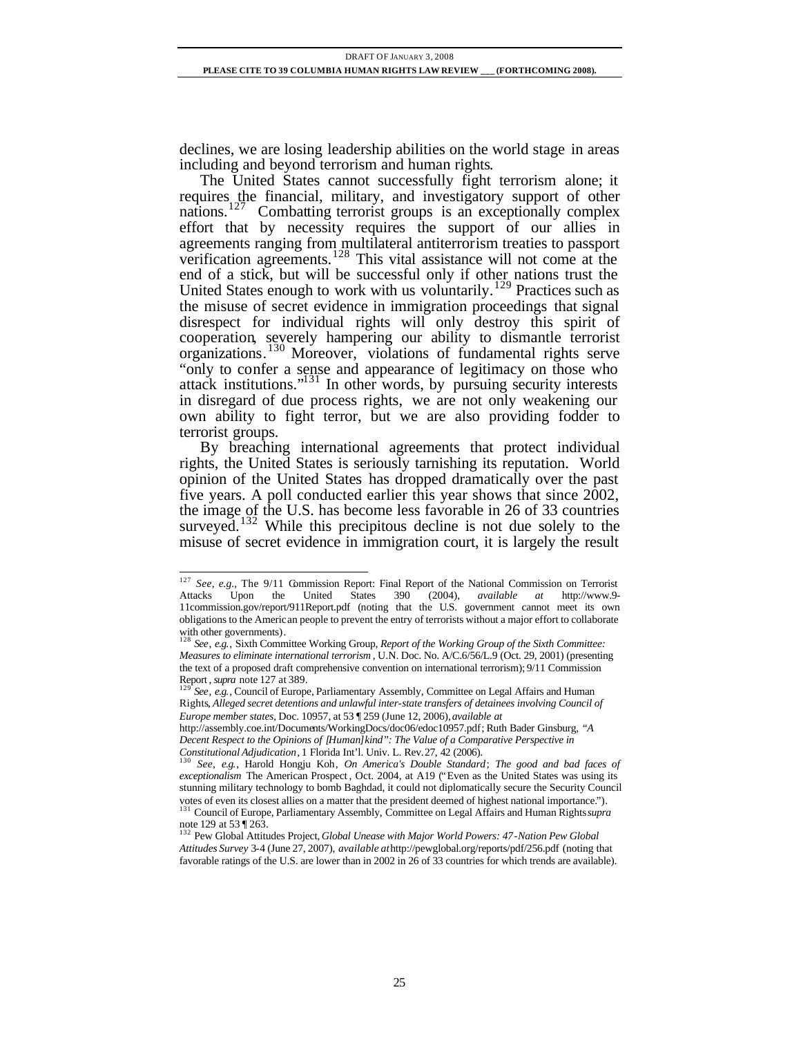declines, we are losing leadership abilities on the world stage in areas including and beyond terrorism and human rights.

The United States cannot successfully fight terrorism alone; it requires the financial, military, and investigatory support of other nations.[127] Combatting terrorist groups is an exceptionally complex effort that by necessity requires the support of our allies in agreements ranging from multilateral antiterrorism treaties to passport verification agreements.[128] This vital assistance will not come at the end of a stick, but will be successful only if other nations trust the United States enough to work with us voluntarily.[129] Practices such as the misuse of secret evidence in immigration proceedings that signal disrespect for individual rights will only destroy this spirit of cooperation, severely hampering our ability to dismantle terrorist organizations.[130] Moreover, violations of fundamental rights serve "only to confer a sense and appearance of legitimacy on those who attack institutions."[131] In other words, by pursuing security interests in disregard of due process rights, we are not only weakening our own ability to fight terror, but we are also providing fodder to terrorist groups.

By breaching international agreements that protect individual rights, the United States is seriously tarnishing its reputation. World opinion of the United States has dropped dramatically over the past five years. A poll conducted earlier this year shows that since 2002, the image of the U.S. has become less favorable in 26 of 33 countries surveyed.[132] While this precipitous decline is not due solely to the misuse of secret evidence in immigration court, it is largely the result

---

[127] *See, e.g.*, The 9/11 Commission Report: Final Report of the National Commission on Terrorist Attacks Upon the United States 390 (2004), *available at* http://www.9-11commission.gov/report/911Report.pdf (noting that the U.S. government cannot meet its own obligations to the American people to prevent the entry of terrorists without a major effort to collaborate with other governments).

[128] *See, e.g.*, Sixth Committee Working Group, *Report of the Working Group of the Sixth Committee: Measures to eliminate international terrorism*, U.N. Doc. No. A/C.6/56/L.9 (Oct. 29, 2001) (presenting the text of a proposed draft comprehensive convention on international terrorism); 9/11 Commission Report, *supra* note 127 at 389.

[129] *See, e.g.*, Council of Europe, Parliamentary Assembly, Committee on Legal Affairs and Human Rights, *Alleged secret detentions and unlawful inter-state transfers of detainees involving Council of Europe member states*, Doc. 10957, at 53 ¶ 259 (June 12, 2006), *available at* http://assembly.coe.int/Documents/WorkingDocs/doc06/edoc10957.pdf; Ruth Bader Ginsburg, *"A Decent Respect to the Opinions of [Human]kind": The Value of a Comparative Perspective in Constitutional Adjudication*, 1 Florida Int'l. Univ. L. Rev. 27, 42 (2006).

[130] *See, e.g.*, Harold Hongju Koh, *On America's Double Standard*; *The good and bad faces of exceptionalism* The American Prospect, Oct. 2004, at A19 ("Even as the United States was using its stunning military technology to bomb Baghdad, it could not diplomatically secure the Security Council votes of even its closest allies on a matter that the president deemed of highest national importance.").

[131] Council of Europe, Parliamentary Assembly, Committee on Legal Affairs and Human Rights *supra* note 129 at 53 ¶ 263.

[132] Pew Global Attitudes Project, *Global Unease with Major World Powers: 47-Nation Pew Global Attitudes Survey* 3-4 (June 27, 2007), *available at* http://pewglobal.org/reports/pdf/256.pdf (noting that favorable ratings of the U.S. are lower than in 2002 in 26 of 33 countries for which trends are available).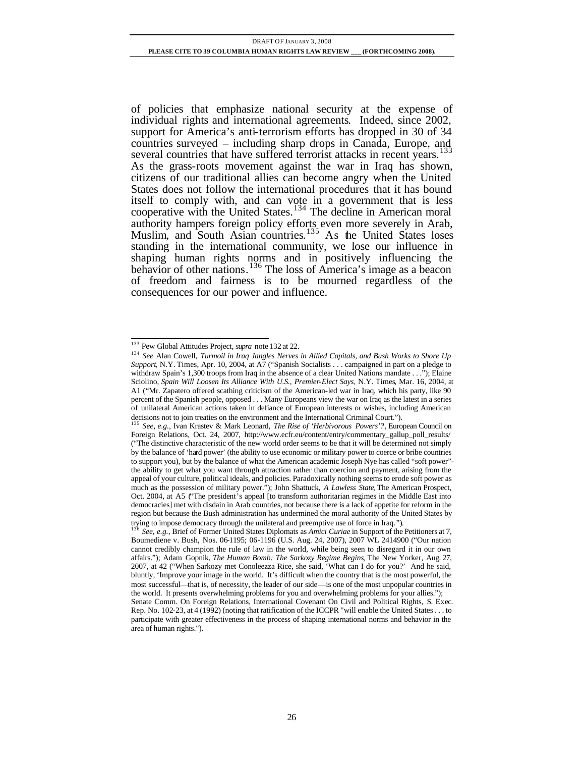of policies that emphasize national security at the expense of individual rights and international agreements. Indeed, since 2002, support for America's anti-terrorism efforts has dropped in 30 of 34 countries surveyed – including sharp drops in Canada, Europe, and several countries that have suffered terrorist attacks in recent years.[133] As the grass-roots movement against the war in Iraq has shown, citizens of our traditional allies can become angry when the United States does not follow the international procedures that it has bound itself to comply with, and can vote in a government that is less cooperative with the United States.[134] The decline in American moral authority hampers foreign policy efforts even more severely in Arab, Muslim, and South Asian countries.[135] As the United States loses standing in the international community, we lose our influence in shaping human rights norms and in positively influencing the behavior of other nations.[136] The loss of America's image as a beacon of freedom and fairness is to be mourned regardless of the consequences for our power and influence.

---

[133] Pew Global Attitudes Project, *supra* note 132 at 22.

[134] *See* Alan Cowell, *Turmoil in Iraq Jangles Nerves in Allied Capitals, and Bush Works to Shore Up Support*, N.Y. Times, Apr. 10, 2004, at A7 ("Spanish Socialists . . . campaigned in part on a pledge to withdraw Spain's 1,300 troops from Iraq in the absence of a clear United Nations mandate . . ."); Elaine Sciolino, *Spain Will Loosen Its Alliance With U.S., Premier-Elect Says*, N.Y. Times, Mar. 16, 2004, at A1 ("Mr. Zapatero offered scathing criticism of the American-led war in Iraq, which his party, like 90 percent of the Spanish people, opposed . . . Many Europeans view the war on Iraq as the latest in a series of unilateral American actions taken in defiance of European interests or wishes, including American decisions not to join treaties on the environment and the International Criminal Court.").

[135] *See, e.g.*, Ivan Krastev & Mark Leonard, *The Rise of 'Herbivorous Powers'?*, European Council on Foreign Relations, Oct. 24, 2007, http://www.ecfr.eu/content/entry/commentary_gallup_poll_results/ ("The distinctive characteristic of the new world order seems to be that it will be determined not simply by the balance of 'hard power' (the ability to use economic or military power to coerce or bribe countries to support you), but by the balance of what the American academic Joseph Nye has called "soft power"- the ability to get what you want through attraction rather than coercion and payment, arising from the appeal of your culture, political ideals, and policies. Paradoxically nothing seems to erode soft power as much as the possession of military power."); John Shattuck, *A Lawless State*, The American Prospect, Oct. 2004, at A5 ("The president's appeal [to transform authoritarian regimes in the Middle East into democracies] met with disdain in Arab countries, not because there is a lack of appetite for reform in the region but because the Bush administration has undermined the moral authority of the United States by trying to impose democracy through the unilateral and preemptive use of force in Iraq.").

[136] *See, e.g.*, Brief of Former United States Diplomats as *Amici Curiae* in Support of the Petitioners at 7, Boumediene v. Bush, Nos. 06-1195; 06-1196 (U.S. Aug. 24, 2007), 2007 WL 2414900 ("Our nation cannot credibly champion the rule of law in the world, while being seen to disregard it in our own affairs."); Adam Gopnik, *The Human Bomb: The Sarkozy Regime Begins*, The New Yorker, Aug. 27, 2007, at 42 ("When Sarkozy met Conoleezza Rice, she said, 'What can I do for you?' And he said, bluntly, 'Improve your image in the world. It's difficult when the country that is the most powerful, the most successful—that is, of necessity, the leader of our side—is one of the most unpopular countries in the world. It presents overwhelming problems for you and overwhelming problems for your allies."); Senate Comm. On Foreign Relations, International Covenant On Civil and Political Rights, S. Exec. Rep. No. 102-23, at 4 (1992) (noting that ratification of the ICCPR "will enable the United States . . . to participate with greater effectiveness in the process of shaping international norms and behavior in the area of human rights.").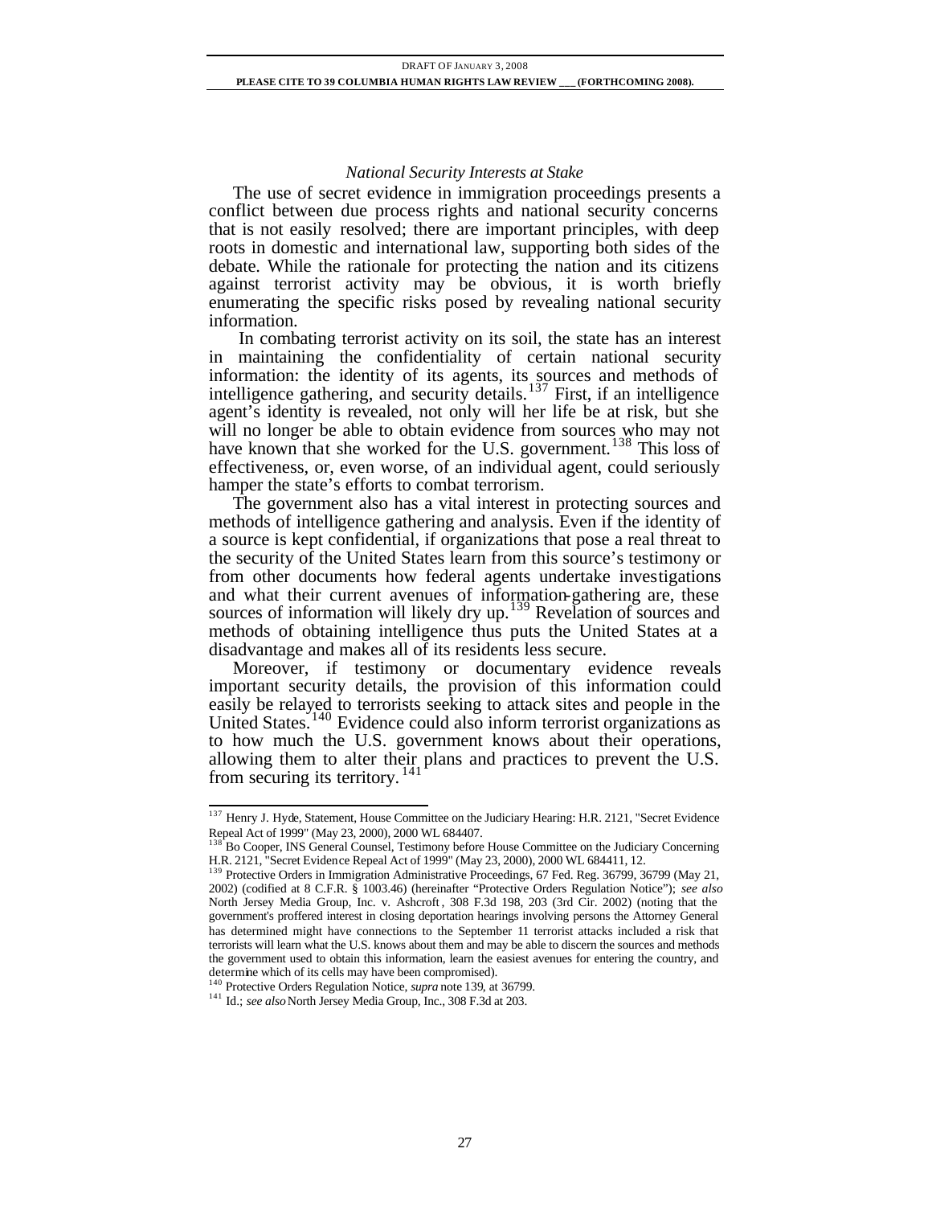*National Security Interests at Stake*

The use of secret evidence in immigration proceedings presents a conflict between due process rights and national security concerns that is not easily resolved; there are important principles, with deep roots in domestic and international law, supporting both sides of the debate. While the rationale for protecting the nation and its citizens against terrorist activity may be obvious, it is worth briefly enumerating the specific risks posed by revealing national security information.

In combating terrorist activity on its soil, the state has an interest in maintaining the confidentiality of certain national security information: the identity of its agents, its sources and methods of intelligence gathering, and security details.[137] First, if an intelligence agent's identity is revealed, not only will her life be at risk, but she will no longer be able to obtain evidence from sources who may not have known that she worked for the U.S. government.[138] This loss of effectiveness, or, even worse, of an individual agent, could seriously hamper the state's efforts to combat terrorism.

The government also has a vital interest in protecting sources and methods of intelligence gathering and analysis. Even if the identity of a source is kept confidential, if organizations that pose a real threat to the security of the United States learn from this source's testimony or from other documents how federal agents undertake investigations and what their current avenues of information-gathering are, these sources of information will likely dry up.[139] Revelation of sources and methods of obtaining intelligence thus puts the United States at a disadvantage and makes all of its residents less secure.

Moreover, if testimony or documentary evidence reveals important security details, the provision of this information could easily be relayed to terrorists seeking to attack sites and people in the United States.[140] Evidence could also inform terrorist organizations as to how much the U.S. government knows about their operations, allowing them to alter their plans and practices to prevent the U.S. from securing its territory.[141]

---

[137] Henry J. Hyde, Statement, House Committee on the Judiciary Hearing: H.R. 2121, "Secret Evidence Repeal Act of 1999" (May 23, 2000), 2000 WL 684407.

[138] Bo Cooper, INS General Counsel, Testimony before House Committee on the Judiciary Concerning H.R. 2121, "Secret Evidence Repeal Act of 1999" (May 23, 2000), 2000 WL 684411, 12.

[139] Protective Orders in Immigration Administrative Proceedings, 67 Fed. Reg. 36799, 36799 (May 21, 2002) (codified at 8 C.F.R. § 1003.46) (hereinafter "Protective Orders Regulation Notice"); *see also* North Jersey Media Group, Inc. v. Ashcroft, 308 F.3d 198, 203 (3rd Cir. 2002) (noting that the government's proffered interest in closing deportation hearings involving persons the Attorney General has determined might have connections to the September 11 terrorist attacks included a risk that terrorists will learn what the U.S. knows about them and may be able to discern the sources and methods the government used to obtain this information, learn the easiest avenues for entering the country, and determine which of its cells may have been compromised).

[140] Protective Orders Regulation Notice, *supra* note 139, at 36799.

[141] Id.; *see also* North Jersey Media Group, Inc., 308 F.3d at 203.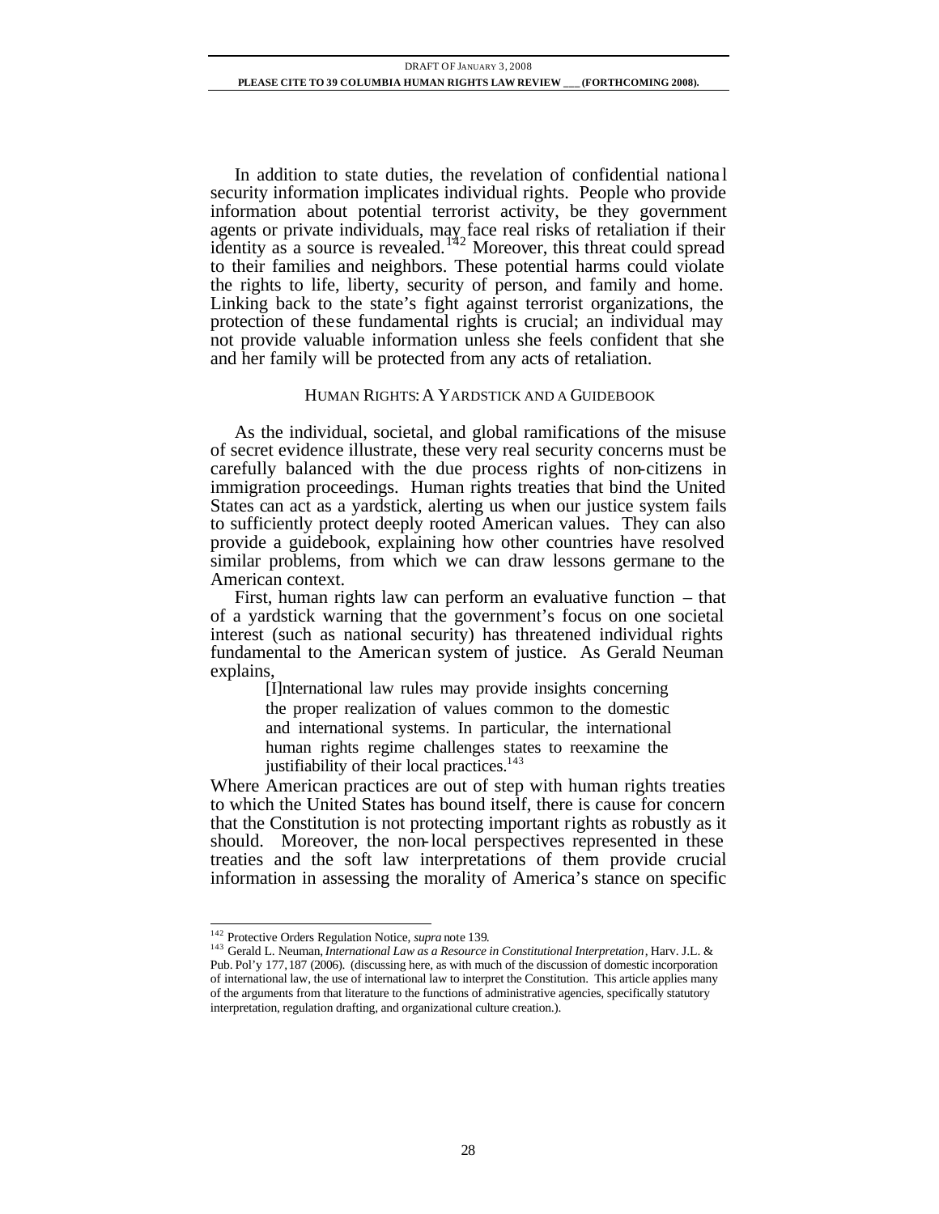In addition to state duties, the revelation of confidential national security information implicates individual rights. People who provide information about potential terrorist activity, be they government agents or private individuals, may face real risks of retaliation if their identity as a source is revealed.[142] Moreover, this threat could spread to their families and neighbors. These potential harms could violate the rights to life, liberty, security of person, and family and home. Linking back to the state's fight against terrorist organizations, the protection of these fundamental rights is crucial; an individual may not provide valuable information unless she feels confident that she and her family will be protected from any acts of retaliation.

## HUMAN RIGHTS: A YARDSTICK AND A GUIDEBOOK

As the individual, societal, and global ramifications of the misuse of secret evidence illustrate, these very real security concerns must be carefully balanced with the due process rights of non-citizens in immigration proceedings. Human rights treaties that bind the United States can act as a yardstick, alerting us when our justice system fails to sufficiently protect deeply rooted American values. They can also provide a guidebook, explaining how other countries have resolved similar problems, from which we can draw lessons germane to the American context.

First, human rights law can perform an evaluative function – that of a yardstick warning that the government's focus on one societal interest (such as national security) has threatened individual rights fundamental to the American system of justice. As Gerald Neuman explains,

> [I]nternational law rules may provide insights concerning the proper realization of values common to the domestic and international systems. In particular, the international human rights regime challenges states to reexamine the justifiability of their local practices.[143]

Where American practices are out of step with human rights treaties to which the United States has bound itself, there is cause for concern that the Constitution is not protecting important rights as robustly as it should. Moreover, the non-local perspectives represented in these treaties and the soft law interpretations of them provide crucial information in assessing the morality of America's stance on specific

---

[142] Protective Orders Regulation Notice, *supra* note 139.

[143] Gerald L. Neuman, *International Law as a Resource in Constitutional Interpretation*, Harv. J.L. & Pub. Pol'y 177, 187 (2006). (discussing here, as with much of the discussion of domestic incorporation of international law, the use of international law to interpret the Constitution. This article applies many of the arguments from that literature to the functions of administrative agencies, specifically statutory interpretation, regulation drafting, and organizational culture creation.).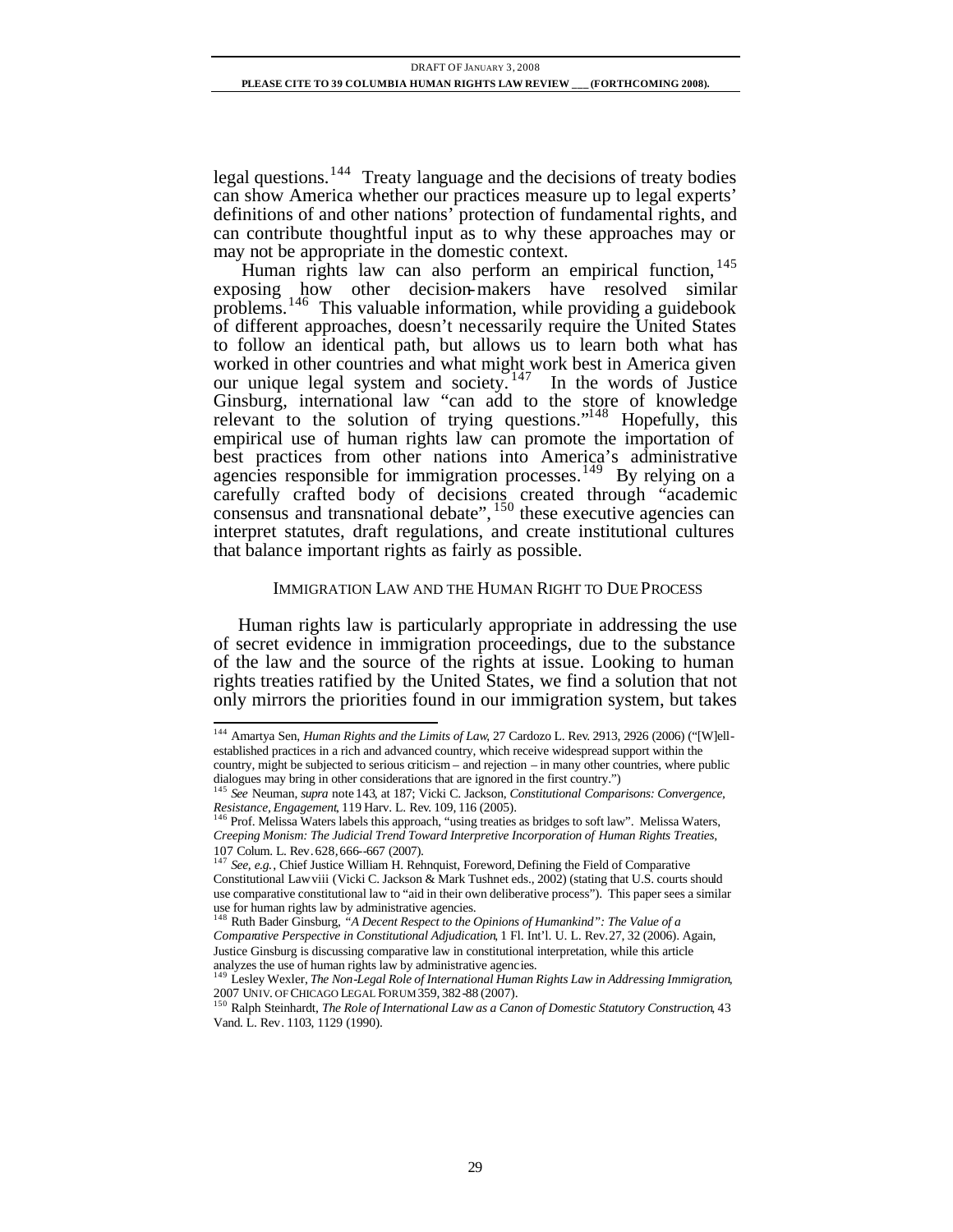legal questions.[144] Treaty language and the decisions of treaty bodies can show America whether our practices measure up to legal experts' definitions of and other nations' protection of fundamental rights, and can contribute thoughtful input as to why these approaches may or may not be appropriate in the domestic context.

Human rights law can also perform an empirical function,[145] exposing how other decision-makers have resolved similar problems.[146] This valuable information, while providing a guidebook of different approaches, doesn't necessarily require the United States to follow an identical path, but allows us to learn both what has worked in other countries and what might work best in America given our unique legal system and society.[147] In the words of Justice Ginsburg, international law "can add to the store of knowledge relevant to the solution of trying questions."[148] Hopefully, this empirical use of human rights law can promote the importation of best practices from other nations into America's administrative agencies responsible for immigration processes.[149] By relying on a carefully crafted body of decisions created through "academic consensus and transnational debate",[150] these executive agencies can interpret statutes, draft regulations, and create institutional cultures that balance important rights as fairly as possible.

## IMMIGRATION LAW AND THE HUMAN RIGHT TO DUE PROCESS

Human rights law is particularly appropriate in addressing the use of secret evidence in immigration proceedings, due to the substance of the law and the source of the rights at issue. Looking to human rights treaties ratified by the United States, we find a solution that not only mirrors the priorities found in our immigration system, but takes

---

[144] Amartya Sen, *Human Rights and the Limits of Law*, 27 Cardozo L. Rev. 2913, 2926 (2006) ("[W]ell-established practices in a rich and advanced country, which receive widespread support within the country, might be subjected to serious criticism – and rejection – in many other countries, where public dialogues may bring in other considerations that are ignored in the first country.")

[145] *See* Neuman, *supra* note 143, at 187; Vicki C. Jackson, *Constitutional Comparisons: Convergence, Resistance, Engagement*, 119 Harv. L. Rev. 109, 116 (2005).

[146] Prof. Melissa Waters labels this approach, "using treaties as bridges to soft law". Melissa Waters, *Creeping Monism: The Judicial Trend Toward Interpretive Incorporation of Human Rights Treaties*, 107 Colum. L. Rev. 628, 666–667 (2007).

[147] *See, e.g.*, Chief Justice William H. Rehnquist, Foreword, Defining the Field of Comparative Constitutional Law viii (Vicki C. Jackson & Mark Tushnet eds., 2002) (stating that U.S. courts should use comparative constitutional law to "aid in their own deliberative process"). This paper sees a similar use for human rights law by administrative agencies.

[148] Ruth Bader Ginsburg, *"A Decent Respect to the Opinions of Humankind": The Value of a Comparative Perspective in Constitutional Adjudication*, 1 Fl. Int'l. U. L. Rev. 27, 32 (2006). Again, Justice Ginsburg is discussing comparative law in constitutional interpretation, while this article analyzes the use of human rights law by administrative agencies.

[149] Lesley Wexler, *The Non-Legal Role of International Human Rights Law in Addressing Immigration*, 2007 UNIV. OF CHICAGO LEGAL FORUM 359, 382-88 (2007).

[150] Ralph Steinhardt, *The Role of International Law as a Canon of Domestic Statutory Construction*, 43 Vand. L. Rev. 1103, 1129 (1990).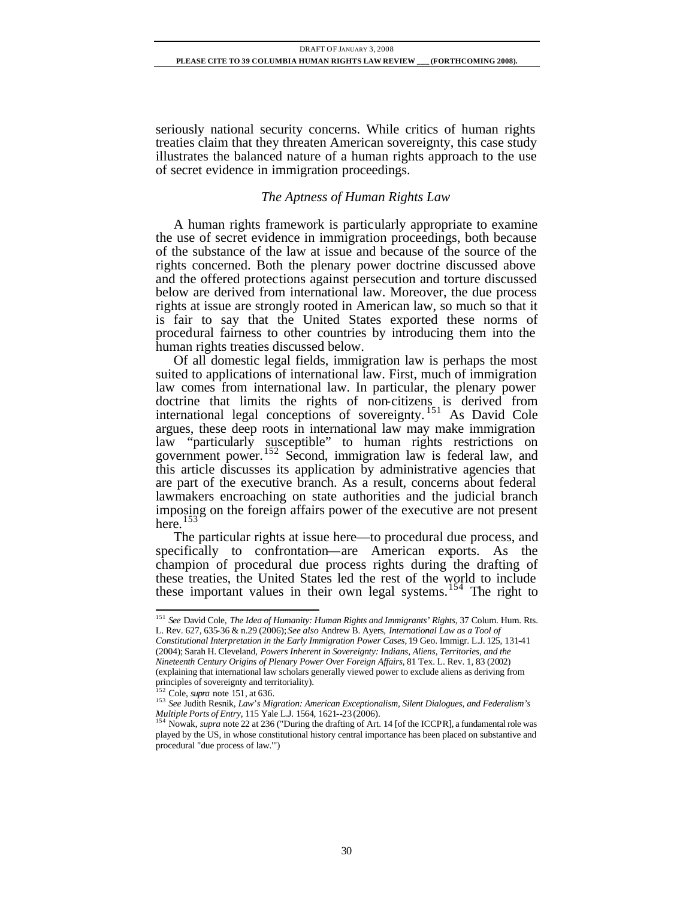seriously national security concerns. While critics of human rights treaties claim that they threaten American sovereignty, this case study illustrates the balanced nature of a human rights approach to the use of secret evidence in immigration proceedings.

### *The Aptness of Human Rights Law*

A human rights framework is particularly appropriate to examine the use of secret evidence in immigration proceedings, both because of the substance of the law at issue and because of the source of the rights concerned. Both the plenary power doctrine discussed above and the offered protections against persecution and torture discussed below are derived from international law. Moreover, the due process rights at issue are strongly rooted in American law, so much so that it is fair to say that the United States exported these norms of procedural fairness to other countries by introducing them into the human rights treaties discussed below.

Of all domestic legal fields, immigration law is perhaps the most suited to applications of international law. First, much of immigration law comes from international law. In particular, the plenary power doctrine that limits the rights of non-citizens is derived from international legal conceptions of sovereignty.[151] As David Cole argues, these deep roots in international law may make immigration law "particularly susceptible" to human rights restrictions on government power.[152] Second, immigration law is federal law, and this article discusses its application by administrative agencies that are part of the executive branch. As a result, concerns about federal lawmakers encroaching on state authorities and the judicial branch imposing on the foreign affairs power of the executive are not present here.[153]

The particular rights at issue here—to procedural due process, and specifically to confrontation—are American exports. As the champion of procedural due process rights during the drafting of these treaties, the United States led the rest of the world to include these important values in their own legal systems.[154] The right to

---

[151] *See* David Cole, *The Idea of Humanity: Human Rights and Immigrants' Rights*, 37 Colum. Hum. Rts. L. Rev. 627, 635-36 & n.29 (2006); *See also* Andrew B. Ayers, *International Law as a Tool of Constitutional Interpretation in the Early Immigration Power Cases*, 19 Geo. Immigr. L.J. 125, 131-41 (2004); Sarah H. Cleveland, *Powers Inherent in Sovereignty: Indians, Aliens, Territories, and the Nineteenth Century Origins of Plenary Power Over Foreign Affairs*, 81 Tex. L. Rev. 1, 83 (2002) (explaining that international law scholars generally viewed power to exclude aliens as deriving from principles of sovereignty and territoriality).

[152] Cole, *supra* note 151, at 636.

[153] *See* Judith Resnik, *Law's Migration: American Exceptionalism, Silent Dialogues, and Federalism's Multiple Ports of Entry*, 115 Yale L.J. 1564, 1621--23 (2006).

[154] Nowak, *supra* note 22 at 236 ("During the drafting of Art. 14 [of the ICCPR], a fundamental role was played by the US, in whose constitutional history central importance has been placed on substantive and procedural "due process of law."")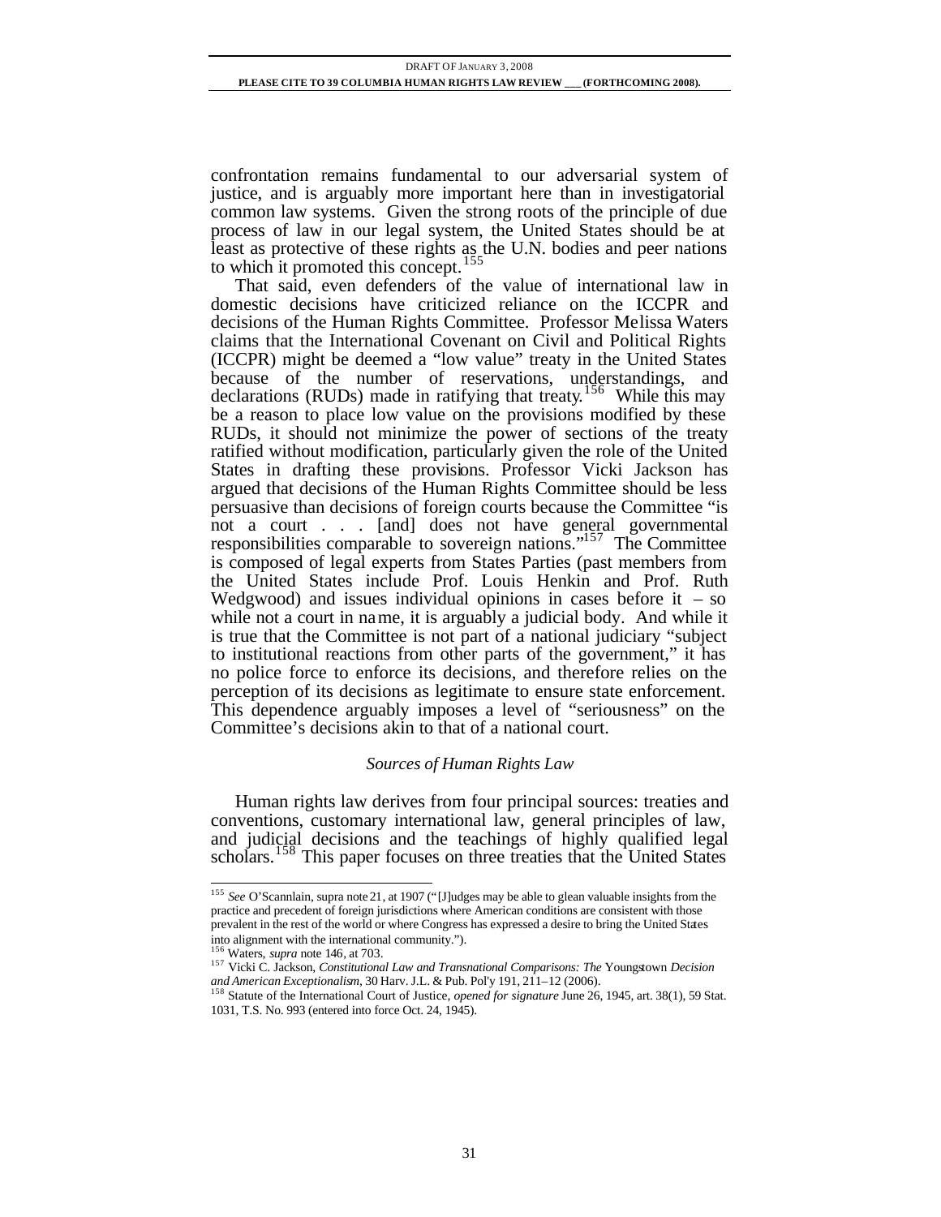confrontation remains fundamental to our adversarial system of justice, and is arguably more important here than in investigatorial common law systems. Given the strong roots of the principle of due process of law in our legal system, the United States should be at least as protective of these rights as the U.N. bodies and peer nations to which it promoted this concept.[155]

That said, even defenders of the value of international law in domestic decisions have criticized reliance on the ICCPR and decisions of the Human Rights Committee. Professor Melissa Waters claims that the International Covenant on Civil and Political Rights (ICCPR) might be deemed a "low value" treaty in the United States because of the number of reservations, understandings, and declarations (RUDs) made in ratifying that treaty.[156] While this may be a reason to place low value on the provisions modified by these RUDs, it should not minimize the power of sections of the treaty ratified without modification, particularly given the role of the United States in drafting these provisions. Professor Vicki Jackson has argued that decisions of the Human Rights Committee should be less persuasive than decisions of foreign courts because the Committee "is not a court . . . [and] does not have general governmental responsibilities comparable to sovereign nations."[157] The Committee is composed of legal experts from States Parties (past members from the United States include Prof. Louis Henkin and Prof. Ruth Wedgwood) and issues individual opinions in cases before it – so while not a court in name, it is arguably a judicial body. And while it is true that the Committee is not part of a national judiciary "subject to institutional reactions from other parts of the government," it has no police force to enforce its decisions, and therefore relies on the perception of its decisions as legitimate to ensure state enforcement. This dependence arguably imposes a level of "seriousness" on the Committee's decisions akin to that of a national court.

### *Sources of Human Rights Law*

Human rights law derives from four principal sources: treaties and conventions, customary international law, general principles of law, and judicial decisions and the teachings of highly qualified legal scholars.[158] This paper focuses on three treaties that the United States

---

[155] *See* O'Scannlain, supra note 21, at 1907 ("[J]udges may be able to glean valuable insights from the practice and precedent of foreign jurisdictions where American conditions are consistent with those prevalent in the rest of the world or where Congress has expressed a desire to bring the United States into alignment with the international community.").

[156] Waters, *supra* note 146, at 703.

[157] Vicki C. Jackson, *Constitutional Law and Transnational Comparisons: The* Youngstown *Decision and American Exceptionalism*, 30 Harv. J.L. & Pub. Pol'y 191, 211–12 (2006).

[158] Statute of the International Court of Justice, *opened for signature* June 26, 1945, art. 38(1), 59 Stat. 1031, T.S. No. 993 (entered into force Oct. 24, 1945).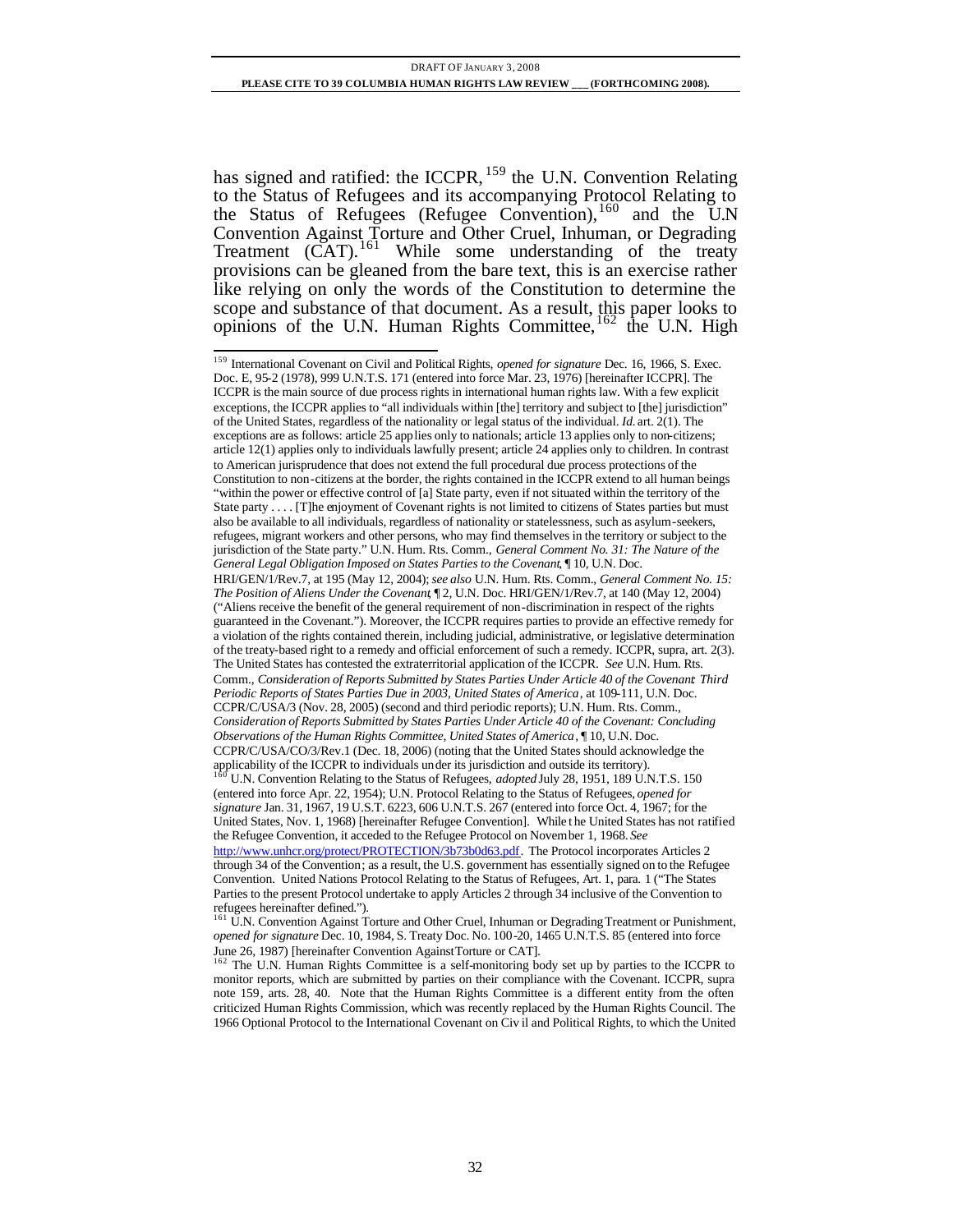has signed and ratified: the ICCPR,[159] the U.N. Convention Relating to the Status of Refugees and its accompanying Protocol Relating to the Status of Refugees (Refugee Convention),[160] and the U.N Convention Against Torture and Other Cruel, Inhuman, or Degrading Treatment (CAT).[161] While some understanding of the treaty provisions can be gleaned from the bare text, this is an exercise rather like relying on only the words of the Constitution to determine the scope and substance of that document. As a result, this paper looks to opinions of the U.N. Human Rights Committee,[162] the U.N. High

---

[159] International Covenant on Civil and Political Rights, *opened for signature* Dec. 16, 1966, S. Exec. Doc. E, 95-2 (1978), 999 U.N.T.S. 171 (entered into force Mar. 23, 1976) [hereinafter ICCPR]. The ICCPR is the main source of due process rights in international human rights law. With a few explicit exceptions, the ICCPR applies to "all individuals within [the] territory and subject to [the] jurisdiction" of the United States, regardless of the nationality or legal status of the individual. *Id.* art. 2(1). The exceptions are as follows: article 25 applies only to nationals; article 13 applies only to non-citizens; article 12(1) applies only to individuals lawfully present; article 24 applies only to children. In contrast to American jurisprudence that does not extend the full procedural due process protections of the Constitution to non-citizens at the border, the rights contained in the ICCPR extend to all human beings "within the power or effective control of [a] State party, even if not situated within the territory of the State party . . . . [T]he enjoyment of Covenant rights is not limited to citizens of States parties but must also be available to all individuals, regardless of nationality or statelessness, such as asylum-seekers, refugees, migrant workers and other persons, who may find themselves in the territory or subject to the jurisdiction of the State party." U.N. Hum. Rts. Comm., *General Comment No. 31: The Nature of the General Legal Obligation Imposed on States Parties to the Covenant*, ¶ 10, U.N. Doc. HRI/GEN/1/Rev.7, at 195 (May 12, 2004); *see also* U.N. Hum. Rts. Comm., *General Comment No. 15: The Position of Aliens Under the Covenant*, ¶ 2, U.N. Doc. HRI/GEN/1/Rev.7, at 140 (May 12, 2004) ("Aliens receive the benefit of the general requirement of non-discrimination in respect of the rights guaranteed in the Covenant."). Moreover, the ICCPR requires parties to provide an effective remedy for a violation of the rights contained therein, including judicial, administrative, or legislative determination of the treaty-based right to a remedy and official enforcement of such a remedy. ICCPR, supra, art. 2(3). The United States has contested the extraterritorial application of the ICCPR. *See* U.N. Hum. Rts. Comm., *Consideration of Reports Submitted by States Parties Under Article 40 of the Covenant: Third Periodic Reports of States Parties Due in 2003, United States of America*, at 109-111, U.N. Doc. CCPR/C/USA/3 (Nov. 28, 2005) (second and third periodic reports); U.N. Hum. Rts. Comm., *Consideration of Reports Submitted by States Parties Under Article 40 of the Covenant: Concluding Observations of the Human Rights Committee, United States of America*, ¶ 10, U.N. Doc. CCPR/C/USA/CO/3/Rev.1 (Dec. 18, 2006) (noting that the United States should acknowledge the applicability of the ICCPR to individuals under its jurisdiction and outside its territory).

[160] U.N. Convention Relating to the Status of Refugees, *adopted* July 28, 1951, 189 U.N.T.S. 150 (entered into force Apr. 22, 1954); U.N. Protocol Relating to the Status of Refugees, *opened for signature* Jan. 31, 1967, 19 U.S.T. 6223, 606 U.N.T.S. 267 (entered into force Oct. 4, 1967; for the United States, Nov. 1, 1968) [hereinafter Refugee Convention]. While the United States has not ratified the Refugee Convention, it acceded to the Refugee Protocol on November 1, 1968. *See* http://www.unhcr.org/protect/PROTECTION/3b73b0d63.pdf. The Protocol incorporates Articles 2 through 34 of the Convention; as a result, the U.S. government has essentially signed on to the Refugee Convention. United Nations Protocol Relating to the Status of Refugees, Art. 1, para. 1 ("The States Parties to the present Protocol undertake to apply Articles 2 through 34 inclusive of the Convention to refugees hereinafter defined.").

[161] U.N. Convention Against Torture and Other Cruel, Inhuman or Degrading Treatment or Punishment, *opened for signature* Dec. 10, 1984, S. Treaty Doc. No. 100-20, 1465 U.N.T.S. 85 (entered into force June 26, 1987) [hereinafter Convention Against Torture or CAT].

[162] The U.N. Human Rights Committee is a self-monitoring body set up by parties to the ICCPR to monitor reports, which are submitted by parties on their compliance with the Covenant. ICCPR, supra note 159, arts. 28, 40. Note that the Human Rights Committee is a different entity from the often criticized Human Rights Commission, which was recently replaced by the Human Rights Council. The 1966 Optional Protocol to the International Covenant on Civil and Political Rights, to which the United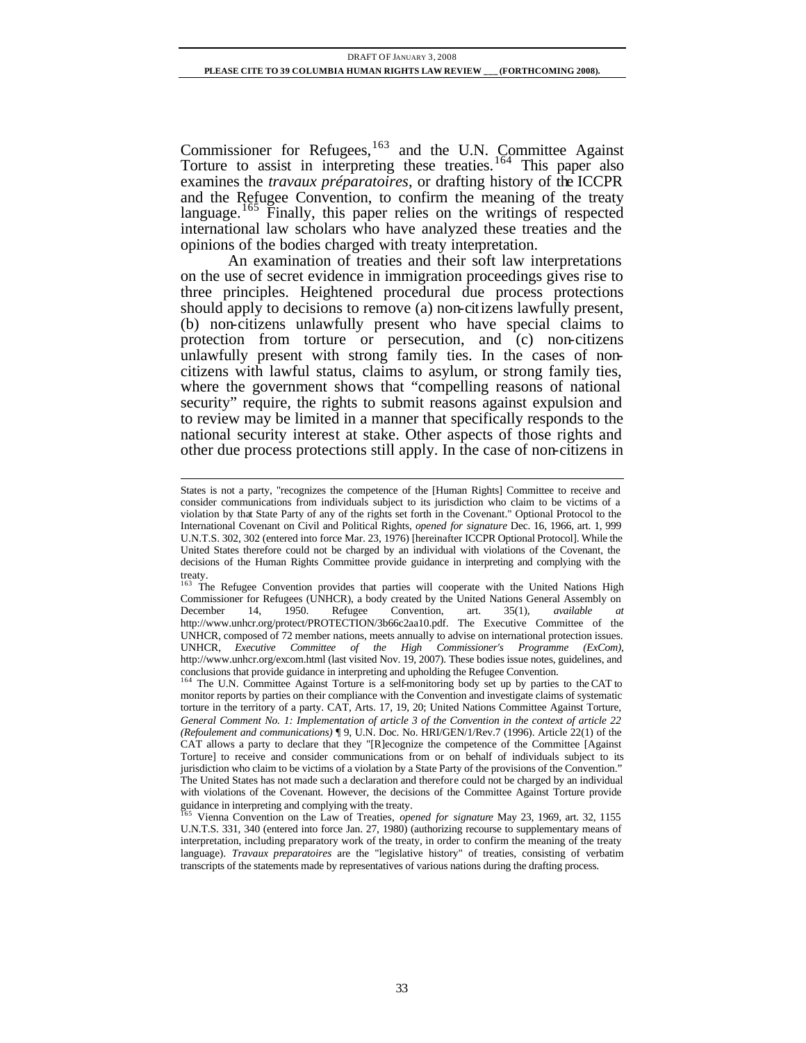Commissioner for Refugees,[163] and the U.N. Committee Against Torture to assist in interpreting these treaties.[164] This paper also examines the *travaux préparatoires*, or drafting history of the ICCPR and the Refugee Convention, to confirm the meaning of the treaty language.[165] Finally, this paper relies on the writings of respected international law scholars who have analyzed these treaties and the opinions of the bodies charged with treaty interpretation.

An examination of treaties and their soft law interpretations on the use of secret evidence in immigration proceedings gives rise to three principles. Heightened procedural due process protections should apply to decisions to remove (a) non-citizens lawfully present, (b) non-citizens unlawfully present who have special claims to protection from torture or persecution, and (c) non-citizens unlawfully present with strong family ties. In the cases of non-citizens with lawful status, claims to asylum, or strong family ties, where the government shows that "compelling reasons of national security" require, the rights to submit reasons against expulsion and to review may be limited in a manner that specifically responds to the national security interest at stake. Other aspects of those rights and other due process protections still apply. In the case of non-citizens in

---

States is not a party, "recognizes the competence of the [Human Rights] Committee to receive and consider communications from individuals subject to its jurisdiction who claim to be victims of a violation by that State Party of any of the rights set forth in the Covenant." Optional Protocol to the International Covenant on Civil and Political Rights, *opened for signature* Dec. 16, 1966, art. 1, 999 U.N.T.S. 302, 302 (entered into force Mar. 23, 1976) [hereinafter ICCPR Optional Protocol]. While the United States therefore could not be charged by an individual with violations of the Covenant, the decisions of the Human Rights Committee provide guidance in interpreting and complying with the treaty.

[163] The Refugee Convention provides that parties will cooperate with the United Nations High Commissioner for Refugees (UNHCR), a body created by the United Nations General Assembly on December 14, 1950. Refugee Convention, art. 35(1), *available at* http://www.unhcr.org/protect/PROTECTION/3b66c2aa10.pdf. The Executive Committee of the UNHCR, composed of 72 member nations, meets annually to advise on international protection issues. UNHCR, *Executive Committee of the High Commissioner's Programme (ExCom)*, http://www.unhcr.org/excom.html (last visited Nov. 19, 2007). These bodies issue notes, guidelines, and conclusions that provide guidance in interpreting and upholding the Refugee Convention.

[164] The U.N. Committee Against Torture is a self-monitoring body set up by parties to the CAT to monitor reports by parties on their compliance with the Convention and investigate claims of systematic torture in the territory of a party. CAT, Arts. 17, 19, 20; United Nations Committee Against Torture, *General Comment No. 1: Implementation of article 3 of the Convention in the context of article 22 (Refoulement and communications)* ¶ 9, U.N. Doc. No. HRI/GEN/1/Rev.7 (1996). Article 22(1) of the CAT allows a party to declare that they "[R]ecognize the competence of the Committee [Against Torture] to receive and consider communications from or on behalf of individuals subject to its jurisdiction who claim to be victims of a violation by a State Party of the provisions of the Convention." The United States has not made such a declaration and therefore could not be charged by an individual with violations of the Covenant. However, the decisions of the Committee Against Torture provide guidance in interpreting and complying with the treaty.

[165] Vienna Convention on the Law of Treaties, *opened for signature* May 23, 1969, art. 32, 1155 U.N.T.S. 331, 340 (entered into force Jan. 27, 1980) (authorizing recourse to supplementary means of interpretation, including preparatory work of the treaty, in order to confirm the meaning of the treaty language). *Travaux preparatoires* are the "legislative history" of treaties, consisting of verbatim transcripts of the statements made by representatives of various nations during the drafting process.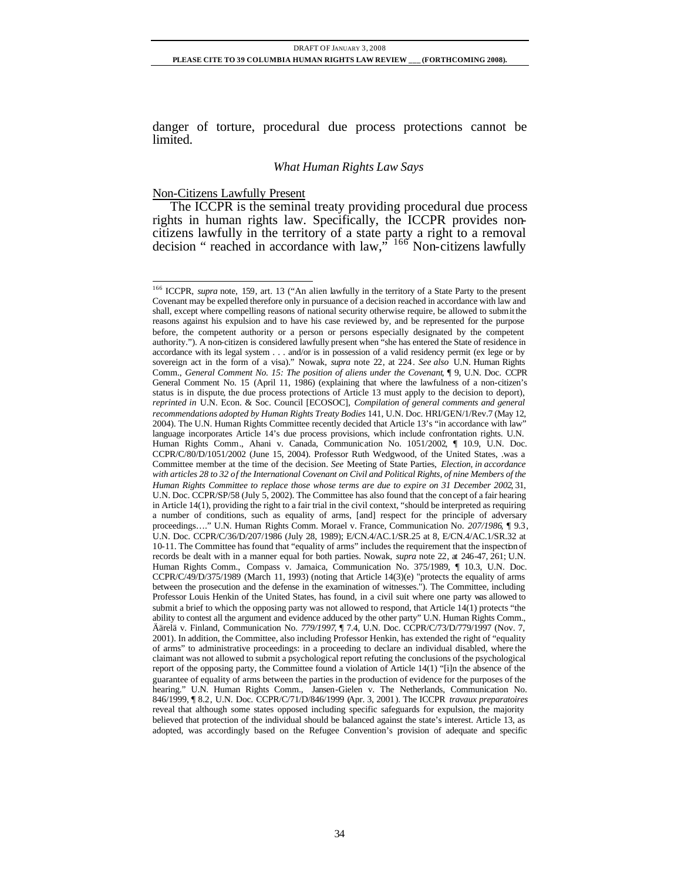danger of torture, procedural due process protections cannot be limited.

### *What Human Rights Law Says*

Non-Citizens Lawfully Present

The ICCPR is the seminal treaty providing procedural due process rights in human rights law. Specifically, the ICCPR provides non-citizens lawfully in the territory of a state party a right to a removal decision " reached in accordance with law,"[166] Non-citizens lawfully

---

[166] ICCPR, *supra* note, 159, art. 13 ("An alien lawfully in the territory of a State Party to the present Covenant may be expelled therefore only in pursuance of a decision reached in accordance with law and shall, except where compelling reasons of national security otherwise require, be allowed to submit the reasons against his expulsion and to have his case reviewed by, and be represented for the purpose before, the competent authority or a person or persons especially designated by the competent authority."). A non-citizen is considered lawfully present when "she has entered the State of residence in accordance with its legal system . . . and/or is in possession of a valid residency permit (ex lege or by sovereign act in the form of a visa)." Nowak, *supra* note 22, at 224. *See also* U.N. Human Rights Comm., *General Comment No. 15: The position of aliens under the Covenant*, ¶ 9, U.N. Doc. CCPR General Comment No. 15 (April 11, 1986) (explaining that where the lawfulness of a non-citizen's status is in dispute, the due process protections of Article 13 must apply to the decision to deport), *reprinted in* U.N. Econ. & Soc. Council [ECOSOC], *Compilation of general comments and general recommendations adopted by Human Rights Treaty Bodies* 141, U.N. Doc. HRI/GEN/1/Rev.7 (May 12, 2004). The U.N. Human Rights Committee recently decided that Article 13's "in accordance with law" language incorporates Article 14's due process provisions, which include confrontation rights. U.N. Human Rights Comm., Ahani v. Canada, Communication No. 1051/2002, ¶ 10.9, U.N. Doc. CCPR/C/80/D/1051/2002 (June 15, 2004). Professor Ruth Wedgwood, of the United States, .was a Committee member at the time of the decision. *See* Meeting of State Parties, *Election, in accordance with articles 28 to 32 of the International Covenant on Civil and Political Rights, of nine Members of the Human Rights Committee to replace those whose terms are due to expire on 31 December 2002*, 31, U.N. Doc. CCPR/SP/58 (July 5, 2002). The Committee has also found that the concept of a fair hearing in Article 14(1), providing the right to a fair trial in the civil context, "should be interpreted as requiring a number of conditions, such as equality of arms, [and] respect for the principle of adversary proceedings…." U.N. Human Rights Comm. Morael v. France, Communication No. *207/1986*, ¶ 9.3, U.N. Doc. CCPR/C/36/D/207/1986 (July 28, 1989); E/CN.4/AC.1/SR.25 at 8, E/CN.4/AC.1/SR.32 at 10-11. The Committee has found that "equality of arms" includes the requirement that the inspection of records be dealt with in a manner equal for both parties. Nowak, *supra* note 22, at 246-47, 261; U.N. Human Rights Comm., Compass v. Jamaica, Communication No. 375/1989, ¶ 10.3, U.N. Doc. CCPR/C/49/D/375/1989 (March 11, 1993) (noting that Article 14(3)(e) "protects the equality of arms between the prosecution and the defense in the examination of witnesses."). The Committee, including Professor Louis Henkin of the United States, has found, in a civil suit where one party was allowed to submit a brief to which the opposing party was not allowed to respond, that Article 14(1) protects "the ability to contest all the argument and evidence adduced by the other party" U.N. Human Rights Comm., Äärelä v. Finland, Communication No. *779/1997*, ¶ 7.4, U.N. Doc. CCPR/C/73/D/779/1997 (Nov. 7, 2001). In addition, the Committee, also including Professor Henkin, has extended the right of "equality of arms" to administrative proceedings: in a proceeding to declare an individual disabled, where the claimant was not allowed to submit a psychological report refuting the conclusions of the psychological report of the opposing party, the Committee found a violation of Article 14(1) "[i]n the absence of the guarantee of equality of arms between the parties in the production of evidence for the purposes of the hearing." U.N. Human Rights Comm., Jansen-Gielen v. The Netherlands, Communication No. 846/1999, ¶ 8.2, U.N. Doc. CCPR/C/71/D/846/1999 (Apr. 3, 2001). The ICCPR *travaux preparatoires* reveal that although some states opposed including specific safeguards for expulsion, the majority believed that protection of the individual should be balanced against the state's interest. Article 13, as adopted, was accordingly based on the Refugee Convention's provision of adequate and specific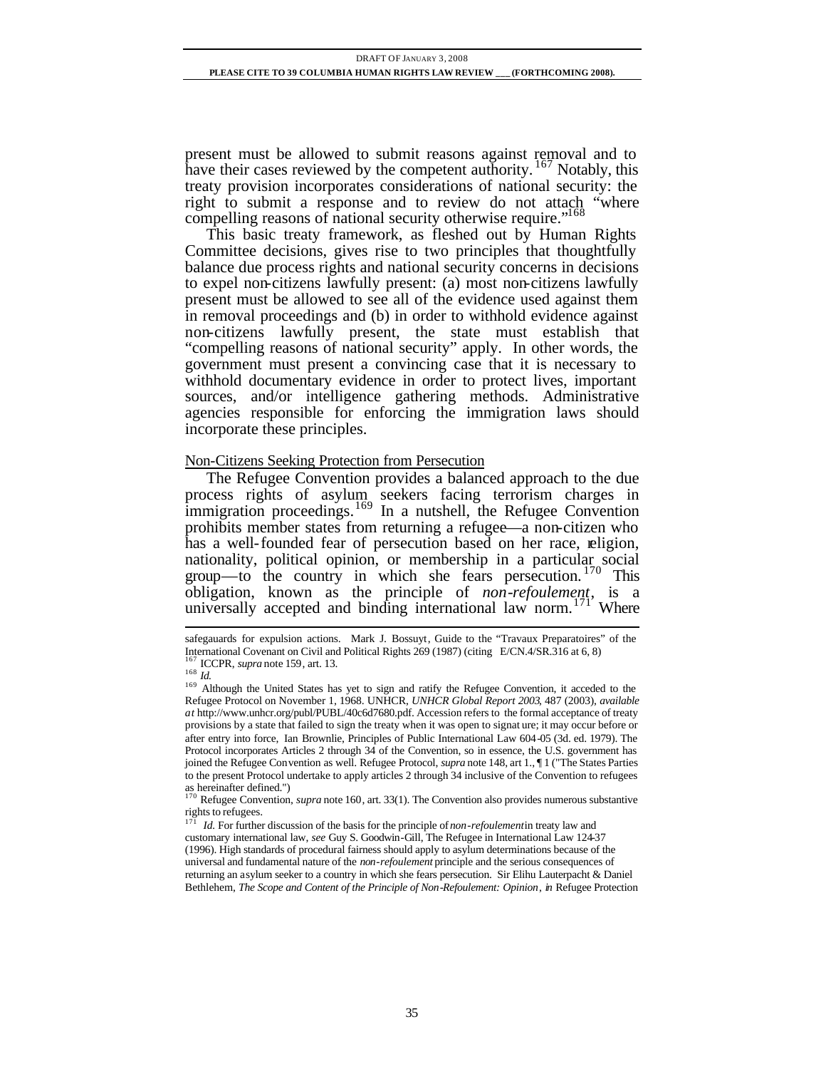present must be allowed to submit reasons against removal and to have their cases reviewed by the competent authority.[167] Notably, this treaty provision incorporates considerations of national security: the right to submit a response and to review do not attach "where compelling reasons of national security otherwise require."[168]

This basic treaty framework, as fleshed out by Human Rights Committee decisions, gives rise to two principles that thoughtfully balance due process rights and national security concerns in decisions to expel non-citizens lawfully present: (a) most non-citizens lawfully present must be allowed to see all of the evidence used against them in removal proceedings and (b) in order to withhold evidence against non-citizens lawfully present, the state must establish that "compelling reasons of national security" apply. In other words, the government must present a convincing case that it is necessary to withhold documentary evidence in order to protect lives, important sources, and/or intelligence gathering methods. Administrative agencies responsible for enforcing the immigration laws should incorporate these principles.

Non-Citizens Seeking Protection from Persecution

The Refugee Convention provides a balanced approach to the due process rights of asylum seekers facing terrorism charges in immigration proceedings.[169] In a nutshell, the Refugee Convention prohibits member states from returning a refugee—a non-citizen who has a well-founded fear of persecution based on her race, religion, nationality, political opinion, or membership in a particular social group—to the country in which she fears persecution.[170] This obligation, known as the principle of *non-refoulement*, is a universally accepted and binding international law norm.[171] Where

---

safegauards for expulsion actions. Mark J. Bossuyt, Guide to the "Travaux Preparatoires" of the International Covenant on Civil and Political Rights 269 (1987) (citing E/CN.4/SR.316 at 6, 8)

[167] ICCPR, *supra* note 159, art. 13.

[168] *Id.*

[169] Although the United States has yet to sign and ratify the Refugee Convention, it acceded to the Refugee Protocol on November 1, 1968. UNHCR, *UNHCR Global Report 2003*, 487 (2003), *available at* http://www.unhcr.org/publ/PUBL/40c6d7680.pdf. Accession refers to the formal acceptance of treaty provisions by a state that failed to sign the treaty when it was open to signature; it may occur before or after entry into force, Ian Brownlie, Principles of Public International Law 604-05 (3d. ed. 1979). The Protocol incorporates Articles 2 through 34 of the Convention, so in essence, the U.S. government has joined the Refugee Convention as well. Refugee Protocol, *supra* note 148, art 1., ¶ 1 ("The States Parties to the present Protocol undertake to apply articles 2 through 34 inclusive of the Convention to refugees as hereinafter defined.")

[170] Refugee Convention, *supra* note 160, art. 33(1). The Convention also provides numerous substantive rights to refugees.

[171] *Id.* For further discussion of the basis for the principle of *non-refoulement* in treaty law and customary international law, *see* Guy S. Goodwin-Gill, The Refugee in International Law 124-37 (1996). High standards of procedural fairness should apply to asylum determinations because of the universal and fundamental nature of the *non-refoulement* principle and the serious consequences of returning an asylum seeker to a country in which she fears persecution. Sir Elihu Lauterpacht & Daniel Bethlehem, *The Scope and Content of the Principle of Non-Refoulement: Opinion*, *in* Refugee Protection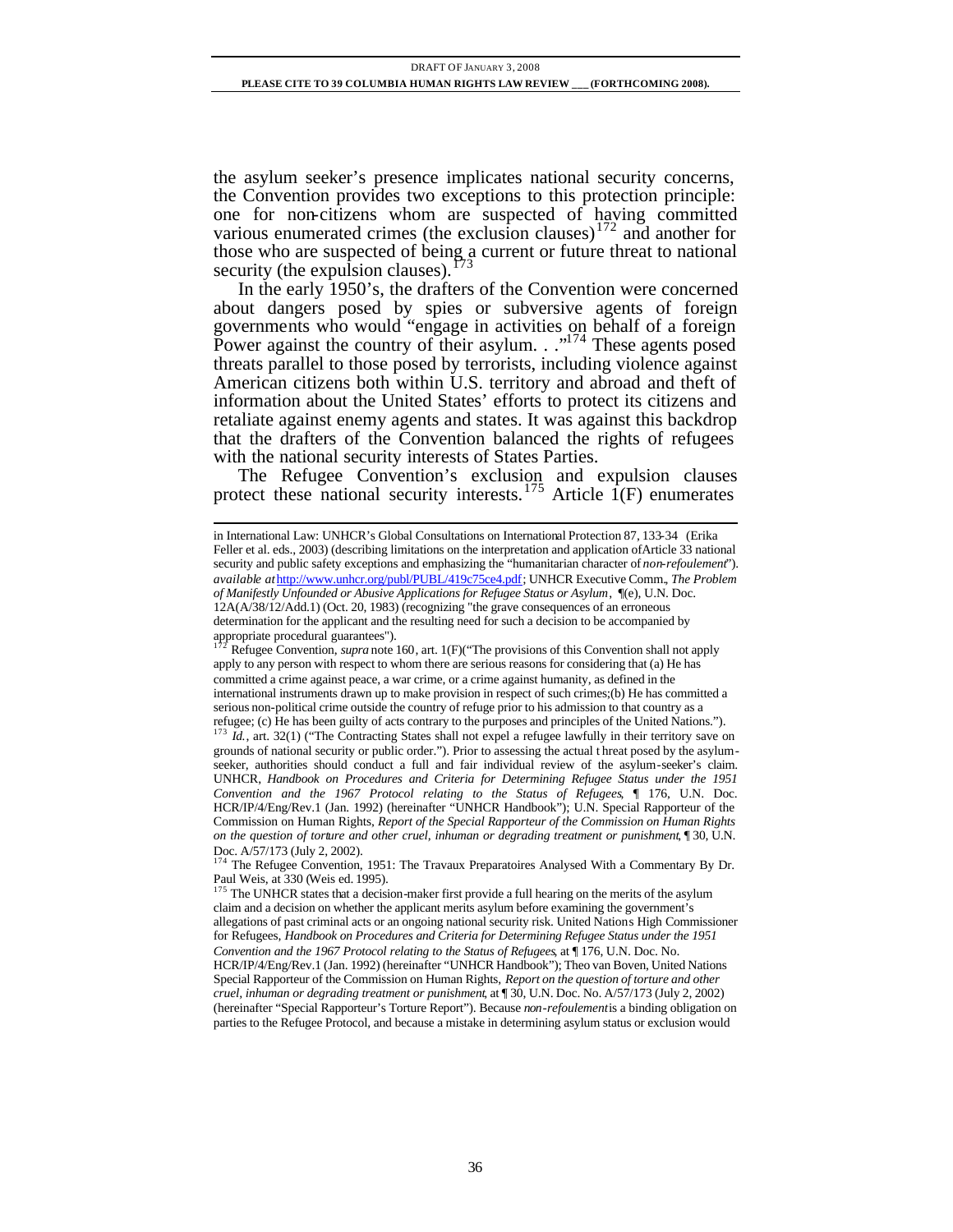the asylum seeker's presence implicates national security concerns, the Convention provides two exceptions to this protection principle: one for non-citizens whom are suspected of having committed various enumerated crimes (the exclusion clauses)[172] and another for those who are suspected of being a current or future threat to national security (the expulsion clauses).[173]

In the early 1950's, the drafters of the Convention were concerned about dangers posed by spies or subversive agents of foreign governments who would "engage in activities on behalf of a foreign Power against the country of their asylum. . ."[174] These agents posed threats parallel to those posed by terrorists, including violence against American citizens both within U.S. territory and abroad and theft of information about the United States' efforts to protect its citizens and retaliate against enemy agents and states. It was against this backdrop that the drafters of the Convention balanced the rights of refugees with the national security interests of States Parties.

The Refugee Convention's exclusion and expulsion clauses protect these national security interests.[175] Article 1(F) enumerates

---

in International Law: UNHCR's Global Consultations on International Protection 87, 133-34 (Erika Feller et al. eds., 2003) (describing limitations on the interpretation and application of Article 33 national security and public safety exceptions and emphasizing the "humanitarian character of *non-refoulement*"). *available at* http://www.unhcr.org/publ/PUBL/419c75ce4.pdf; UNHCR Executive Comm., *The Problem of Manifestly Unfounded or Abusive Applications for Refugee Status or Asylum*, ¶(e), U.N. Doc. 12A(A/38/12/Add.1) (Oct. 20, 1983) (recognizing "the grave consequences of an erroneous determination for the applicant and the resulting need for such a decision to be accompanied by appropriate procedural guarantees").

[172] Refugee Convention, *supra* note 160, art. 1(F)("The provisions of this Convention shall not apply apply to any person with respect to whom there are serious reasons for considering that (a) He has committed a crime against peace, a war crime, or a crime against humanity, as defined in the international instruments drawn up to make provision in respect of such crimes;(b) He has committed a serious non-political crime outside the country of refuge prior to his admission to that country as a refugee; (c) He has been guilty of acts contrary to the purposes and principles of the United Nations.").

[173] *Id.*, art. 32(1) ("The Contracting States shall not expel a refugee lawfully in their territory save on grounds of national security or public order."). Prior to assessing the actual threat posed by the asylum-seeker, authorities should conduct a full and fair individual review of the asylum-seeker's claim. UNHCR, *Handbook on Procedures and Criteria for Determining Refugee Status under the 1951 Convention and the 1967 Protocol relating to the Status of Refugees*, ¶ 176, U.N. Doc. HCR/IP/4/Eng/Rev.1 (Jan. 1992) (hereinafter "UNHCR Handbook"); U.N. Special Rapporteur of the Commission on Human Rights, *Report of the Special Rapporteur of the Commission on Human Rights on the question of torture and other cruel, inhuman or degrading treatment or punishment*, ¶ 30, U.N. Doc. A/57/173 (July 2, 2002).

[174] The Refugee Convention, 1951: The Travaux Preparatoires Analysed With a Commentary By Dr. Paul Weis, at 330 (Weis ed. 1995).

[175] The UNHCR states that a decision-maker first provide a full hearing on the merits of the asylum claim and a decision on whether the applicant merits asylum before examining the government's allegations of past criminal acts or an ongoing national security risk. United Nations High Commissioner for Refugees, *Handbook on Procedures and Criteria for Determining Refugee Status under the 1951 Convention and the 1967 Protocol relating to the Status of Refugees*, at ¶ 176, U.N. Doc. No. HCR/IP/4/Eng/Rev.1 (Jan. 1992) (hereinafter "UNHCR Handbook"); Theo van Boven, United Nations Special Rapporteur of the Commission on Human Rights, *Report on the question of torture and other cruel, inhuman or degrading treatment or punishment*, at ¶ 30, U.N. Doc. No. A/57/173 (July 2, 2002) (hereinafter "Special Rapporteur's Torture Report"). Because *non-refoulement* is a binding obligation on parties to the Refugee Protocol, and because a mistake in determining asylum status or exclusion would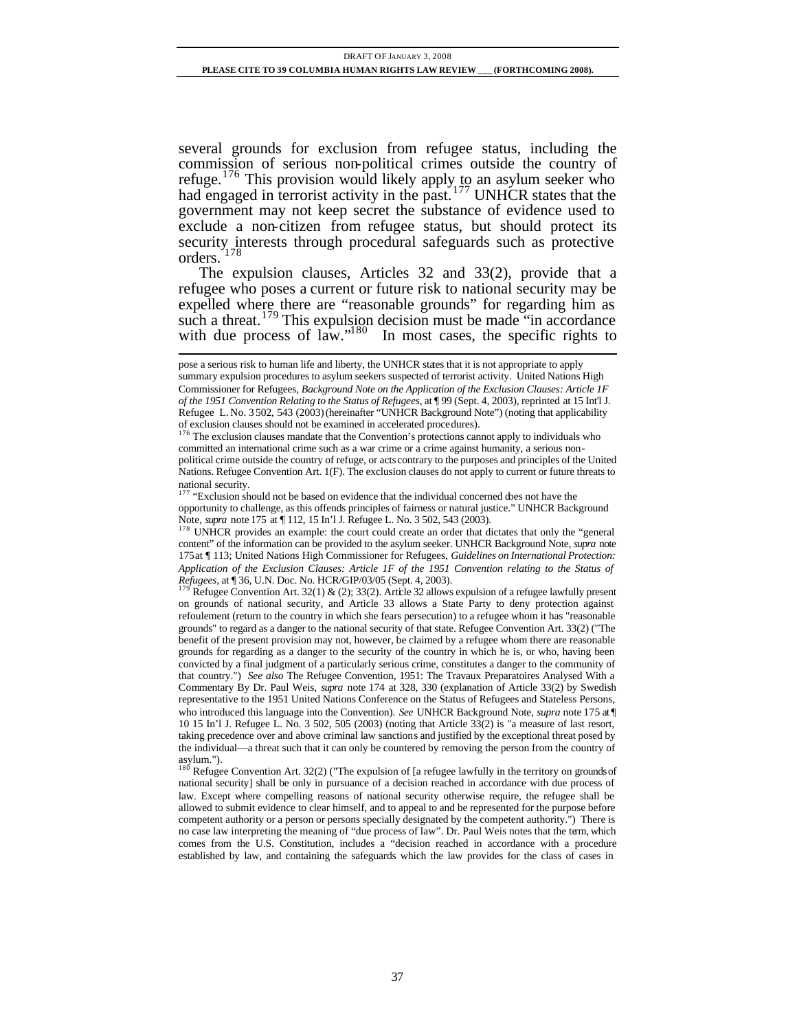several grounds for exclusion from refugee status, including the commission of serious non-political crimes outside the country of refuge.[176] This provision would likely apply to an asylum seeker who had engaged in terrorist activity in the past.[177] UNHCR states that the government may not keep secret the substance of evidence used to exclude a non-citizen from refugee status, but should protect its security interests through procedural safeguards such as protective orders.[178]

The expulsion clauses, Articles 32 and 33(2), provide that a refugee who poses a current or future risk to national security may be expelled where there are "reasonable grounds" for regarding him as such a threat.[179] This expulsion decision must be made "in accordance with due process of law."[180] In most cases, the specific rights to

---

pose a serious risk to human life and liberty, the UNHCR states that it is not appropriate to apply summary expulsion procedures to asylum seekers suspected of terrorist activity. United Nations High Commissioner for Refugees, *Background Note on the Application of the Exclusion Clauses: Article 1F of the 1951 Convention Relating to the Status of Refugees*, at ¶ 99 (Sept. 4, 2003), reprinted at 15 Int'l J. Refugee L. No. 3 502, 543 (2003) (hereinafter "UNHCR Background Note") (noting that applicability of exclusion clauses should not be examined in accelerated procedures).

[176] The exclusion clauses mandate that the Convention's protections cannot apply to individuals who committed an international crime such as a war crime or a crime against humanity, a serious non-political crime outside the country of refuge, or acts contrary to the purposes and principles of the United Nations. Refugee Convention Art. 1(F). The exclusion clauses do not apply to current or future threats to national security.

[177] "Exclusion should not be based on evidence that the individual concerned does not have the opportunity to challenge, as this offends principles of fairness or natural justice." UNHCR Background Note, *supra* note 175 at ¶ 112, 15 In'l J. Refugee L. No. 3 502, 543 (2003).

[178] UNHCR provides an example: the court could create an order that dictates that only the "general content" of the information can be provided to the asylum seeker. UNHCR Background Note, *supra* note 175 at ¶ 113; United Nations High Commissioner for Refugees, *Guidelines on International Protection: Application of the Exclusion Clauses: Article 1F of the 1951 Convention relating to the Status of Refugees*, at ¶ 36, U.N. Doc. No. HCR/GIP/03/05 (Sept. 4, 2003).

[179] Refugee Convention Art. 32(1) & (2); 33(2). Article 32 allows expulsion of a refugee lawfully present on grounds of national security, and Article 33 allows a State Party to deny protection against refoulement (return to the country in which she fears persecution) to a refugee whom it has "reasonable grounds" to regard as a danger to the national security of that state. Refugee Convention Art. 33(2) ("The benefit of the present provision may not, however, be claimed by a refugee whom there are reasonable grounds for regarding as a danger to the security of the country in which he is, or who, having been convicted by a final judgment of a particularly serious crime, constitutes a danger to the community of that country.") *See also* The Refugee Convention, 1951: The Travaux Preparatoires Analysed With a Commentary By Dr. Paul Weis, *supra* note 174 at 328, 330 (explanation of Article 33(2) by Swedish representative to the 1951 United Nations Conference on the Status of Refugees and Stateless Persons, who introduced this language into the Convention). *See* UNHCR Background Note, *supra* note 175 at ¶ 10 15 In'l J. Refugee L. No. 3 502, 505 (2003) (noting that Article 33(2) is "a measure of last resort, taking precedence over and above criminal law sanctions and justified by the exceptional threat posed by the individual—a threat such that it can only be countered by removing the person from the country of asylum.").

[180] Refugee Convention Art. 32(2) ("The expulsion of [a refugee lawfully in the territory on grounds of national security] shall be only in pursuance of a decision reached in accordance with due process of law. Except where compelling reasons of national security otherwise require, the refugee shall be allowed to submit evidence to clear himself, and to appeal to and be represented for the purpose before competent authority or a person or persons specially designated by the competent authority.") There is no case law interpreting the meaning of "due process of law". Dr. Paul Weis notes that the term, which comes from the U.S. Constitution, includes a "decision reached in accordance with a procedure established by law, and containing the safeguards which the law provides for the class of cases in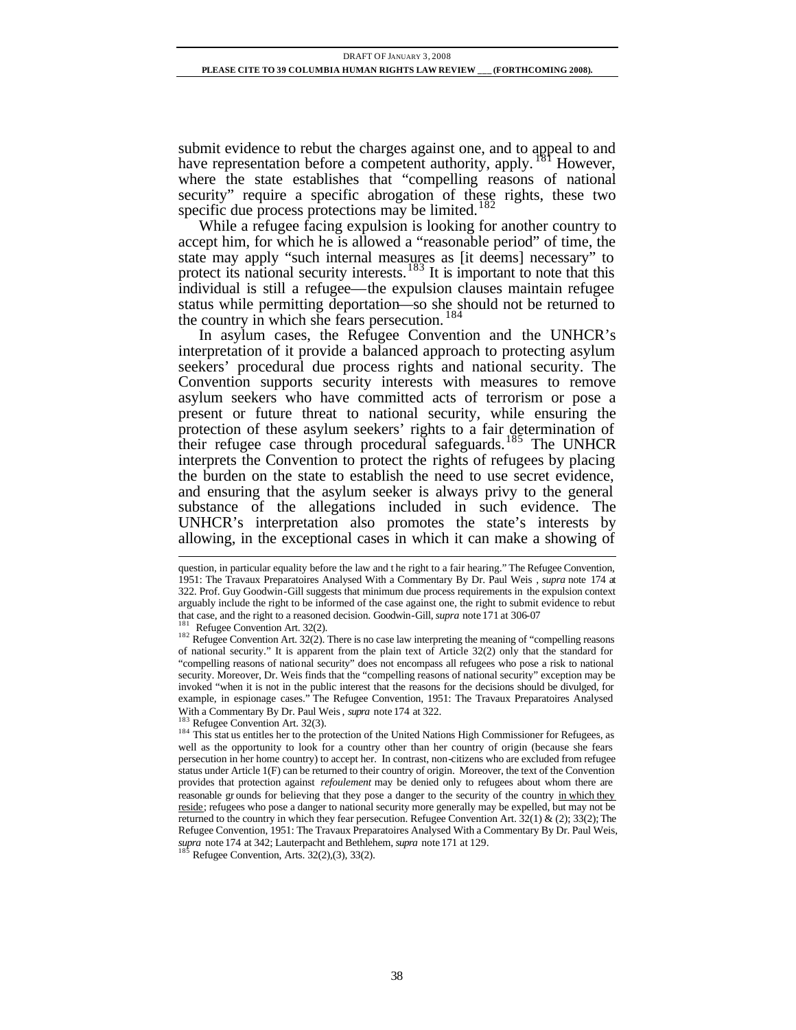submit evidence to rebut the charges against one, and to appeal to and have representation before a competent authority, apply.[181] However, where the state establishes that "compelling reasons of national security" require a specific abrogation of these rights, these two specific due process protections may be limited.[182]

While a refugee facing expulsion is looking for another country to accept him, for which he is allowed a "reasonable period" of time, the state may apply "such internal measures as [it deems] necessary" to protect its national security interests.[183] It is important to note that this individual is still a refugee—the expulsion clauses maintain refugee status while permitting deportation—so she should not be returned to the country in which she fears persecution.[184]

In asylum cases, the Refugee Convention and the UNHCR's interpretation of it provide a balanced approach to protecting asylum seekers' procedural due process rights and national security. The Convention supports security interests with measures to remove asylum seekers who have committed acts of terrorism or pose a present or future threat to national security, while ensuring the protection of these asylum seekers' rights to a fair determination of their refugee case through procedural safeguards.[185] The UNHCR interprets the Convention to protect the rights of refugees by placing the burden on the state to establish the need to use secret evidence, and ensuring that the asylum seeker is always privy to the general substance of the allegations included in such evidence. The UNHCR's interpretation also promotes the state's interests by allowing, in the exceptional cases in which it can make a showing of

---

question, in particular equality before the law and the right to a fair hearing." The Refugee Convention, 1951: The Travaux Preparatoires Analysed With a Commentary By Dr. Paul Weis , *supra* note 174 at 322. Prof. Guy Goodwin-Gill suggests that minimum due process requirements in the expulsion context arguably include the right to be informed of the case against one, the right to submit evidence to rebut that case, and the right to a reasoned decision. Goodwin-Gill, *supra* note 171 at 306-07

[181] Refugee Convention Art. 32(2).

[182] Refugee Convention Art. 32(2). There is no case law interpreting the meaning of "compelling reasons of national security." It is apparent from the plain text of Article 32(2) only that the standard for "compelling reasons of national security" does not encompass all refugees who pose a risk to national security. Moreover, Dr. Weis finds that the "compelling reasons of national security" exception may be invoked "when it is not in the public interest that the reasons for the decisions should be divulged, for example, in espionage cases." The Refugee Convention, 1951: The Travaux Preparatoires Analysed With a Commentary By Dr. Paul Weis , *supra* note 174 at 322.

[183] Refugee Convention Art. 32(3).

[184] This status entitles her to the protection of the United Nations High Commissioner for Refugees, as well as the opportunity to look for a country other than her country of origin (because she fears persecution in her home country) to accept her. In contrast, non-citizens who are excluded from refugee status under Article 1(F) can be returned to their country of origin. Moreover, the text of the Convention provides that protection against *refoulement* may be denied only to refugees about whom there are reasonable grounds for believing that they pose a danger to the security of the country <u>in which they reside</u>; refugees who pose a danger to national security more generally may be expelled, but may not be returned to the country in which they fear persecution. Refugee Convention Art. 32(1) & (2); 33(2); The Refugee Convention, 1951: The Travaux Preparatoires Analysed With a Commentary By Dr. Paul Weis, *supra* note 174 at 342; Lauterpacht and Bethlehem, *supra* note 171 at 129.

[185] Refugee Convention, Arts. 32(2),(3), 33(2).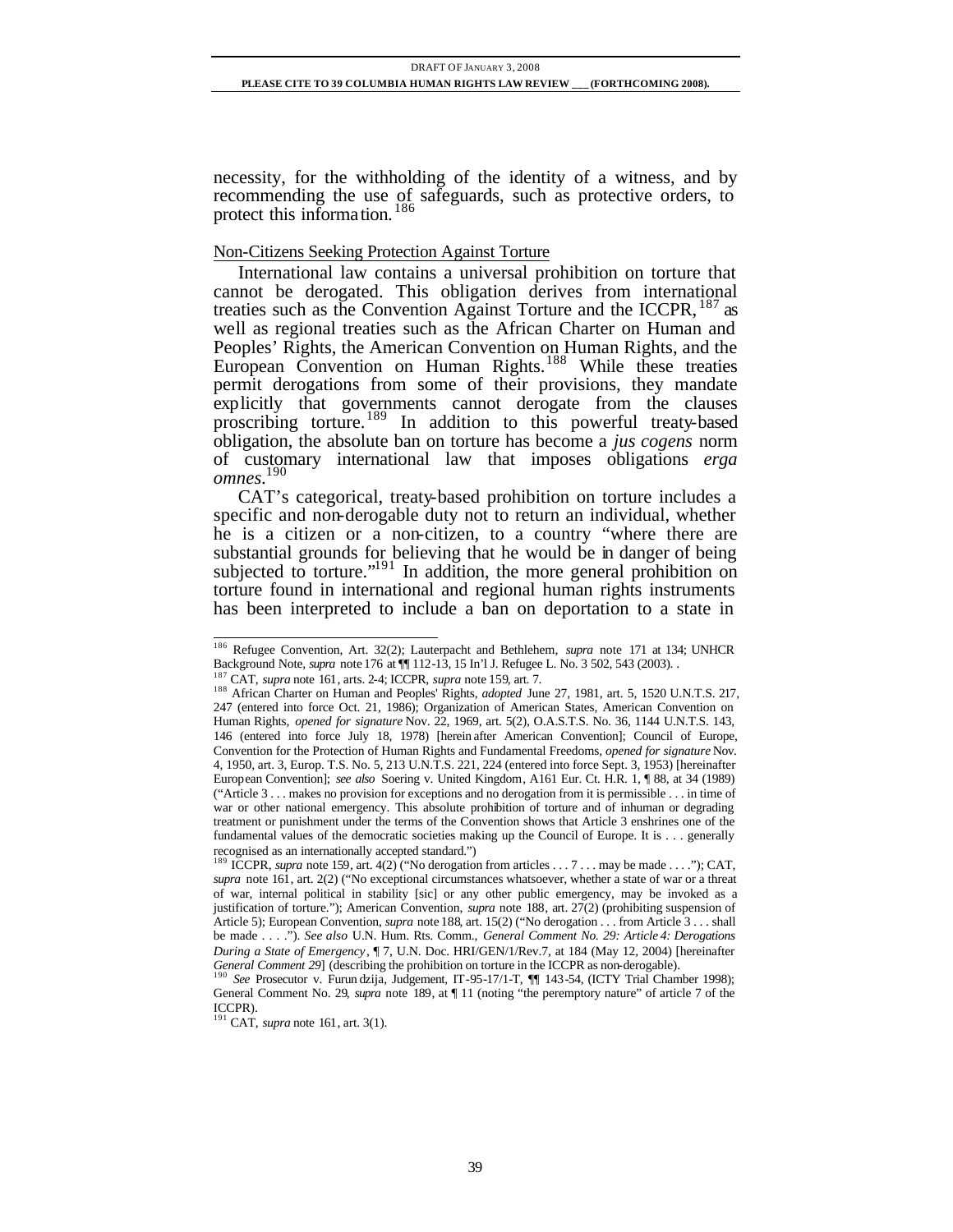necessity, for the withholding of the identity of a witness, and by recommending the use of safeguards, such as protective orders, to protect this information.[186]

Non-Citizens Seeking Protection Against Torture

International law contains a universal prohibition on torture that cannot be derogated. This obligation derives from international treaties such as the Convention Against Torture and the ICCPR,[187] as well as regional treaties such as the African Charter on Human and Peoples' Rights, the American Convention on Human Rights, and the European Convention on Human Rights.[188] While these treaties permit derogations from some of their provisions, they mandate explicitly that governments cannot derogate from the clauses proscribing torture.[189] In addition to this powerful treaty-based obligation, the absolute ban on torture has become a *jus cogens* norm of customary international law that imposes obligations *erga omnes*.[190]

CAT's categorical, treaty-based prohibition on torture includes a specific and non-derogable duty not to return an individual, whether he is a citizen or a non-citizen, to a country "where there are substantial grounds for believing that he would be in danger of being subjected to torture."[191] In addition, the more general prohibition on torture found in international and regional human rights instruments has been interpreted to include a ban on deportation to a state in

---

[186] Refugee Convention, Art. 32(2); Lauterpacht and Bethlehem, *supra* note 171 at 134; UNHCR Background Note, *supra* note 176 at ¶¶ 112-13, 15 In'l J. Refugee L. No. 3 502, 543 (2003). .

[187] CAT, *supra* note 161, arts. 2-4; ICCPR, *supra* note 159, art. 7.

[188] African Charter on Human and Peoples' Rights, *adopted* June 27, 1981, art. 5, 1520 U.N.T.S. 217, 247 (entered into force Oct. 21, 1986); Organization of American States, American Convention on Human Rights, *opened for signature* Nov. 22, 1969, art. 5(2), O.A.S.T.S. No. 36, 1144 U.N.T.S. 143, 146 (entered into force July 18, 1978) [hereinafter American Convention]; Council of Europe, Convention for the Protection of Human Rights and Fundamental Freedoms, *opened for signature* Nov. 4, 1950, art. 3, Europ. T.S. No. 5, 213 U.N.T.S. 221, 224 (entered into force Sept. 3, 1953) [hereinafter European Convention]; *see also* Soering v. United Kingdom, A161 Eur. Ct. H.R. 1, ¶ 88, at 34 (1989) ("Article 3 . . . makes no provision for exceptions and no derogation from it is permissible . . . in time of war or other national emergency. This absolute prohibition of torture and of inhuman or degrading treatment or punishment under the terms of the Convention shows that Article 3 enshrines one of the fundamental values of the democratic societies making up the Council of Europe. It is . . . generally recognised as an internationally accepted standard.")

[189] ICCPR, *supra* note 159, art. 4(2) ("No derogation from articles . . . 7 . . . may be made . . . ."); CAT, *supra* note 161, art. 2(2) ("No exceptional circumstances whatsoever, whether a state of war or a threat of war, internal political in stability [sic] or any other public emergency, may be invoked as a justification of torture."); American Convention, *supra* note 188, art. 27(2) (prohibiting suspension of Article 5); European Convention, *supra* note 188, art. 15(2) ("No derogation . . . from Article 3 . . . shall be made . . . ."). *See also* U.N. Hum. Rts. Comm., *General Comment No. 29: Article 4: Derogations During a State of Emergency*, ¶ 7, U.N. Doc. HRI/GEN/1/Rev.7, at 184 (May 12, 2004) [hereinafter *General Comment 29*] (describing the prohibition on torture in the ICCPR as non-derogable).

[190] *See* Prosecutor v. Furundzija, Judgement, IT-95-17/1-T, ¶¶ 143-54, (ICTY Trial Chamber 1998); General Comment No. 29, *supra* note 189, at ¶ 11 (noting "the peremptory nature" of article 7 of the ICCPR).

[191] CAT, *supra* note 161, art. 3(1).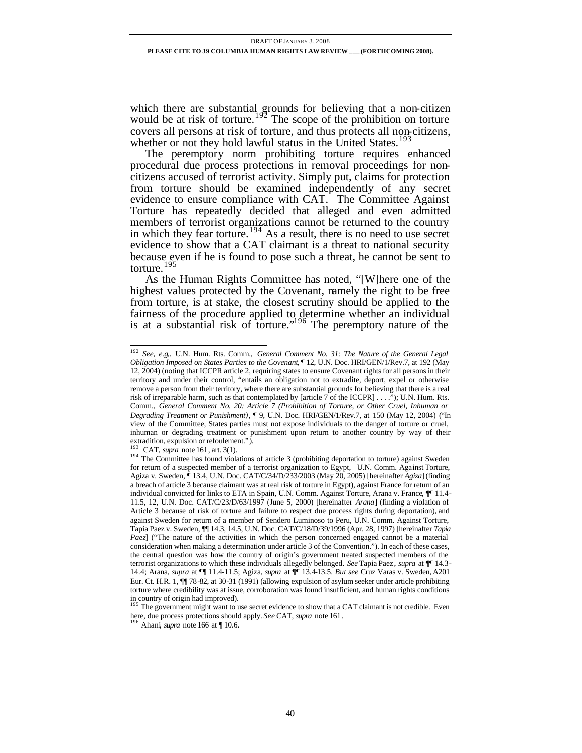which there are substantial grounds for believing that a non-citizen would be at risk of torture.[192] The scope of the prohibition on torture covers all persons at risk of torture, and thus protects all non-citizens, whether or not they hold lawful status in the United States.[193]

The peremptory norm prohibiting torture requires enhanced procedural due process protections in removal proceedings for non-citizens accused of terrorist activity. Simply put, claims for protection from torture should be examined independently of any secret evidence to ensure compliance with CAT. The Committee Against Torture has repeatedly decided that alleged and even admitted members of terrorist organizations cannot be returned to the country in which they fear torture.[194] As a result, there is no need to use secret evidence to show that a CAT claimant is a threat to national security because even if he is found to pose such a threat, he cannot be sent to torture.[195]

As the Human Rights Committee has noted, "[W]here one of the highest values protected by the Covenant, namely the right to be free from torture, is at stake, the closest scrutiny should be applied to the fairness of the procedure applied to determine whether an individual is at a substantial risk of torture."[196] The peremptory nature of the

---

[192] *See, e.g.,*. U.N. Hum. Rts. Comm., *General Comment No. 31: The Nature of the General Legal Obligation Imposed on States Parties to the Covenant*, ¶ 12, U.N. Doc. HRI/GEN/1/Rev.7, at 192 (May 12, 2004) (noting that ICCPR article 2, requiring states to ensure Covenant rights for all persons in their territory and under their control, "entails an obligation not to extradite, deport, expel or otherwise remove a person from their territory, where there are substantial grounds for believing that there is a real risk of irreparable harm, such as that contemplated by [article 7 of the ICCPR] . . . ."); U.N. Hum. Rts. Comm., *General Comment No. 20: Article 7 (Prohibition of Torture, or Other Cruel, Inhuman or Degrading Treatment or Punishment)*, ¶ 9, U.N. Doc. HRI/GEN/1/Rev.7, at 150 (May 12, 2004) ("In view of the Committee, States parties must not expose individuals to the danger of torture or cruel, inhuman or degrading treatment or punishment upon return to another country by way of their extradition, expulsion or refoulement.").

[193] CAT, *supra* note 161, art. 3(1).

[194] The Committee has found violations of article 3 (prohibiting deportation to torture) against Sweden for return of a suspected member of a terrorist organization to Egypt, U.N. Comm. Against Torture, Agiza v. Sweden, ¶ 13.4, U.N. Doc. CAT/C/34/D/233/2003 (May 20, 2005) [hereinafter *Agiza*] (finding a breach of article 3 because claimant was at real risk of torture in Egypt), against France for return of an individual convicted for links to ETA in Spain, U.N. Comm. Against Torture, Arana v. France, ¶¶ 11.4-11.5, 12, U.N. Doc. CAT/C/23/D/63/1997 (June 5, 2000) [hereinafter *Arana*] (finding a violation of Article 3 because of risk of torture and failure to respect due process rights during deportation), and against Sweden for return of a member of Sendero Luminoso to Peru, U.N. Comm. Against Torture, Tapia Paez v. Sweden, ¶¶ 14.3, 14.5, U.N. Doc. CAT/C/18/D/39/1996 (Apr. 28, 1997) [hereinafter *Tapia Paez*] ("The nature of the activities in which the person concerned engaged cannot be a material consideration when making a determination under article 3 of the Convention."). In each of these cases, the central question was how the country of origin's government treated suspected members of the terrorist organizations to which these individuals allegedly belonged. *See* Tapia Paez, *supra* at ¶¶ 14.3-14.4; Arana, *supra* at ¶¶ 11.4-11.5; Agiza, *supra* at ¶¶ 13.4-13.5. *But see* Cruz Varas v. Sweden, A201 Eur. Ct. H.R. 1, ¶¶ 78-82, at 30-31 (1991) (allowing expulsion of asylum seeker under article prohibiting torture where credibility was at issue, corroboration was found insufficient, and human rights conditions in country of origin had improved).

[195] The government might want to use secret evidence to show that a CAT claimant is not credible. Even here, due process protections should apply. *See* CAT, *supra* note 161.

[196] Ahani, *supra* note 166 at ¶ 10.6.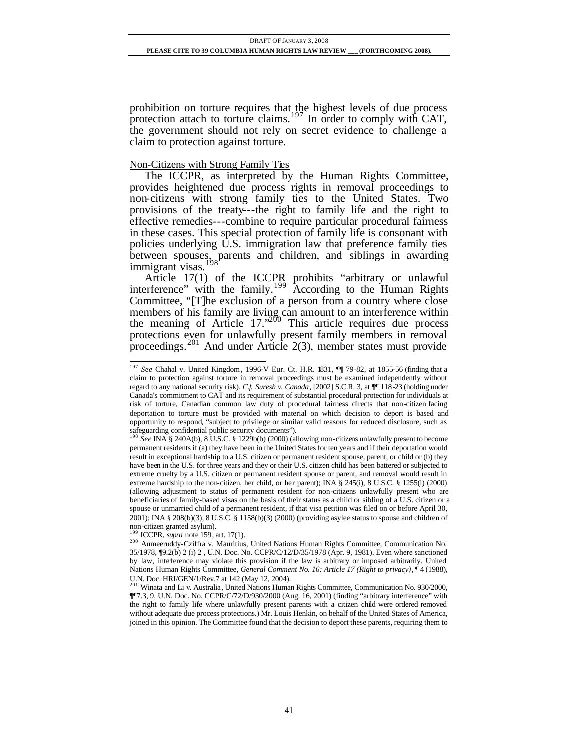prohibition on torture requires that the highest levels of due process protection attach to torture claims.[197] In order to comply with CAT, the government should not rely on secret evidence to challenge a claim to protection against torture.

Non-Citizens with Strong Family Ties

The ICCPR, as interpreted by the Human Rights Committee, provides heightened due process rights in removal proceedings to non-citizens with strong family ties to the United States. Two provisions of the treaty---the right to family life and the right to effective remedies---combine to require particular procedural fairness in these cases. This special protection of family life is consonant with policies underlying U.S. immigration law that preference family ties between spouses, parents and children, and siblings in awarding immigrant visas.[198]

Article 17(1) of the ICCPR prohibits "arbitrary or unlawful interference" with the family.[199] According to the Human Rights Committee, "[T]he exclusion of a person from a country where close members of his family are living can amount to an interference within the meaning of Article 17."[200] This article requires due process protections even for unlawfully present family members in removal proceedings.[201] And under Article 2(3), member states must provide

---

[197] *See* Chahal v. United Kingdom, 1996-V Eur. Ct. H.R. 1831, ¶¶ 79-82, at 1855-56 (finding that a claim to protection against torture in removal proceedings must be examined independently without regard to any national security risk). *C.f. Suresh v. Canada*, [2002] S.C.R. 3, at ¶¶ 118-23 (holding under Canada's commitment to CAT and its requirement of substantial procedural protection for individuals at risk of torture, Canadian common law duty of procedural fairness directs that non-citizen facing deportation to torture must be provided with material on which decision to deport is based and opportunity to respond, "subject to privilege or similar valid reasons for reduced disclosure, such as safeguarding confidential public security documents").

[198] *See* INA § 240A(b), 8 U.S.C. § 1229b(b) (2000) (allowing non-citizens unlawfully present to become permanent residents if (a) they have been in the United States for ten years and if their deportation would result in exceptional hardship to a U.S. citizen or permanent resident spouse, parent, or child or (b) they have been in the U.S. for three years and they or their U.S. citizen child has been battered or subjected to extreme cruelty by a U.S. citizen or permanent resident spouse or parent, and removal would result in extreme hardship to the non-citizen, her child, or her parent); INA § 245(i), 8 U.S.C. § 1255(i) (2000) (allowing adjustment to status of permanent resident for non-citizens unlawfully present who are beneficiaries of family-based visas on the basis of their status as a child or sibling of a U.S. citizen or a spouse or unmarried child of a permanent resident, if that visa petition was filed on or before April 30, 2001); INA § 208(b)(3), 8 U.S.C. § 1158(b)(3) (2000) (providing asylee status to spouse and children of non-citizen granted asylum).

[199] ICCPR, *supra* note 159, art. 17(1).

[200] Aumeeruddy-Cziffra v. Mauritius, United Nations Human Rights Committee, Communication No. 35/1978, ¶9.2(b) 2 (i) 2 , U.N. Doc. No. CCPR/C/12/D/35/1978 (Apr. 9, 1981). Even where sanctioned by law, interference may violate this provision if the law is arbitrary or imposed arbitrarily. United Nations Human Rights Committee, *General Comment No. 16: Article 17 (Right to privacy)*, ¶ 4 (1988), U.N. Doc. HRI/GEN/1/Rev.7 at 142 (May 12, 2004).

[201] Winata and Li v. Australia, United Nations Human Rights Committee, Communication No. 930/2000, ¶¶7.3, 9, U.N. Doc. No. CCPR/C/72/D/930/2000 (Aug. 16, 2001) (finding "arbitrary interference" with the right to family life where unlawfully present parents with a citizen child were ordered removed without adequate due process protections.) Mr. Louis Henkin, on behalf of the United States of America, joined in this opinion. The Committee found that the decision to deport these parents, requiring them to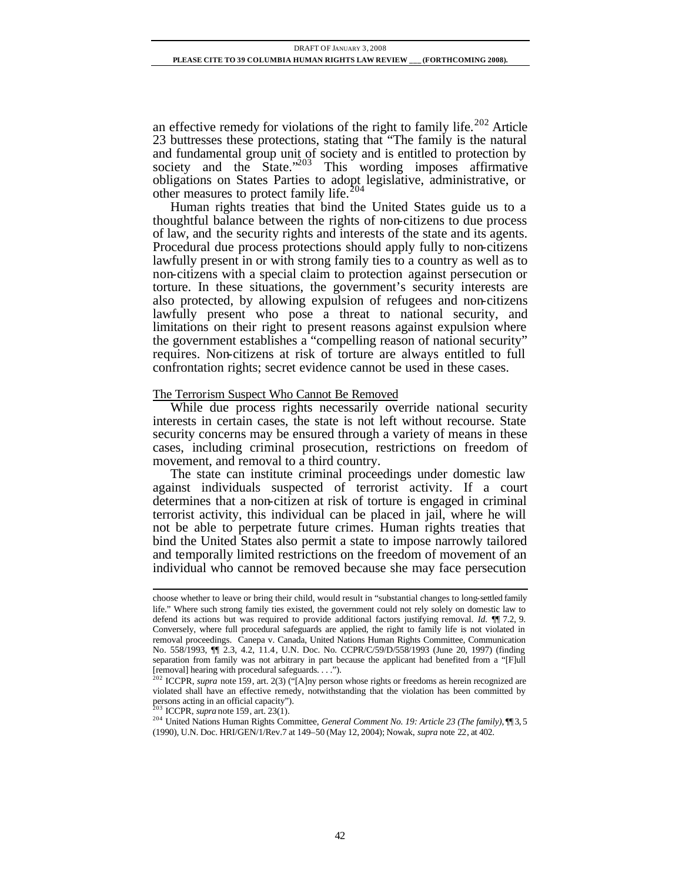an effective remedy for violations of the right to family life.[202] Article 23 buttresses these protections, stating that "The family is the natural and fundamental group unit of society and is entitled to protection by society and the State."[203] This wording imposes affirmative obligations on States Parties to adopt legislative, administrative, or other measures to protect family life.[204]

Human rights treaties that bind the United States guide us to a thoughtful balance between the rights of non-citizens to due process of law, and the security rights and interests of the state and its agents. Procedural due process protections should apply fully to non-citizens lawfully present in or with strong family ties to a country as well as to non-citizens with a special claim to protection against persecution or torture. In these situations, the government's security interests are also protected, by allowing expulsion of refugees and non-citizens lawfully present who pose a threat to national security, and limitations on their right to present reasons against expulsion where the government establishes a "compelling reason of national security" requires. Non-citizens at risk of torture are always entitled to full confrontation rights; secret evidence cannot be used in these cases.

## The Terrorism Suspect Who Cannot Be Removed

While due process rights necessarily override national security interests in certain cases, the state is not left without recourse. State security concerns may be ensured through a variety of means in these cases, including criminal prosecution, restrictions on freedom of movement, and removal to a third country.

The state can institute criminal proceedings under domestic law against individuals suspected of terrorist activity. If a court determines that a non-citizen at risk of torture is engaged in criminal terrorist activity, this individual can be placed in jail, where he will not be able to perpetrate future crimes. Human rights treaties that bind the United States also permit a state to impose narrowly tailored and temporally limited restrictions on the freedom of movement of an individual who cannot be removed because she may face persecution

---

choose whether to leave or bring their child, would result in "substantial changes to long-settled family life." Where such strong family ties existed, the government could not rely solely on domestic law to defend its actions but was required to provide additional factors justifying removal. *Id.* ¶¶ 7.2, 9. Conversely, where full procedural safeguards are applied, the right to family life is not violated in removal proceedings. Canepa v. Canada, United Nations Human Rights Committee, Communication No. 558/1993, ¶¶ 2.3, 4.2, 11.4, U.N. Doc. No. CCPR/C/59/D/558/1993 (June 20, 1997) (finding separation from family was not arbitrary in part because the applicant had benefited from a "[F]ull [removal] hearing with procedural safeguards. . . .").

[202] ICCPR, *supra* note 159, art. 2(3) ("[A]ny person whose rights or freedoms as herein recognized are violated shall have an effective remedy, notwithstanding that the violation has been committed by persons acting in an official capacity").

[203] ICCPR, *supra* note 159, art. 23(1).

[204] United Nations Human Rights Committee, *General Comment No. 19: Article 23 (The family)*, ¶¶ 3, 5 (1990), U.N. Doc. HRI/GEN/1/Rev.7 at 149–50 (May 12, 2004); Nowak, *supra* note 22, at 402.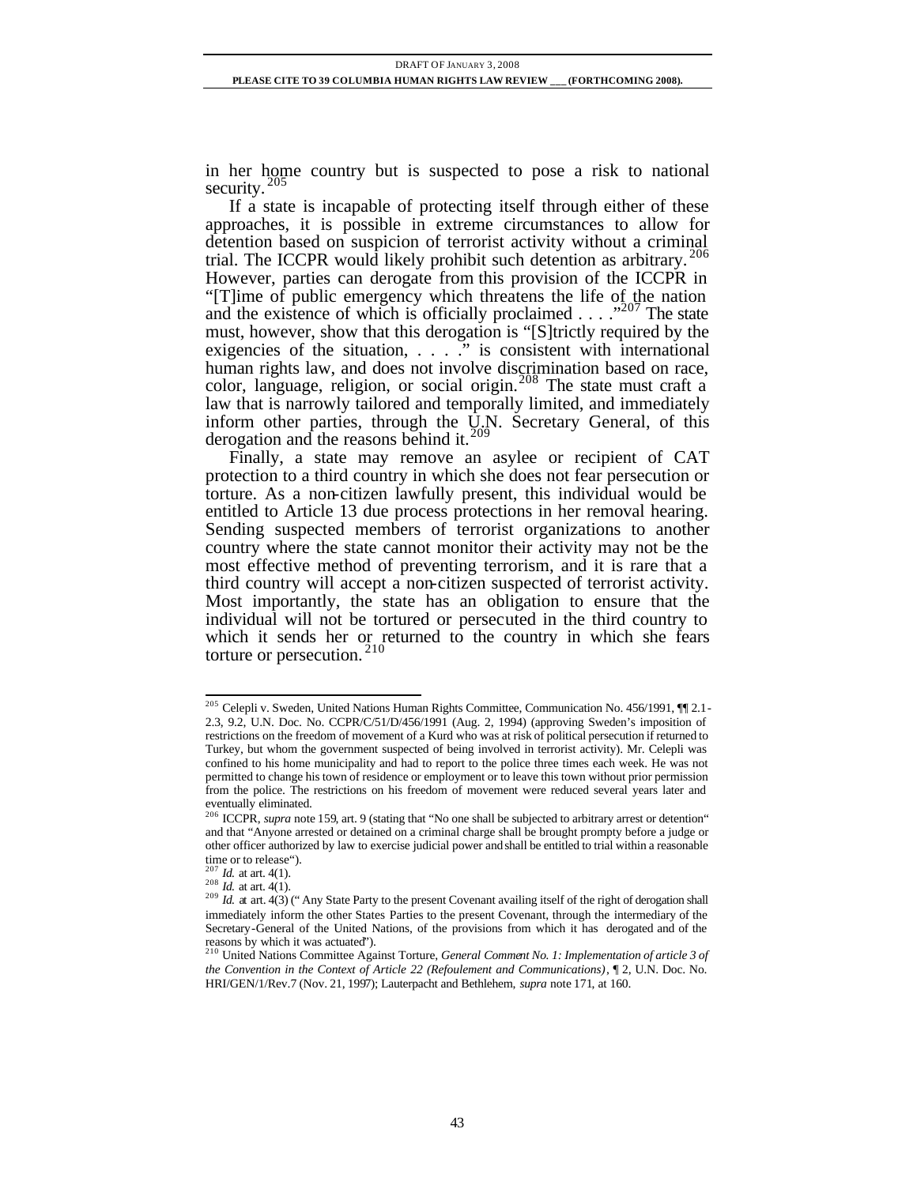in her home country but is suspected to pose a risk to national security.[205]

If a state is incapable of protecting itself through either of these approaches, it is possible in extreme circumstances to allow for detention based on suspicion of terrorist activity without a criminal trial. The ICCPR would likely prohibit such detention as arbitrary.[206] However, parties can derogate from this provision of the ICCPR in "[T]ime of public emergency which threatens the life of the nation and the existence of which is officially proclaimed . . . ."[207] The state must, however, show that this derogation is "[S]trictly required by the exigencies of the situation, . . . ." is consistent with international human rights law, and does not involve discrimination based on race, color, language, religion, or social origin.[208] The state must craft a law that is narrowly tailored and temporally limited, and immediately inform other parties, through the U.N. Secretary General, of this derogation and the reasons behind it.[209]

Finally, a state may remove an asylee or recipient of CAT protection to a third country in which she does not fear persecution or torture. As a non-citizen lawfully present, this individual would be entitled to Article 13 due process protections in her removal hearing. Sending suspected members of terrorist organizations to another country where the state cannot monitor their activity may not be the most effective method of preventing terrorism, and it is rare that a third country will accept a non-citizen suspected of terrorist activity. Most importantly, the state has an obligation to ensure that the individual will not be tortured or persecuted in the third country to which it sends her or returned to the country in which she fears torture or persecution.[210]

---

[205] Celepli v. Sweden, United Nations Human Rights Committee, Communication No. 456/1991, ¶¶ 2.1-2.3, 9.2, U.N. Doc. No. CCPR/C/51/D/456/1991 (Aug. 2, 1994) (approving Sweden's imposition of restrictions on the freedom of movement of a Kurd who was at risk of political persecution if returned to Turkey, but whom the government suspected of being involved in terrorist activity). Mr. Celepli was confined to his home municipality and had to report to the police three times each week. He was not permitted to change his town of residence or employment or to leave this town without prior permission from the police. The restrictions on his freedom of movement were reduced several years later and eventually eliminated.

[206] ICCPR, *supra* note 159, art. 9 (stating that "No one shall be subjected to arbitrary arrest or detention" and that "Anyone arrested or detained on a criminal charge shall be brought prompty before a judge or other officer authorized by law to exercise judicial power and shall be entitled to trial within a reasonable time or to release").

[207] *Id.* at art. 4(1).

[208] *Id.* at art. 4(1).

[209] *Id.* at art. 4(3) ("Any State Party to the present Covenant availing itself of the right of derogation shall immediately inform the other States Parties to the present Covenant, through the intermediary of the Secretary-General of the United Nations, of the provisions from which it has derogated and of the reasons by which it was actuated").

[210] United Nations Committee Against Torture, *General Comment No. 1: Implementation of article 3 of the Convention in the Context of Article 22 (Refoulement and Communications)*, ¶ 2, U.N. Doc. No. HRI/GEN/1/Rev.7 (Nov. 21, 1997); Lauterpacht and Bethlehem, *supra* note 171, at 160.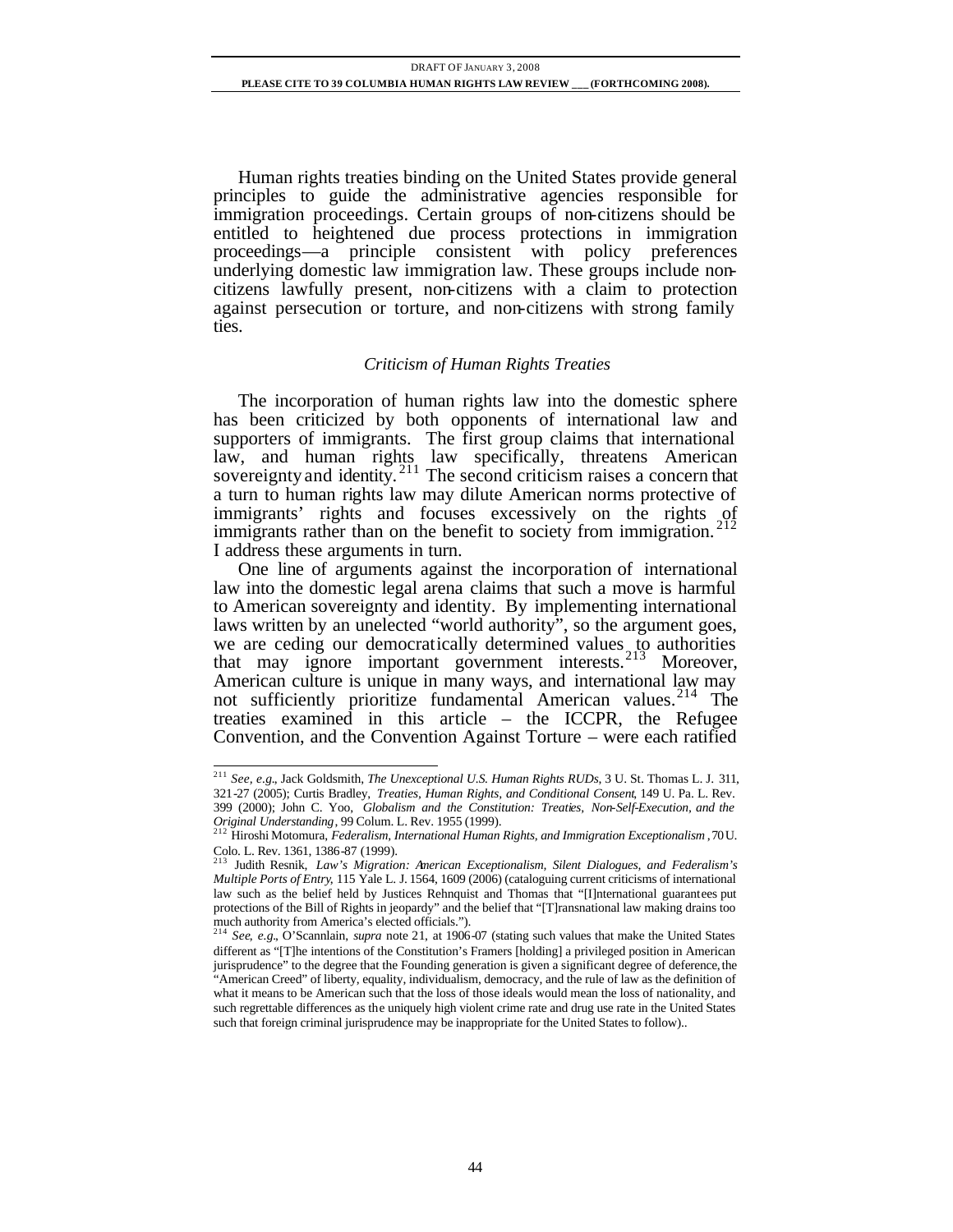Human rights treaties binding on the United States provide general principles to guide the administrative agencies responsible for immigration proceedings. Certain groups of non-citizens should be entitled to heightened due process protections in immigration proceedings—a principle consistent with policy preferences underlying domestic law immigration law. These groups include non-citizens lawfully present, non-citizens with a claim to protection against persecution or torture, and non-citizens with strong family ties.

### *Criticism of Human Rights Treaties*

The incorporation of human rights law into the domestic sphere has been criticized by both opponents of international law and supporters of immigrants. The first group claims that international law, and human rights law specifically, threatens American sovereignty and identity.[211] The second criticism raises a concern that a turn to human rights law may dilute American norms protective of immigrants' rights and focuses excessively on the rights of immigrants rather than on the benefit to society from immigration.[212] I address these arguments in turn.

One line of arguments against the incorporation of international law into the domestic legal arena claims that such a move is harmful to American sovereignty and identity. By implementing international laws written by an unelected "world authority", so the argument goes, we are ceding our democratically determined values to authorities that may ignore important government interests.[213] Moreover, American culture is unique in many ways, and international law may not sufficiently prioritize fundamental American values.[214] The treaties examined in this article – the ICCPR, the Refugee Convention, and the Convention Against Torture – were each ratified

---

[211] *See, e.g.*, Jack Goldsmith, *The Unexceptional U.S. Human Rights RUDs*, 3 U. St. Thomas L. J. 311, 321-27 (2005); Curtis Bradley, *Treaties, Human Rights, and Conditional Consent*, 149 U. Pa. L. Rev. 399 (2000); John C. Yoo, *Globalism and the Constitution: Treaties, Non-Self-Execution, and the Original Understanding*, 99 Colum. L. Rev. 1955 (1999).

[212] Hiroshi Motomura, *Federalism, International Human Rights, and Immigration Exceptionalism*, 70 U. Colo. L. Rev. 1361, 1386-87 (1999).

[213] Judith Resnik, *Law's Migration: American Exceptionalism, Silent Dialogues, and Federalism's Multiple Ports of Entry*, 115 Yale L. J. 1564, 1609 (2006) (cataloguing current criticisms of international law such as the belief held by Justices Rehnquist and Thomas that "[I]nternational guarantees put protections of the Bill of Rights in jeopardy" and the belief that "[T]ransnational law making drains too much authority from America's elected officials.").

[214] *See, e.g.*, O'Scannlain, *supra* note 21, at 1906-07 (stating such values that make the United States different as "[T]he intentions of the Constitution's Framers [holding] a privileged position in American jurisprudence" to the degree that the Founding generation is given a significant degree of deference, the "American Creed" of liberty, equality, individualism, democracy, and the rule of law as the definition of what it means to be American such that the loss of those ideals would mean the loss of nationality, and such regrettable differences as the uniquely high violent crime rate and drug use rate in the United States such that foreign criminal jurisprudence may be inappropriate for the United States to follow)..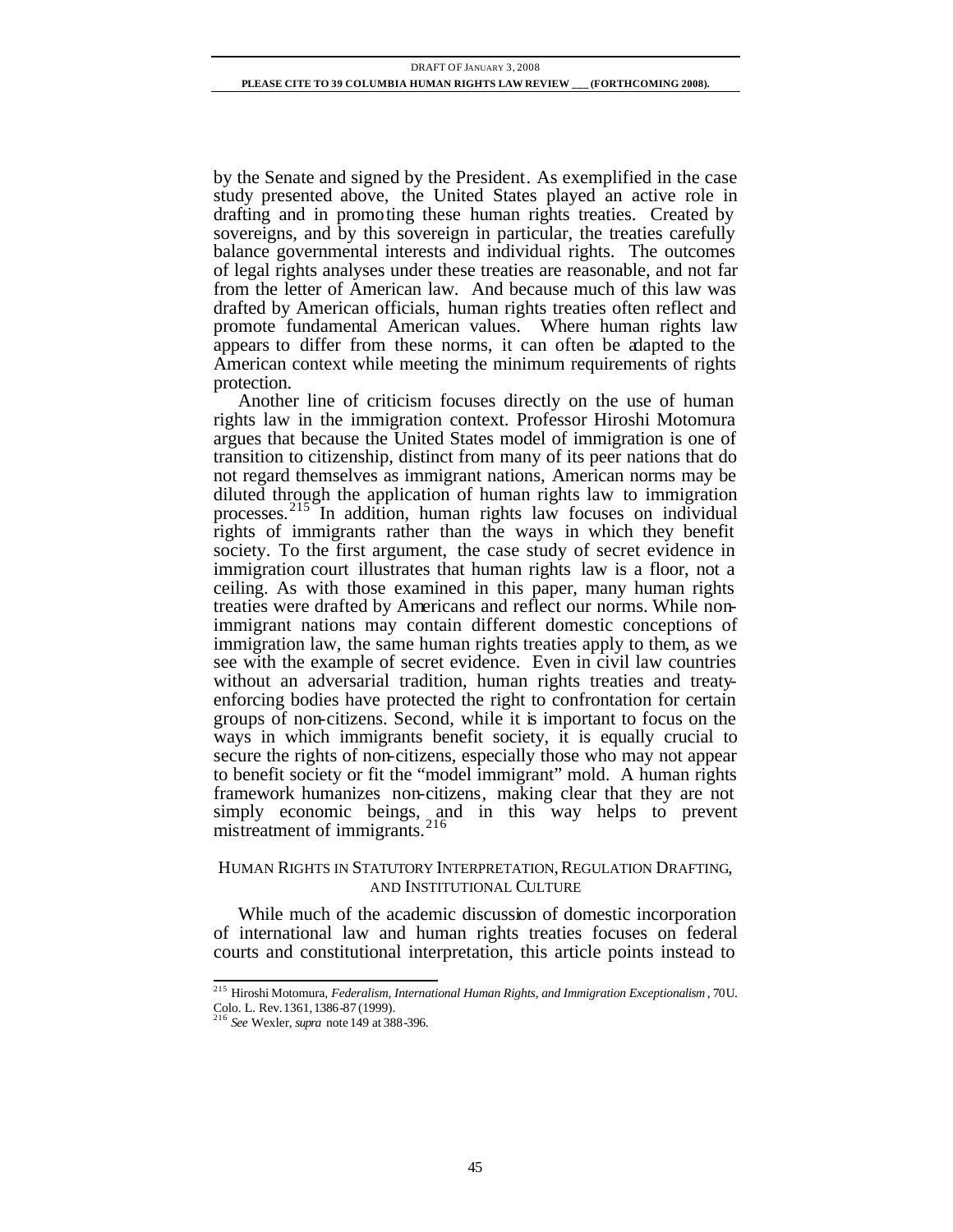by the Senate and signed by the President. As exemplified in the case study presented above, the United States played an active role in drafting and in promoting these human rights treaties. Created by sovereigns, and by this sovereign in particular, the treaties carefully balance governmental interests and individual rights. The outcomes of legal rights analyses under these treaties are reasonable, and not far from the letter of American law. And because much of this law was drafted by American officials, human rights treaties often reflect and promote fundamental American values. Where human rights law appears to differ from these norms, it can often be adapted to the American context while meeting the minimum requirements of rights protection.

Another line of criticism focuses directly on the use of human rights law in the immigration context. Professor Hiroshi Motomura argues that because the United States model of immigration is one of transition to citizenship, distinct from many of its peer nations that do not regard themselves as immigrant nations, American norms may be diluted through the application of human rights law to immigration processes.[215] In addition, human rights law focuses on individual rights of immigrants rather than the ways in which they benefit society. To the first argument, the case study of secret evidence in immigration court illustrates that human rights law is a floor, not a ceiling. As with those examined in this paper, many human rights treaties were drafted by Americans and reflect our norms. While non-immigrant nations may contain different domestic conceptions of immigration law, the same human rights treaties apply to them, as we see with the example of secret evidence. Even in civil law countries without an adversarial tradition, human rights treaties and treaty-enforcing bodies have protected the right to confrontation for certain groups of non-citizens. Second, while it is important to focus on the ways in which immigrants benefit society, it is equally crucial to secure the rights of non-citizens, especially those who may not appear to benefit society or fit the "model immigrant" mold. A human rights framework humanizes non-citizens, making clear that they are not simply economic beings, and in this way helps to prevent mistreatment of immigrants.[216]

## HUMAN RIGHTS IN STATUTORY INTERPRETATION, REGULATION DRAFTING, AND INSTITUTIONAL CULTURE

While much of the academic discussion of domestic incorporation of international law and human rights treaties focuses on federal courts and constitutional interpretation, this article points instead to

---

[215] Hiroshi Motomura, *Federalism, International Human Rights, and Immigration Exceptionalism*, 70 U. Colo. L. Rev. 1361, 1386-87 (1999).

[216] *See* Wexler, *supra* note 149 at 388-396.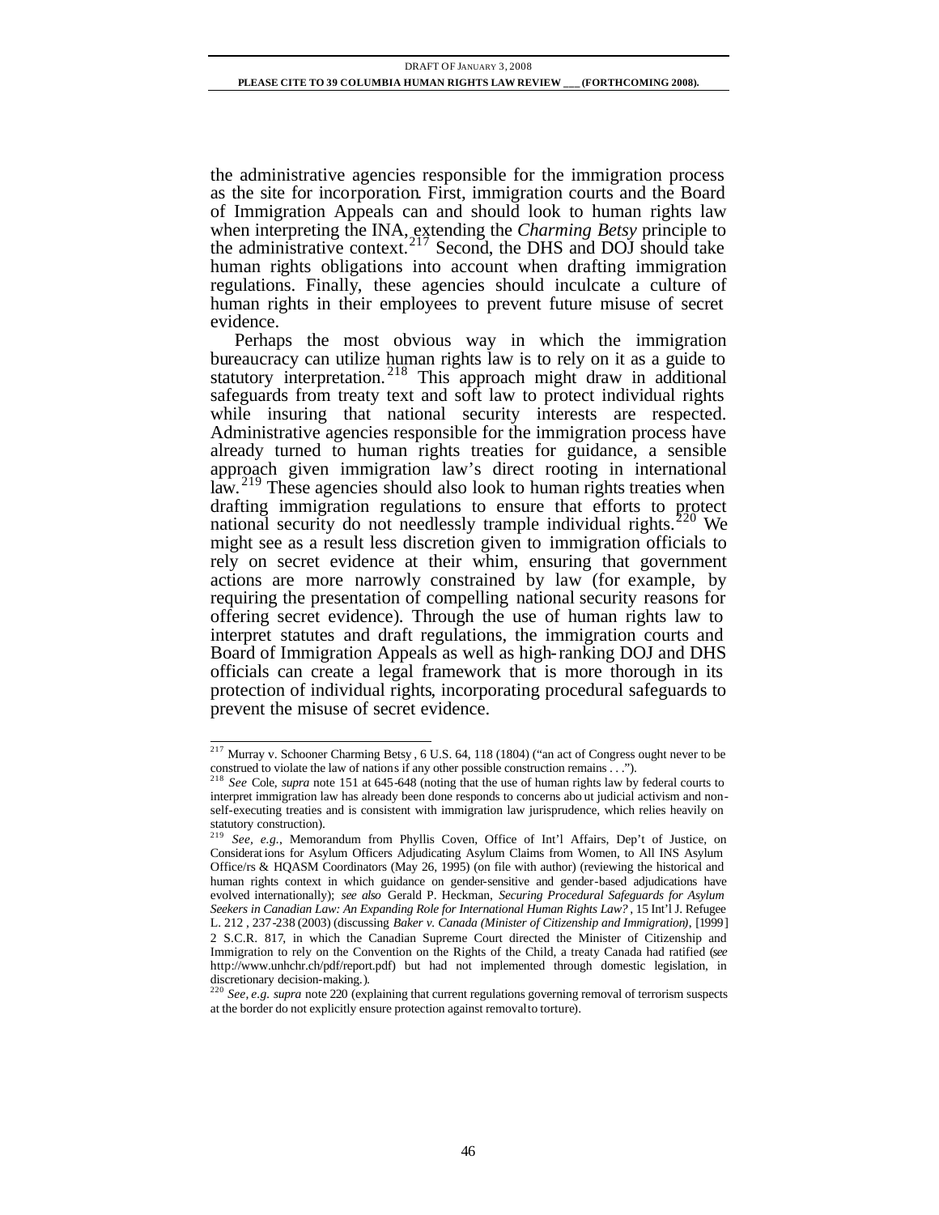the administrative agencies responsible for the immigration process as the site for incorporation. First, immigration courts and the Board of Immigration Appeals can and should look to human rights law when interpreting the INA, extending the *Charming Betsy* principle to the administrative context.[217] Second, the DHS and DOJ should take human rights obligations into account when drafting immigration regulations. Finally, these agencies should inculcate a culture of human rights in their employees to prevent future misuse of secret evidence.

Perhaps the most obvious way in which the immigration bureaucracy can utilize human rights law is to rely on it as a guide to statutory interpretation.[218] This approach might draw in additional safeguards from treaty text and soft law to protect individual rights while insuring that national security interests are respected. Administrative agencies responsible for the immigration process have already turned to human rights treaties for guidance, a sensible approach given immigration law's direct rooting in international law.[219] These agencies should also look to human rights treaties when drafting immigration regulations to ensure that efforts to protect national security do not needlessly trample individual rights.[220] We might see as a result less discretion given to immigration officials to rely on secret evidence at their whim, ensuring that government actions are more narrowly constrained by law (for example, by requiring the presentation of compelling national security reasons for offering secret evidence). Through the use of human rights law to interpret statutes and draft regulations, the immigration courts and Board of Immigration Appeals as well as high-ranking DOJ and DHS officials can create a legal framework that is more thorough in its protection of individual rights, incorporating procedural safeguards to prevent the misuse of secret evidence.

---

[217] Murray v. Schooner Charming Betsy, 6 U.S. 64, 118 (1804) ("an act of Congress ought never to be construed to violate the law of nations if any other possible construction remains . . .").

[218] *See* Cole, *supra* note 151 at 645-648 (noting that the use of human rights law by federal courts to interpret immigration law has already been done responds to concerns about judicial activism and non-self-executing treaties and is consistent with immigration law jurisprudence, which relies heavily on statutory construction).

[219] *See, e.g.*, Memorandum from Phyllis Coven, Office of Int'l Affairs, Dep't of Justice, on Considerations for Asylum Officers Adjudicating Asylum Claims from Women, to All INS Asylum Office/rs & HQASM Coordinators (May 26, 1995) (on file with author) (reviewing the historical and human rights context in which guidance on gender-sensitive and gender-based adjudications have evolved internationally); *see also* Gerald P. Heckman, *Securing Procedural Safeguards for Asylum Seekers in Canadian Law: An Expanding Role for International Human Rights Law?*, 15 Int'l J. Refugee L. 212 , 237-238 (2003) (discussing *Baker v. Canada (Minister of Citizenship and Immigration)*, [1999] 2 S.C.R. 817, in which the Canadian Supreme Court directed the Minister of Citizenship and Immigration to rely on the Convention on the Rights of the Child, a treaty Canada had ratified (*see* http://www.unhchr.ch/pdf/report.pdf) but had not implemented through domestic legislation, in discretionary decision-making.).

[220] *See, e.g. supra* note 220 (explaining that current regulations governing removal of terrorism suspects at the border do not explicitly ensure protection against removal to torture).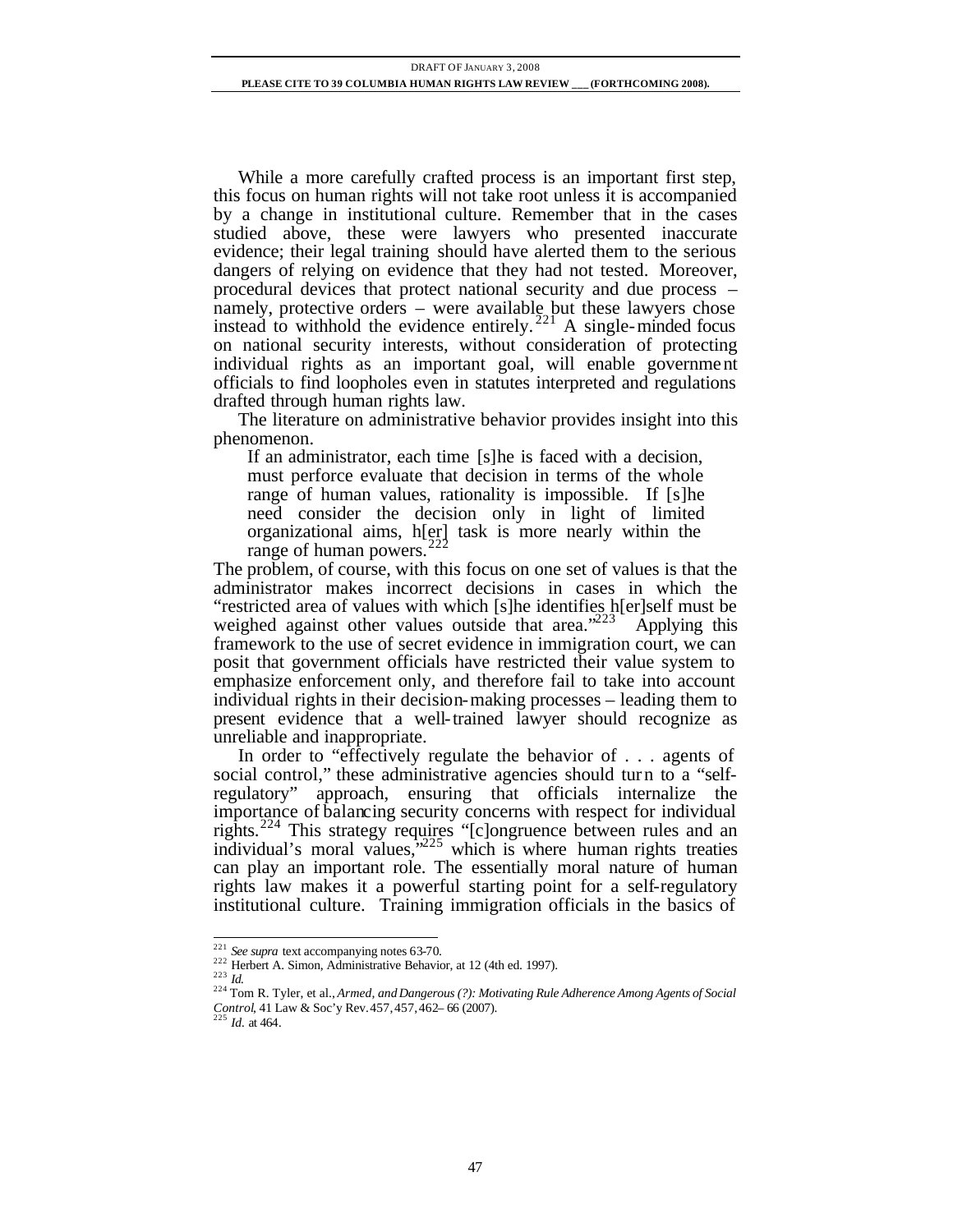While a more carefully crafted process is an important first step, this focus on human rights will not take root unless it is accompanied by a change in institutional culture. Remember that in the cases studied above, these were lawyers who presented inaccurate evidence; their legal training should have alerted them to the serious dangers of relying on evidence that they had not tested. Moreover, procedural devices that protect national security and due process – namely, protective orders – were available but these lawyers chose instead to withhold the evidence entirely.[221] A single-minded focus on national security interests, without consideration of protecting individual rights as an important goal, will enable government officials to find loopholes even in statutes interpreted and regulations drafted through human rights law.

The literature on administrative behavior provides insight into this phenomenon.

> If an administrator, each time [s]he is faced with a decision, must perforce evaluate that decision in terms of the whole range of human values, rationality is impossible. If [s]he need consider the decision only in light of limited organizational aims, h[er] task is more nearly within the range of human powers.[222]

The problem, of course, with this focus on one set of values is that the administrator makes incorrect decisions in cases in which the "restricted area of values with which [s]he identifies h[er]self must be weighed against other values outside that area."[223] Applying this framework to the use of secret evidence in immigration court, we can posit that government officials have restricted their value system to emphasize enforcement only, and therefore fail to take into account individual rights in their decision-making processes – leading them to present evidence that a well-trained lawyer should recognize as unreliable and inappropriate.

In order to "effectively regulate the behavior of . . . agents of social control," these administrative agencies should turn to a "self-regulatory" approach, ensuring that officials internalize the importance of balancing security concerns with respect for individual rights.[224] This strategy requires "[c]ongruence between rules and an individual's moral values,"[225] which is where human rights treaties can play an important role. The essentially moral nature of human rights law makes it a powerful starting point for a self-regulatory institutional culture. Training immigration officials in the basics of

---

[221] *See supra* text accompanying notes 63-70.

[222] Herbert A. Simon, Administrative Behavior, at 12 (4th ed. 1997).

[223] *Id.*

[224] Tom R. Tyler, et al., *Armed, and Dangerous (?): Motivating Rule Adherence Among Agents of Social Control*, 41 Law & Soc'y Rev. 457, 457, 462–66 (2007).

[225] *Id.* at 464.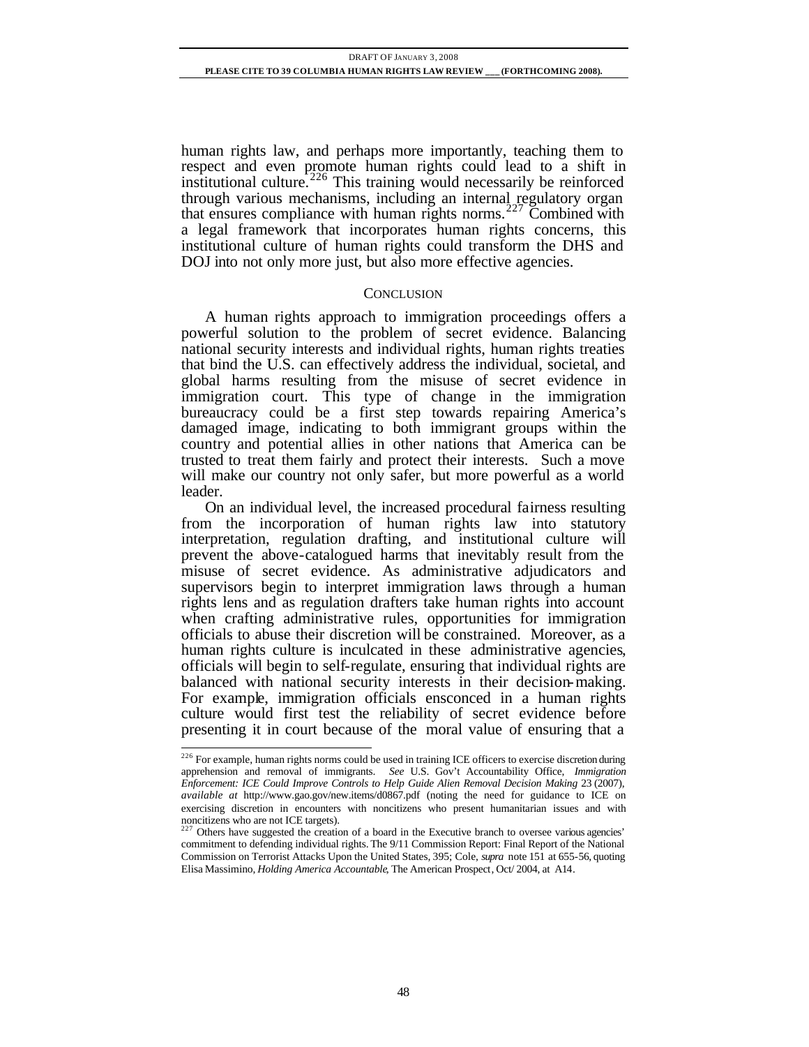human rights law, and perhaps more importantly, teaching them to respect and even promote human rights could lead to a shift in institutional culture.[226] This training would necessarily be reinforced through various mechanisms, including an internal regulatory organ that ensures compliance with human rights norms.[227] Combined with a legal framework that incorporates human rights concerns, this institutional culture of human rights could transform the DHS and DOJ into not only more just, but also more effective agencies.

## CONCLUSION

A human rights approach to immigration proceedings offers a powerful solution to the problem of secret evidence. Balancing national security interests and individual rights, human rights treaties that bind the U.S. can effectively address the individual, societal, and global harms resulting from the misuse of secret evidence in immigration court. This type of change in the immigration bureaucracy could be a first step towards repairing America's damaged image, indicating to both immigrant groups within the country and potential allies in other nations that America can be trusted to treat them fairly and protect their interests. Such a move will make our country not only safer, but more powerful as a world leader.

On an individual level, the increased procedural fairness resulting from the incorporation of human rights law into statutory interpretation, regulation drafting, and institutional culture will prevent the above-catalogued harms that inevitably result from the misuse of secret evidence. As administrative adjudicators and supervisors begin to interpret immigration laws through a human rights lens and as regulation drafters take human rights into account when crafting administrative rules, opportunities for immigration officials to abuse their discretion will be constrained. Moreover, as a human rights culture is inculcated in these administrative agencies, officials will begin to self-regulate, ensuring that individual rights are balanced with national security interests in their decision-making. For example, immigration officials ensconced in a human rights culture would first test the reliability of secret evidence before presenting it in court because of the moral value of ensuring that a

---

[226] For example, human rights norms could be used in training ICE officers to exercise discretion during apprehension and removal of immigrants. *See* U.S. Gov't Accountability Office, *Immigration Enforcement: ICE Could Improve Controls to Help Guide Alien Removal Decision Making* 23 (2007), *available at* http://www.gao.gov/new.items/d0867.pdf (noting the need for guidance to ICE on exercising discretion in encounters with noncitizens who present humanitarian issues and with noncitizens who are not ICE targets).

[227] Others have suggested the creation of a board in the Executive branch to oversee various agencies' commitment to defending individual rights. The 9/11 Commission Report: Final Report of the National Commission on Terrorist Attacks Upon the United States, 395; Cole, *supra* note 151 at 655-56, quoting Elisa Massimino, *Holding America Accountable*, The American Prospect, Oct/ 2004, at A14.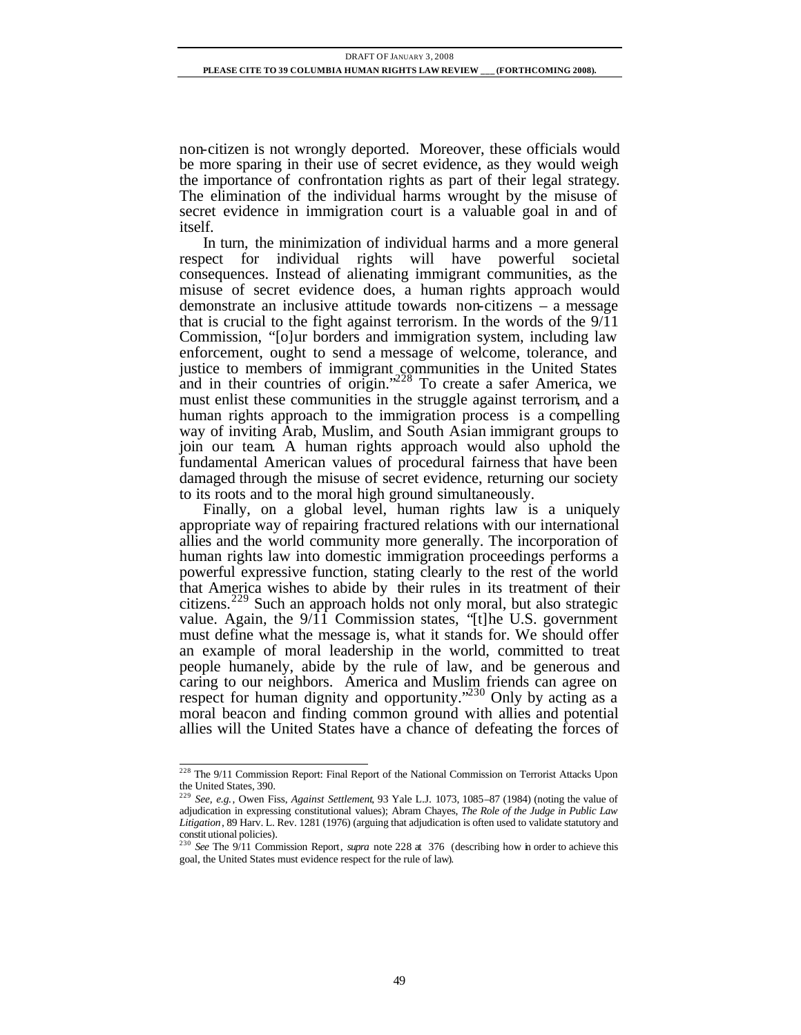non-citizen is not wrongly deported. Moreover, these officials would be more sparing in their use of secret evidence, as they would weigh the importance of confrontation rights as part of their legal strategy. The elimination of the individual harms wrought by the misuse of secret evidence in immigration court is a valuable goal in and of itself.

In turn, the minimization of individual harms and a more general respect for individual rights will have powerful societal consequences. Instead of alienating immigrant communities, as the misuse of secret evidence does, a human rights approach would demonstrate an inclusive attitude towards non-citizens – a message that is crucial to the fight against terrorism. In the words of the 9/11 Commission, "[o]ur borders and immigration system, including law enforcement, ought to send a message of welcome, tolerance, and justice to members of immigrant communities in the United States and in their countries of origin."[228] To create a safer America, we must enlist these communities in the struggle against terrorism, and a human rights approach to the immigration process is a compelling way of inviting Arab, Muslim, and South Asian immigrant groups to join our team. A human rights approach would also uphold the fundamental American values of procedural fairness that have been damaged through the misuse of secret evidence, returning our society to its roots and to the moral high ground simultaneously.

Finally, on a global level, human rights law is a uniquely appropriate way of repairing fractured relations with our international allies and the world community more generally. The incorporation of human rights law into domestic immigration proceedings performs a powerful expressive function, stating clearly to the rest of the world that America wishes to abide by their rules in its treatment of their citizens.[229] Such an approach holds not only moral, but also strategic value. Again, the 9/11 Commission states, "[t]he U.S. government must define what the message is, what it stands for. We should offer an example of moral leadership in the world, committed to treat people humanely, abide by the rule of law, and be generous and caring to our neighbors. America and Muslim friends can agree on respect for human dignity and opportunity."[230] Only by acting as a moral beacon and finding common ground with allies and potential allies will the United States have a chance of defeating the forces of

---

[228] The 9/11 Commission Report: Final Report of the National Commission on Terrorist Attacks Upon the United States, 390.

[229] *See, e.g.*, Owen Fiss, *Against Settlement*, 93 Yale L.J. 1073, 1085–87 (1984) (noting the value of adjudication in expressing constitutional values); Abram Chayes, *The Role of the Judge in Public Law Litigation*, 89 Harv. L. Rev. 1281 (1976) (arguing that adjudication is often used to validate statutory and constitutional policies).

[230] *See* The 9/11 Commission Report, *supra* note 228 at 376 (describing how in order to achieve this goal, the United States must evidence respect for the rule of law).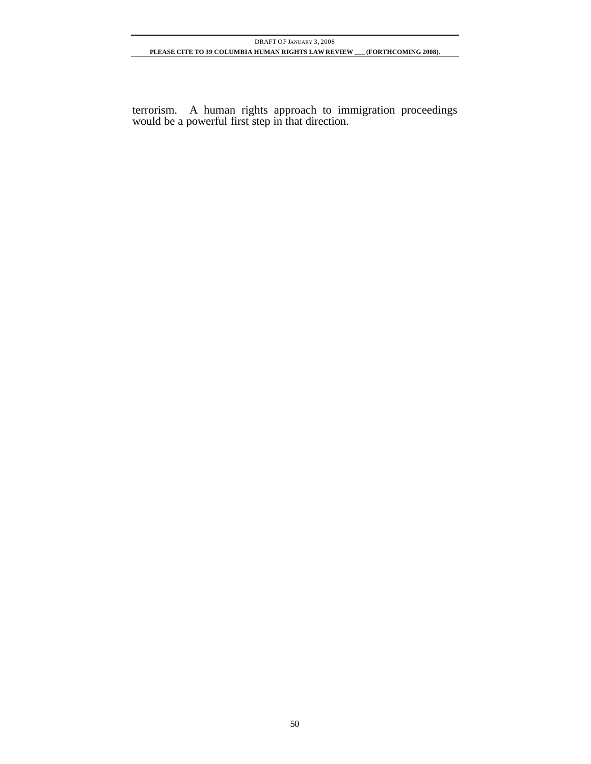terrorism. A human rights approach to immigration proceedings would be a powerful first step in that direction.